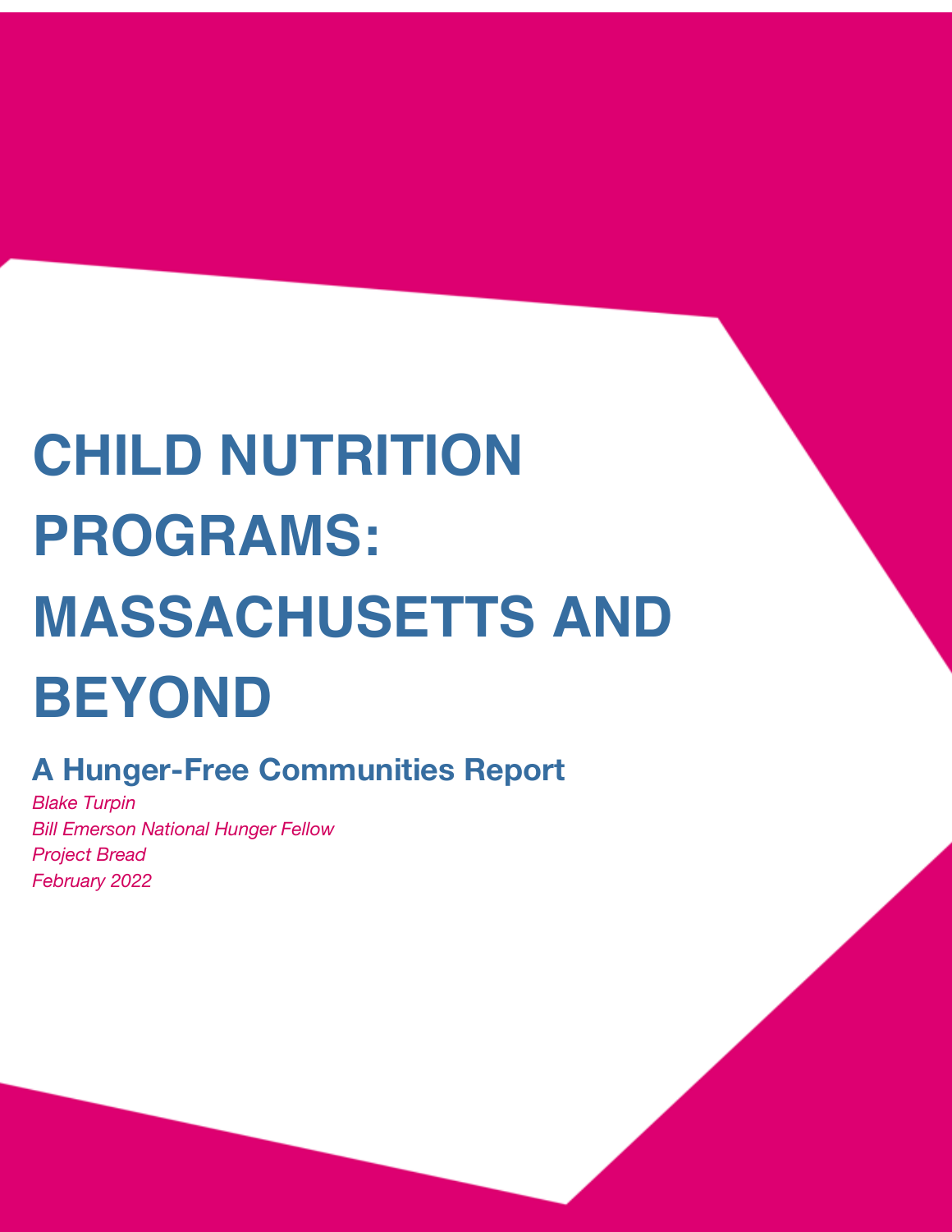# CHILD NUTRITION PROGRAMS: MASSACHUSETTS AND BEYOND

## A Hunger-Free Communities Report

*Blake Turpin*
*Bill Emerson National Hunger Fellow*
*Project Bread*
*February 2022*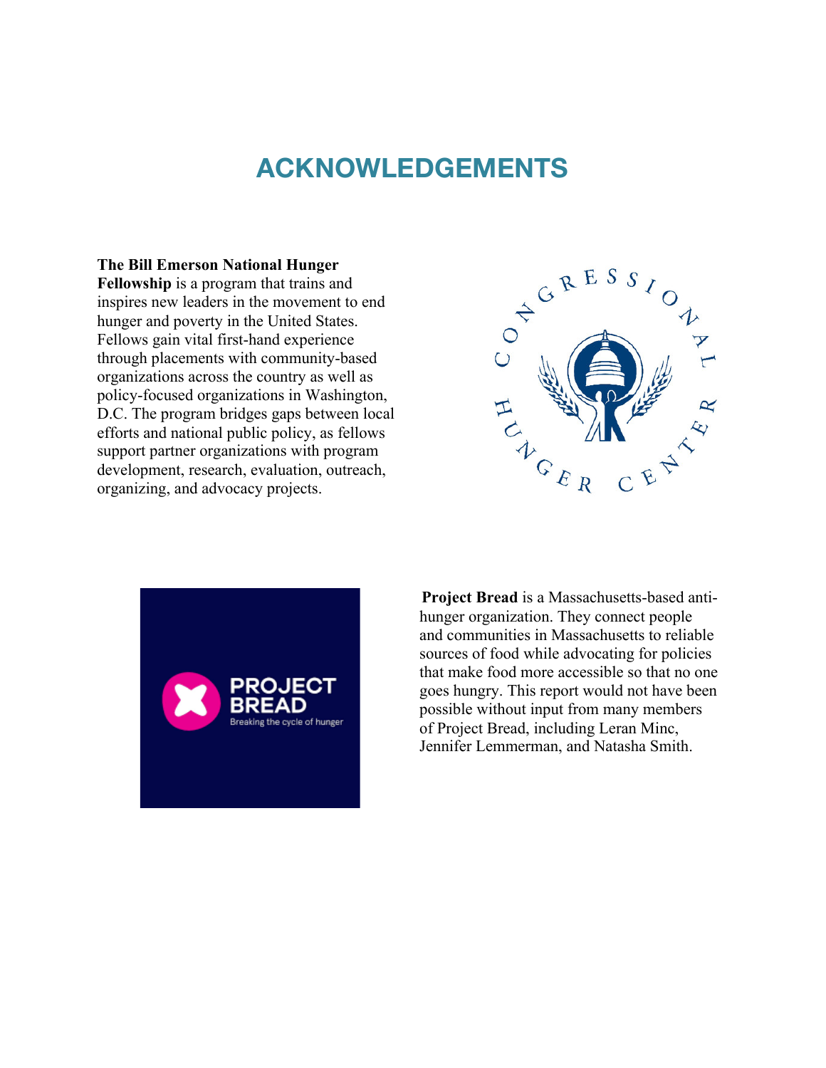# ACKNOWLEDGEMENTS

**The Bill Emerson National Hunger Fellowship** is a program that trains and inspires new leaders in the movement to end hunger and poverty in the United States. Fellows gain vital first-hand experience through placements with community-based organizations across the country as well as policy-focused organizations in Washington, D.C. The program bridges gaps between local efforts and national public policy, as fellows support partner organizations with program development, research, evaluation, outreach, organizing, and advocacy projects.

**Project Bread** is a Massachusetts-based anti-hunger organization. They connect people and communities in Massachusetts to reliable sources of food while advocating for policies that make food more accessible so that no one goes hungry. This report would not have been possible without input from many members of Project Bread, including Leran Minc, Jennifer Lemmerman, and Natasha Smith.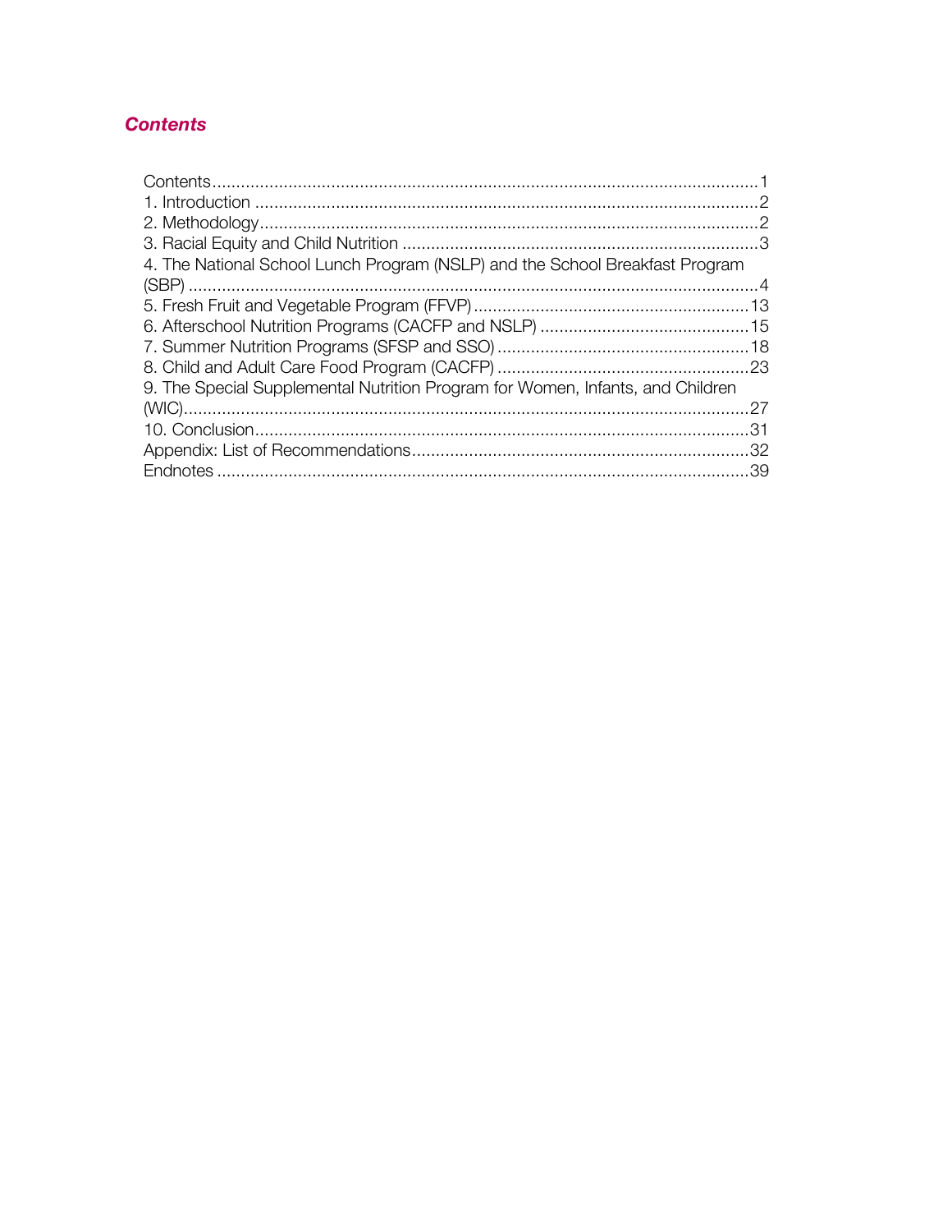## *Contents*

Contents....................................................................................................................1
1. Introduction ..........................................................................................................2
2. Methodology.........................................................................................................2
3. Racial Equity and Child Nutrition ...........................................................................3
4. The National School Lunch Program (NSLP) and the School Breakfast Program (SBP) ........................................................................................................................4
5. Fresh Fruit and Vegetable Program (FFVP)..........................................................13
6. Afterschool Nutrition Programs (CACFP and NSLP) ............................................15
7. Summer Nutrition Programs (SFSP and SSO) .....................................................18
8. Child and Adult Care Food Program (CACFP) .....................................................23
9. The Special Supplemental Nutrition Program for Women, Infants, and Children (WIC).......................................................................................................................27
10. Conclusion........................................................................................................31
Appendix: List of Recommendations.......................................................................32
Endnotes ................................................................................................................39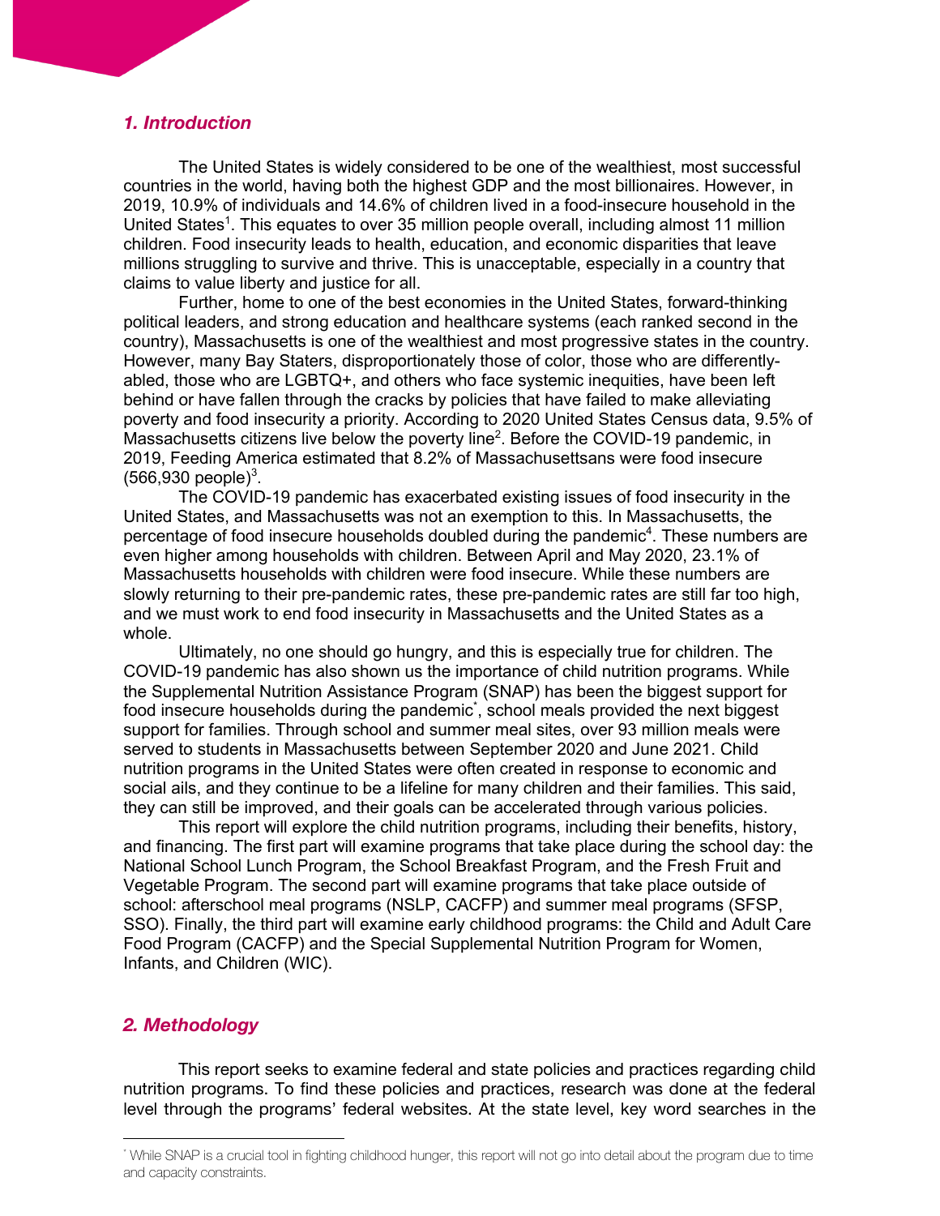## *1. Introduction*

The United States is widely considered to be one of the wealthiest, most successful countries in the world, having both the highest GDP and the most billionaires. However, in 2019, 10.9% of individuals and 14.6% of children lived in a food-insecure household in the United States[1]. This equates to over 35 million people overall, including almost 11 million children. Food insecurity leads to health, education, and economic disparities that leave millions struggling to survive and thrive. This is unacceptable, especially in a country that claims to value liberty and justice for all.

Further, home to one of the best economies in the United States, forward-thinking political leaders, and strong education and healthcare systems (each ranked second in the country), Massachusetts is one of the wealthiest and most progressive states in the country. However, many Bay Staters, disproportionately those of color, those who are differently-abled, those who are LGBTQ+, and others who face systemic inequities, have been left behind or have fallen through the cracks by policies that have failed to make alleviating poverty and food insecurity a priority. According to 2020 United States Census data, 9.5% of Massachusetts citizens live below the poverty line[2]. Before the COVID-19 pandemic, in 2019, Feeding America estimated that 8.2% of Massachusettsans were food insecure (566,930 people)[3].

The COVID-19 pandemic has exacerbated existing issues of food insecurity in the United States, and Massachusetts was not an exemption to this. In Massachusetts, the percentage of food insecure households doubled during the pandemic[4]. These numbers are even higher among households with children. Between April and May 2020, 23.1% of Massachusetts households with children were food insecure. While these numbers are slowly returning to their pre-pandemic rates, these pre-pandemic rates are still far too high, and we must work to end food insecurity in Massachusetts and the United States as a whole.

Ultimately, no one should go hungry, and this is especially true for children. The COVID-19 pandemic has also shown us the importance of child nutrition programs. While the Supplemental Nutrition Assistance Program (SNAP) has been the biggest support for food insecure households during the pandemic[*], school meals provided the next biggest support for families. Through school and summer meal sites, over 93 million meals were served to students in Massachusetts between September 2020 and June 2021. Child nutrition programs in the United States were often created in response to economic and social ails, and they continue to be a lifeline for many children and their families. This said, they can still be improved, and their goals can be accelerated through various policies.

This report will explore the child nutrition programs, including their benefits, history, and financing. The first part will examine programs that take place during the school day: the National School Lunch Program, the School Breakfast Program, and the Fresh Fruit and Vegetable Program. The second part will examine programs that take place outside of school: afterschool meal programs (NSLP, CACFP) and summer meal programs (SFSP, SSO). Finally, the third part will examine early childhood programs: the Child and Adult Care Food Program (CACFP) and the Special Supplemental Nutrition Program for Women, Infants, and Children (WIC).

## *2. Methodology*

This report seeks to examine federal and state policies and practices regarding child nutrition programs. To find these policies and practices, research was done at the federal level through the programs' federal websites. At the state level, key word searches in the

---

[*] While SNAP is a crucial tool in fighting childhood hunger, this report will not go into detail about the program due to time and capacity constraints.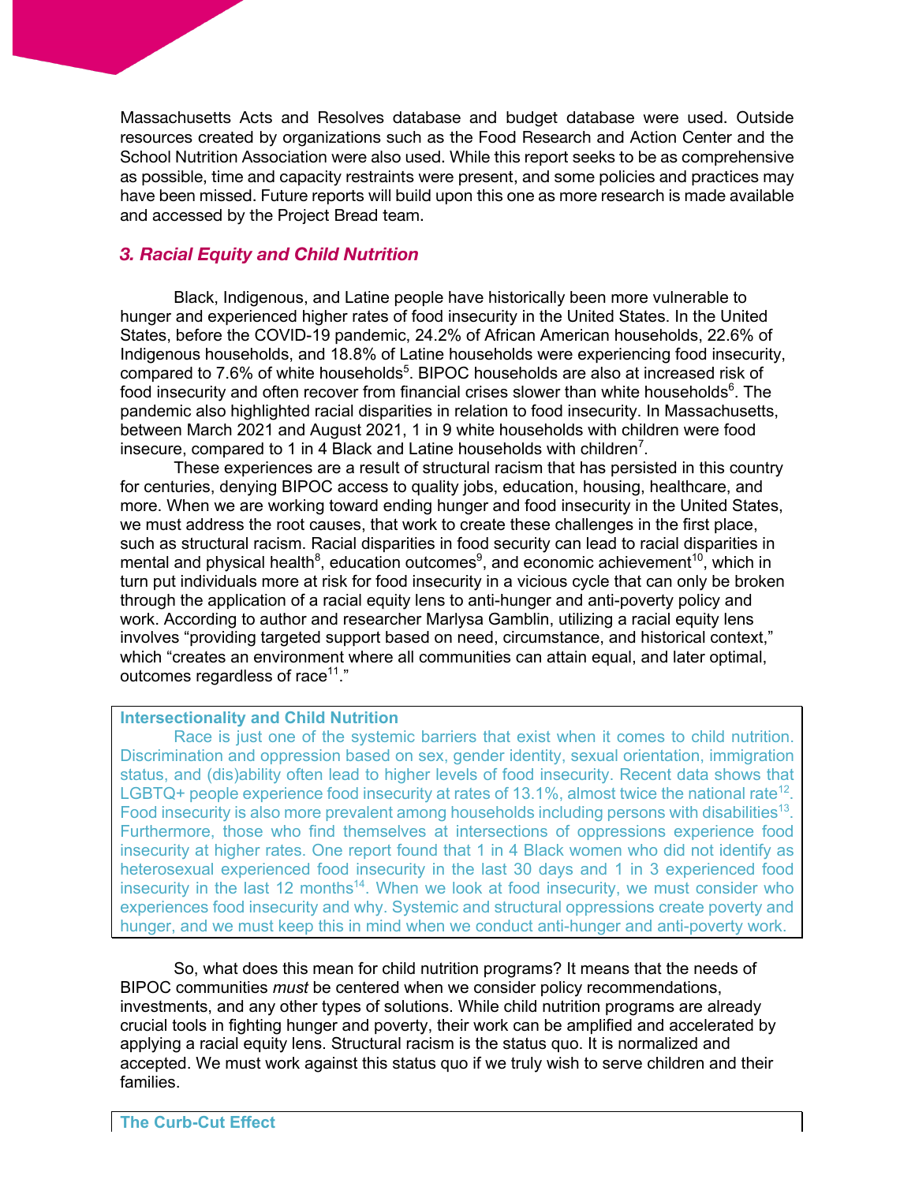Massachusetts Acts and Resolves database and budget database were used. Outside resources created by organizations such as the Food Research and Action Center and the School Nutrition Association were also used. While this report seeks to be as comprehensive as possible, time and capacity restraints were present, and some policies and practices may have been missed. Future reports will build upon this one as more research is made available and accessed by the Project Bread team.

## *3. Racial Equity and Child Nutrition*

Black, Indigenous, and Latine people have historically been more vulnerable to hunger and experienced higher rates of food insecurity in the United States. In the United States, before the COVID-19 pandemic, 24.2% of African American households, 22.6% of Indigenous households, and 18.8% of Latine households were experiencing food insecurity, compared to 7.6% of white households[5]. BIPOC households are also at increased risk of food insecurity and often recover from financial crises slower than white households[6]. The pandemic also highlighted racial disparities in relation to food insecurity. In Massachusetts, between March 2021 and August 2021, 1 in 9 white households with children were food insecure, compared to 1 in 4 Black and Latine households with children[7].

These experiences are a result of structural racism that has persisted in this country for centuries, denying BIPOC access to quality jobs, education, housing, healthcare, and more. When we are working toward ending hunger and food insecurity in the United States, we must address the root causes, that work to create these challenges in the first place, such as structural racism. Racial disparities in food security can lead to racial disparities in mental and physical health[8], education outcomes[9], and economic achievement[10], which in turn put individuals more at risk for food insecurity in a vicious cycle that can only be broken through the application of a racial equity lens to anti-hunger and anti-poverty policy and work. According to author and researcher Marlysa Gamblin, utilizing a racial equity lens involves "providing targeted support based on need, circumstance, and historical context," which "creates an environment where all communities can attain equal, and later optimal, outcomes regardless of race[11]."

**Intersectionality and Child Nutrition**

Race is just one of the systemic barriers that exist when it comes to child nutrition. Discrimination and oppression based on sex, gender identity, sexual orientation, immigration status, and (dis)ability often lead to higher levels of food insecurity. Recent data shows that LGBTQ+ people experience food insecurity at rates of 13.1%, almost twice the national rate[12]. Food insecurity is also more prevalent among households including persons with disabilities[13]. Furthermore, those who find themselves at intersections of oppressions experience food insecurity at higher rates. One report found that 1 in 4 Black women who did not identify as heterosexual experienced food insecurity in the last 30 days and 1 in 3 experienced food insecurity in the last 12 months[14]. When we look at food insecurity, we must consider who experiences food insecurity and why. Systemic and structural oppressions create poverty and hunger, and we must keep this in mind when we conduct anti-hunger and anti-poverty work.

So, what does this mean for child nutrition programs? It means that the needs of BIPOC communities *must* be centered when we consider policy recommendations, investments, and any other types of solutions. While child nutrition programs are already crucial tools in fighting hunger and poverty, their work can be amplified and accelerated by applying a racial equity lens. Structural racism is the status quo. It is normalized and accepted. We must work against this status quo if we truly wish to serve children and their families.

**The Curb-Cut Effect**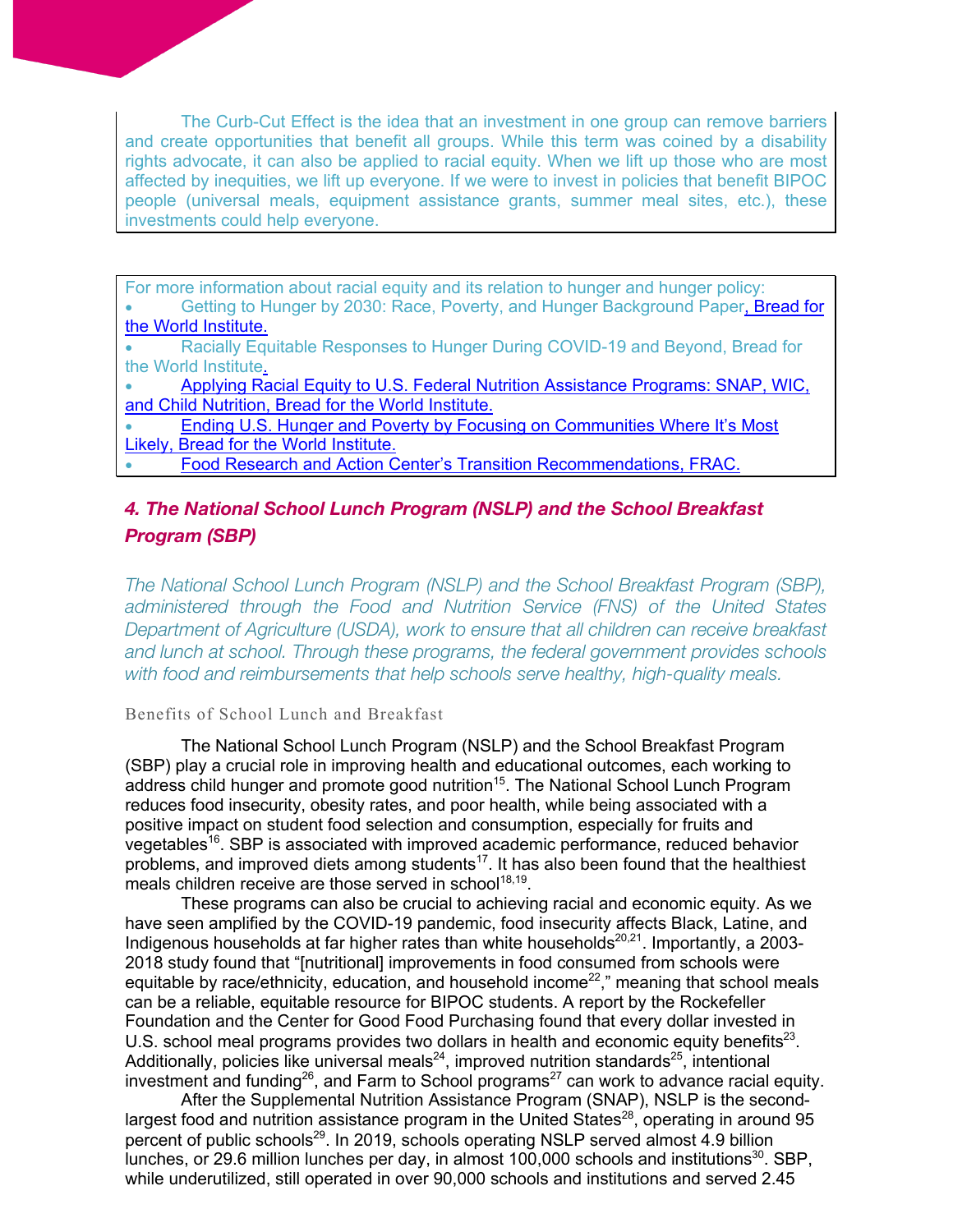The Curb-Cut Effect is the idea that an investment in one group can remove barriers and create opportunities that benefit all groups. While this term was coined by a disability rights advocate, it can also be applied to racial equity. When we lift up those who are most affected by inequities, we lift up everyone. If we were to invest in policies that benefit BIPOC people (universal meals, equipment assistance grants, summer meal sites, etc.), these investments could help everyone.

For more information about racial equity and its relation to hunger and hunger policy:

- Getting to Hunger by 2030: Race, Poverty, and Hunger Background Paper, Bread for the World Institute.
- Racially Equitable Responses to Hunger During COVID-19 and Beyond, Bread for the World Institute.
- Applying Racial Equity to U.S. Federal Nutrition Assistance Programs: SNAP, WIC, and Child Nutrition, Bread for the World Institute.
- Ending U.S. Hunger and Poverty by Focusing on Communities Where It's Most Likely, Bread for the World Institute.
- Food Research and Action Center's Transition Recommendations, FRAC.

## *4. The National School Lunch Program (NSLP) and the School Breakfast Program (SBP)*

*The National School Lunch Program (NSLP) and the School Breakfast Program (SBP), administered through the Food and Nutrition Service (FNS) of the United States Department of Agriculture (USDA), work to ensure that all children can receive breakfast and lunch at school. Through these programs, the federal government provides schools with food and reimbursements that help schools serve healthy, high-quality meals.*

### Benefits of School Lunch and Breakfast

The National School Lunch Program (NSLP) and the School Breakfast Program (SBP) play a crucial role in improving health and educational outcomes, each working to address child hunger and promote good nutrition[15]. The National School Lunch Program reduces food insecurity, obesity rates, and poor health, while being associated with a positive impact on student food selection and consumption, especially for fruits and vegetables[16]. SBP is associated with improved academic performance, reduced behavior problems, and improved diets among students[17]. It has also been found that the healthiest meals children receive are those served in school[18,19].

These programs can also be crucial to achieving racial and economic equity. As we have seen amplified by the COVID-19 pandemic, food insecurity affects Black, Latine, and Indigenous households at far higher rates than white households[20,21]. Importantly, a 2003-2018 study found that "[nutritional] improvements in food consumed from schools were equitable by race/ethnicity, education, and household income[22]," meaning that school meals can be a reliable, equitable resource for BIPOC students. A report by the Rockefeller Foundation and the Center for Good Food Purchasing found that every dollar invested in U.S. school meal programs provides two dollars in health and economic equity benefits[23]. Additionally, policies like universal meals[24], improved nutrition standards[25], intentional investment and funding[26], and Farm to School programs[27] can work to advance racial equity.

After the Supplemental Nutrition Assistance Program (SNAP), NSLP is the second-largest food and nutrition assistance program in the United States[28], operating in around 95 percent of public schools[29]. In 2019, schools operating NSLP served almost 4.9 billion lunches, or 29.6 million lunches per day, in almost 100,000 schools and institutions[30]. SBP, while underutilized, still operated in over 90,000 schools and institutions and served 2.45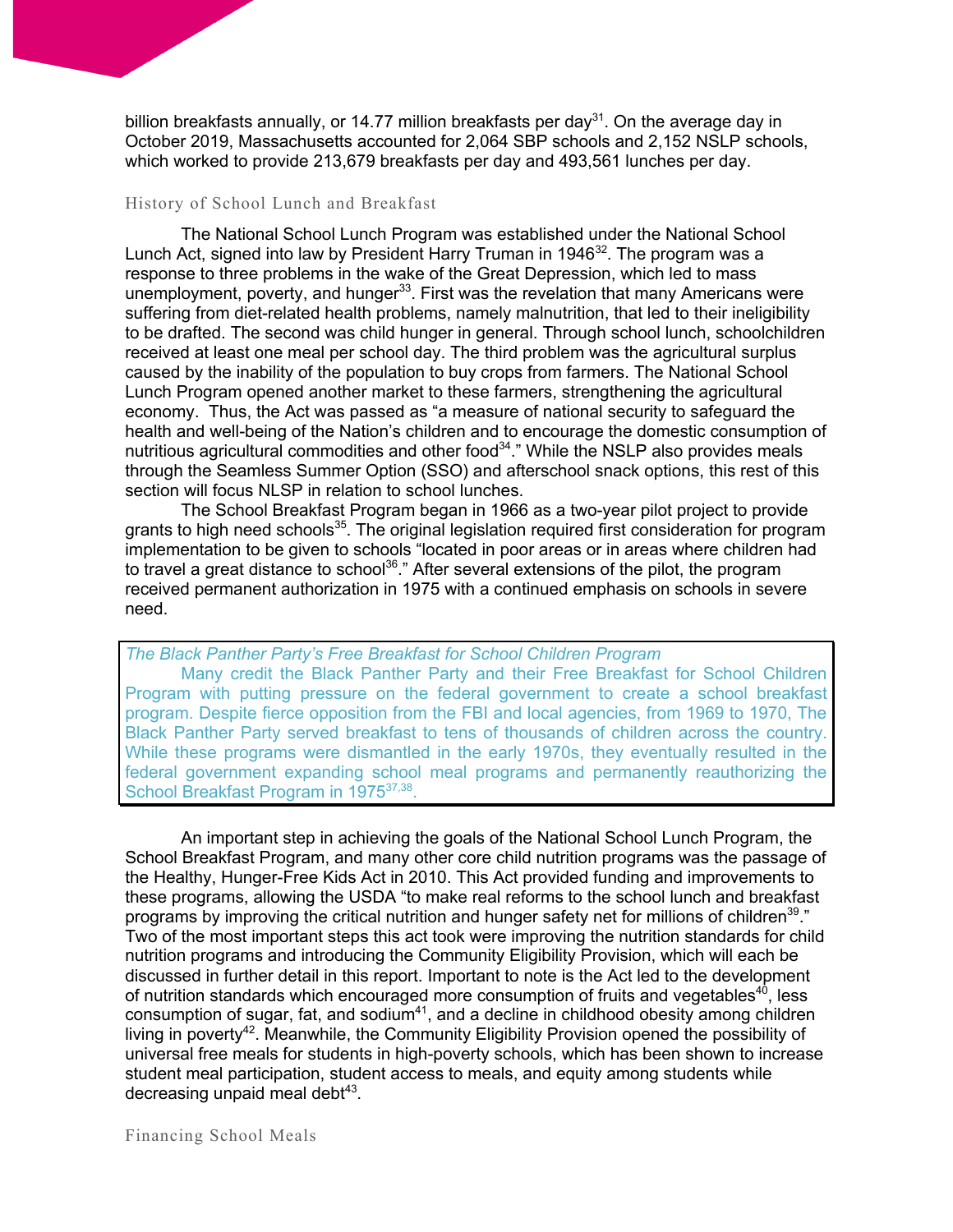billion breakfasts annually, or 14.77 million breakfasts per day[31]. On the average day in October 2019, Massachusetts accounted for 2,064 SBP schools and 2,152 NSLP schools, which worked to provide 213,679 breakfasts per day and 493,561 lunches per day.

## History of School Lunch and Breakfast

The National School Lunch Program was established under the National School Lunch Act, signed into law by President Harry Truman in 1946[32]. The program was a response to three problems in the wake of the Great Depression, which led to mass unemployment, poverty, and hunger[33]. First was the revelation that many Americans were suffering from diet-related health problems, namely malnutrition, that led to their ineligibility to be drafted. The second was child hunger in general. Through school lunch, schoolchildren received at least one meal per school day. The third problem was the agricultural surplus caused by the inability of the population to buy crops from farmers. The National School Lunch Program opened another market to these farmers, strengthening the agricultural economy. Thus, the Act was passed as "a measure of national security to safeguard the health and well-being of the Nation's children and to encourage the domestic consumption of nutritious agricultural commodities and other food[34]." While the NSLP also provides meals through the Seamless Summer Option (SSO) and afterschool snack options, this rest of this section will focus NLSP in relation to school lunches.

The School Breakfast Program began in 1966 as a two-year pilot project to provide grants to high need schools[35]. The original legislation required first consideration for program implementation to be given to schools "located in poor areas or in areas where children had to travel a great distance to school[36]." After several extensions of the pilot, the program received permanent authorization in 1975 with a continued emphasis on schools in severe need.

> *The Black Panther Party's Free Breakfast for School Children Program*
>
> Many credit the Black Panther Party and their Free Breakfast for School Children Program with putting pressure on the federal government to create a school breakfast program. Despite fierce opposition from the FBI and local agencies, from 1969 to 1970, The Black Panther Party served breakfast to tens of thousands of children across the country. While these programs were dismantled in the early 1970s, they eventually resulted in the federal government expanding school meal programs and permanently reauthorizing the School Breakfast Program in 1975[37,38].

An important step in achieving the goals of the National School Lunch Program, the School Breakfast Program, and many other core child nutrition programs was the passage of the Healthy, Hunger-Free Kids Act in 2010. This Act provided funding and improvements to these programs, allowing the USDA "to make real reforms to the school lunch and breakfast programs by improving the critical nutrition and hunger safety net for millions of children[39]." Two of the most important steps this act took were improving the nutrition standards for child nutrition programs and introducing the Community Eligibility Provision, which will each be discussed in further detail in this report. Important to note is the Act led to the development of nutrition standards which encouraged more consumption of fruits and vegetables[40], less consumption of sugar, fat, and sodium[41], and a decline in childhood obesity among children living in poverty[42]. Meanwhile, the Community Eligibility Provision opened the possibility of universal free meals for students in high-poverty schools, which has been shown to increase student meal participation, student access to meals, and equity among students while decreasing unpaid meal debt[43].

## Financing School Meals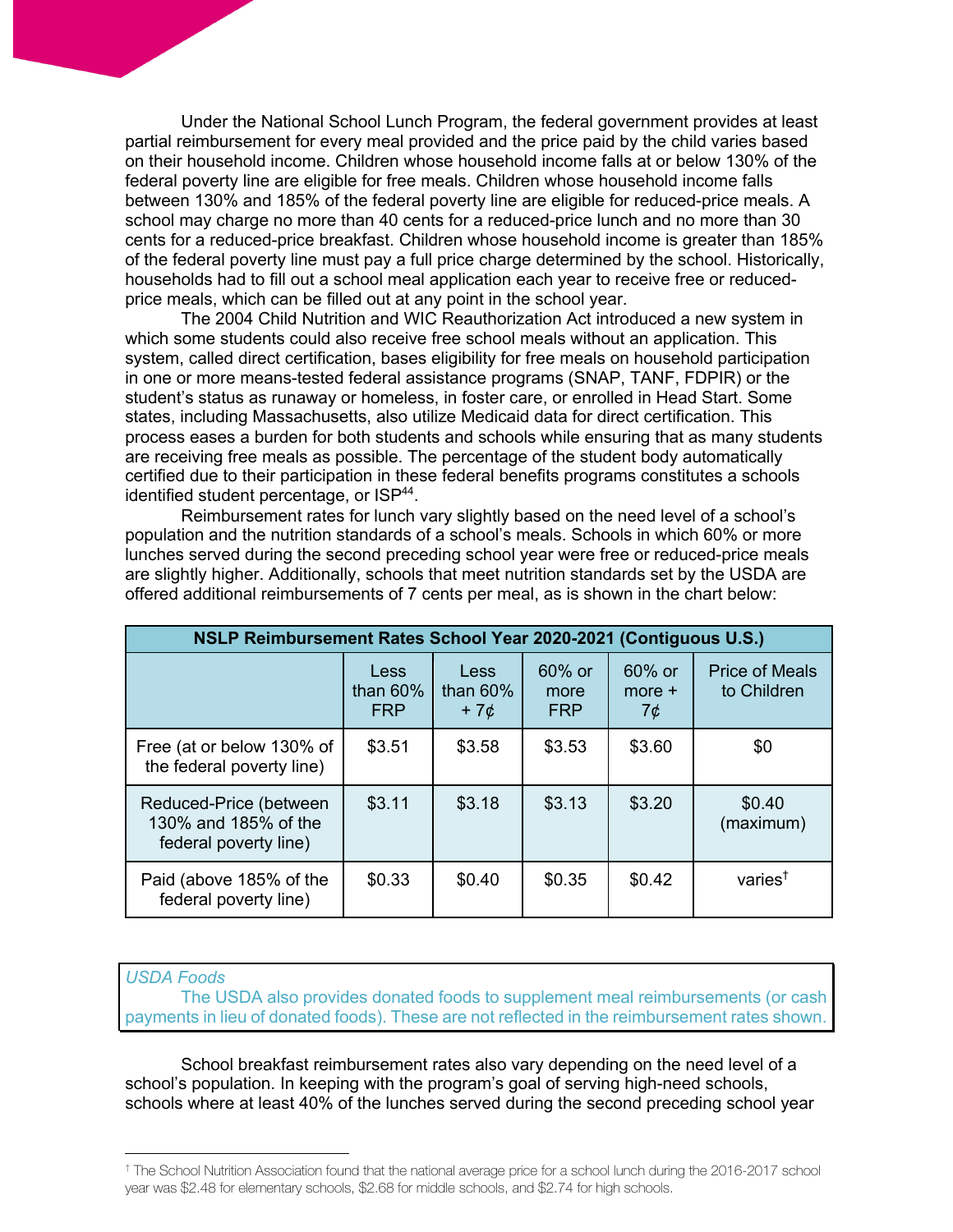Under the National School Lunch Program, the federal government provides at least partial reimbursement for every meal provided and the price paid by the child varies based on their household income. Children whose household income falls at or below 130% of the federal poverty line are eligible for free meals. Children whose household income falls between 130% and 185% of the federal poverty line are eligible for reduced-price meals. A school may charge no more than 40 cents for a reduced-price lunch and no more than 30 cents for a reduced-price breakfast. Children whose household income is greater than 185% of the federal poverty line must pay a full price charge determined by the school. Historically, households had to fill out a school meal application each year to receive free or reduced-price meals, which can be filled out at any point in the school year.

The 2004 Child Nutrition and WIC Reauthorization Act introduced a new system in which some students could also receive free school meals without an application. This system, called direct certification, bases eligibility for free meals on household participation in one or more means-tested federal assistance programs (SNAP, TANF, FDPIR) or the student's status as runaway or homeless, in foster care, or enrolled in Head Start. Some states, including Massachusetts, also utilize Medicaid data for direct certification. This process eases a burden for both students and schools while ensuring that as many students are receiving free meals as possible. The percentage of the student body automatically certified due to their participation in these federal benefits programs constitutes a schools identified student percentage, or ISP[44].

Reimbursement rates for lunch vary slightly based on the need level of a school's population and the nutrition standards of a school's meals. Schools in which 60% or more lunches served during the second preceding school year were free or reduced-price meals are slightly higher. Additionally, schools that meet nutrition standards set by the USDA are offered additional reimbursements of 7 cents per meal, as is shown in the chart below:

| NSLP Reimbursement Rates School Year 2020-2021 (Contiguous U.S.) | | | | | |
|---|---|---|---|---|---|
| | Less than 60% FRP | Less than 60% + 7¢ | 60% or more FRP | 60% or more + 7¢ | Price of Meals to Children |
| Free (at or below 130% of the federal poverty line) | $3.51 | $3.58 | $3.53 | $3.60 | $0 |
| Reduced-Price (between 130% and 185% of the federal poverty line) | $3.11 | $3.18 | $3.13 | $3.20 | $0.40 (maximum) |
| Paid (above 185% of the federal poverty line) | $0.33 | $0.40 | $0.35 | $0.42 | varies† |

*USDA Foods*

The USDA also provides donated foods to supplement meal reimbursements (or cash payments in lieu of donated foods). These are not reflected in the reimbursement rates shown.

School breakfast reimbursement rates also vary depending on the need level of a school's population. In keeping with the program's goal of serving high-need schools, schools where at least 40% of the lunches served during the second preceding school year

† The School Nutrition Association found that the national average price for a school lunch during the 2016-2017 school year was $2.48 for elementary schools, $2.68 for middle schools, and $2.74 for high schools.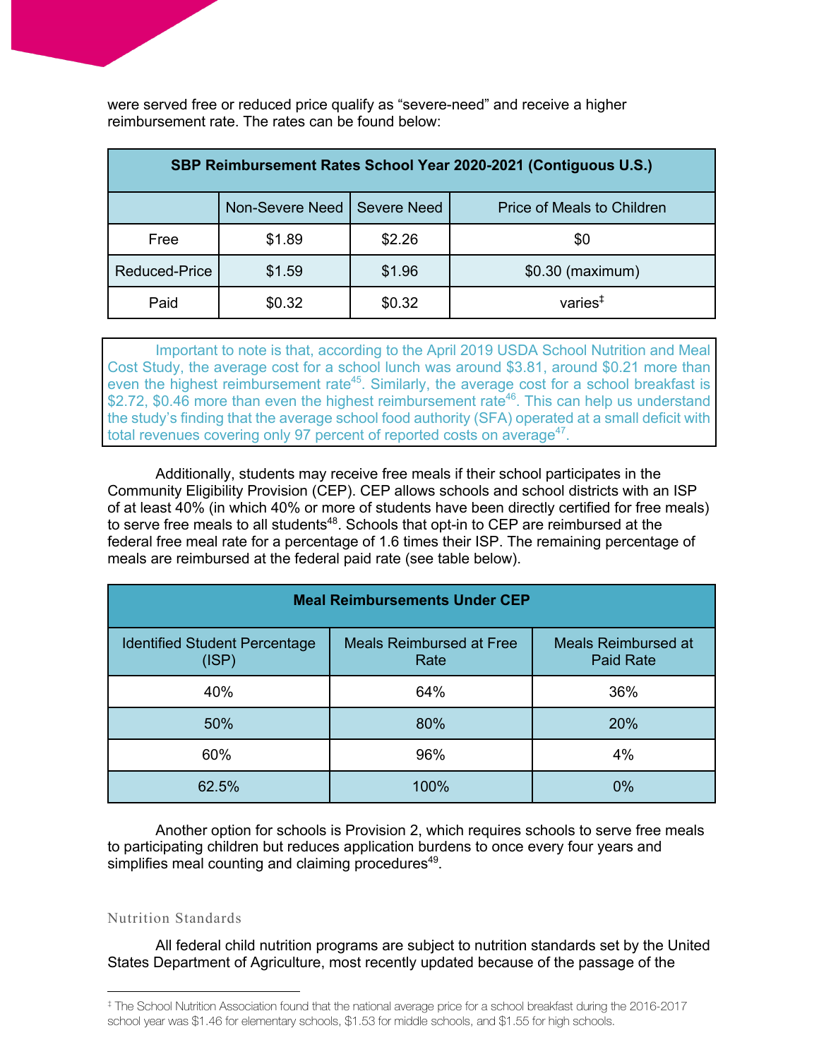were served free or reduced price qualify as "severe-need" and receive a higher reimbursement rate. The rates can be found below:

| SBP Reimbursement Rates School Year 2020-2021 (Contiguous U.S.) | | | |
|---|---|---|---|
| | Non-Severe Need | Severe Need | Price of Meals to Children |
| Free | $1.89 | $2.26 | $0 |
| Reduced-Price | $1.59 | $1.96 | $0.30 (maximum) |
| Paid | $0.32 | $0.32 | varies‡ |

Important to note is that, according to the April 2019 USDA School Nutrition and Meal Cost Study, the average cost for a school lunch was around $3.81, around $0.21 more than even the highest reimbursement rate[45]. Similarly, the average cost for a school breakfast is $2.72, $0.46 more than even the highest reimbursement rate[46]. This can help us understand the study's finding that the average school food authority (SFA) operated at a small deficit with total revenues covering only 97 percent of reported costs on average[47].

Additionally, students may receive free meals if their school participates in the Community Eligibility Provision (CEP). CEP allows schools and school districts with an ISP of at least 40% (in which 40% or more of students have been directly certified for free meals) to serve free meals to all students[48]. Schools that opt-in to CEP are reimbursed at the federal free meal rate for a percentage of 1.6 times their ISP. The remaining percentage of meals are reimbursed at the federal paid rate (see table below).

| Meal Reimbursements Under CEP | | |
|---|---|---|
| Identified Student Percentage (ISP) | Meals Reimbursed at Free Rate | Meals Reimbursed at Paid Rate |
| 40% | 64% | 36% |
| 50% | 80% | 20% |
| 60% | 96% | 4% |
| 62.5% | 100% | 0% |

Another option for schools is Provision 2, which requires schools to serve free meals to participating children but reduces application burdens to once every four years and simplifies meal counting and claiming procedures[49].

### Nutrition Standards

All federal child nutrition programs are subject to nutrition standards set by the United States Department of Agriculture, most recently updated because of the passage of the

‡ The School Nutrition Association found that the national average price for a school breakfast during the 2016-2017 school year was $1.46 for elementary schools, $1.53 for middle schools, and $1.55 for high schools.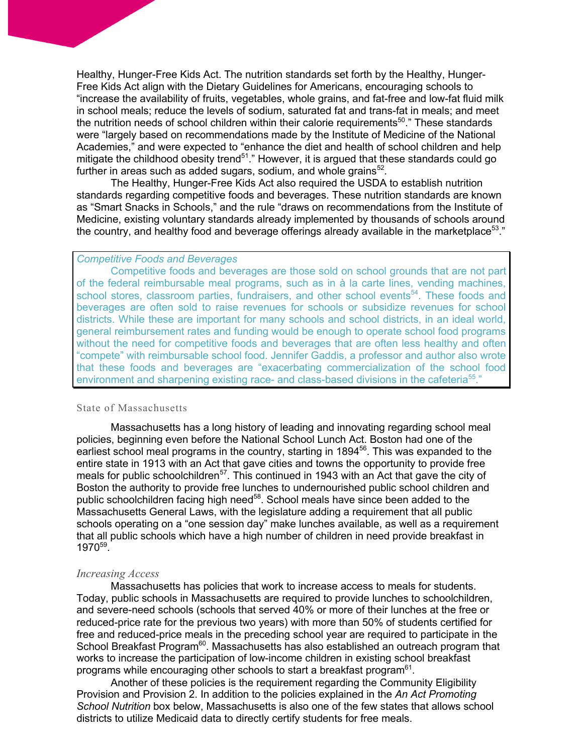Healthy, Hunger-Free Kids Act. The nutrition standards set forth by the Healthy, Hunger-Free Kids Act align with the Dietary Guidelines for Americans, encouraging schools to "increase the availability of fruits, vegetables, whole grains, and fat-free and low-fat fluid milk in school meals; reduce the levels of sodium, saturated fat and trans-fat in meals; and meet the nutrition needs of school children within their calorie requirements[50]." These standards were "largely based on recommendations made by the Institute of Medicine of the National Academies," and were expected to "enhance the diet and health of school children and help mitigate the childhood obesity trend[51]." However, it is argued that these standards could go further in areas such as added sugars, sodium, and whole grains[52].

The Healthy, Hunger-Free Kids Act also required the USDA to establish nutrition standards regarding competitive foods and beverages. These nutrition standards are known as "Smart Snacks in Schools," and the rule "draws on recommendations from the Institute of Medicine, existing voluntary standards already implemented by thousands of schools around the country, and healthy food and beverage offerings already available in the marketplace[53]."

> *Competitive Foods and Beverages*
>
> Competitive foods and beverages are those sold on school grounds that are not part of the federal reimbursable meal programs, such as in à la carte lines, vending machines, school stores, classroom parties, fundraisers, and other school events[54]. These foods and beverages are often sold to raise revenues for schools or subsidize revenues for school districts. While these are important for many schools and school districts, in an ideal world, general reimbursement rates and funding would be enough to operate school food programs without the need for competitive foods and beverages that are often less healthy and often "compete" with reimbursable school food. Jennifer Gaddis, a professor and author also wrote that these foods and beverages are "exacerbating commercialization of the school food environment and sharpening existing race- and class-based divisions in the cafeteria[55]."

## State of Massachusetts

Massachusetts has a long history of leading and innovating regarding school meal policies, beginning even before the National School Lunch Act. Boston had one of the earliest school meal programs in the country, starting in 1894[56]. This was expanded to the entire state in 1913 with an Act that gave cities and towns the opportunity to provide free meals for public schoolchildren[57]. This continued in 1943 with an Act that gave the city of Boston the authority to provide free lunches to undernourished public school children and public schoolchildren facing high need[58]. School meals have since been added to the Massachusetts General Laws, with the legislature adding a requirement that all public schools operating on a "one session day" make lunches available, as well as a requirement that all public schools which have a high number of children in need provide breakfast in 1970[59].

### *Increasing Access*

Massachusetts has policies that work to increase access to meals for students. Today, public schools in Massachusetts are required to provide lunches to schoolchildren, and severe-need schools (schools that served 40% or more of their lunches at the free or reduced-price rate for the previous two years) with more than 50% of students certified for free and reduced-price meals in the preceding school year are required to participate in the School Breakfast Program[60]. Massachusetts has also established an outreach program that works to increase the participation of low-income children in existing school breakfast programs while encouraging other schools to start a breakfast program[61].

Another of these policies is the requirement regarding the Community Eligibility Provision and Provision 2. In addition to the policies explained in the *An Act Promoting School Nutrition* box below, Massachusetts is also one of the few states that allows school districts to utilize Medicaid data to directly certify students for free meals.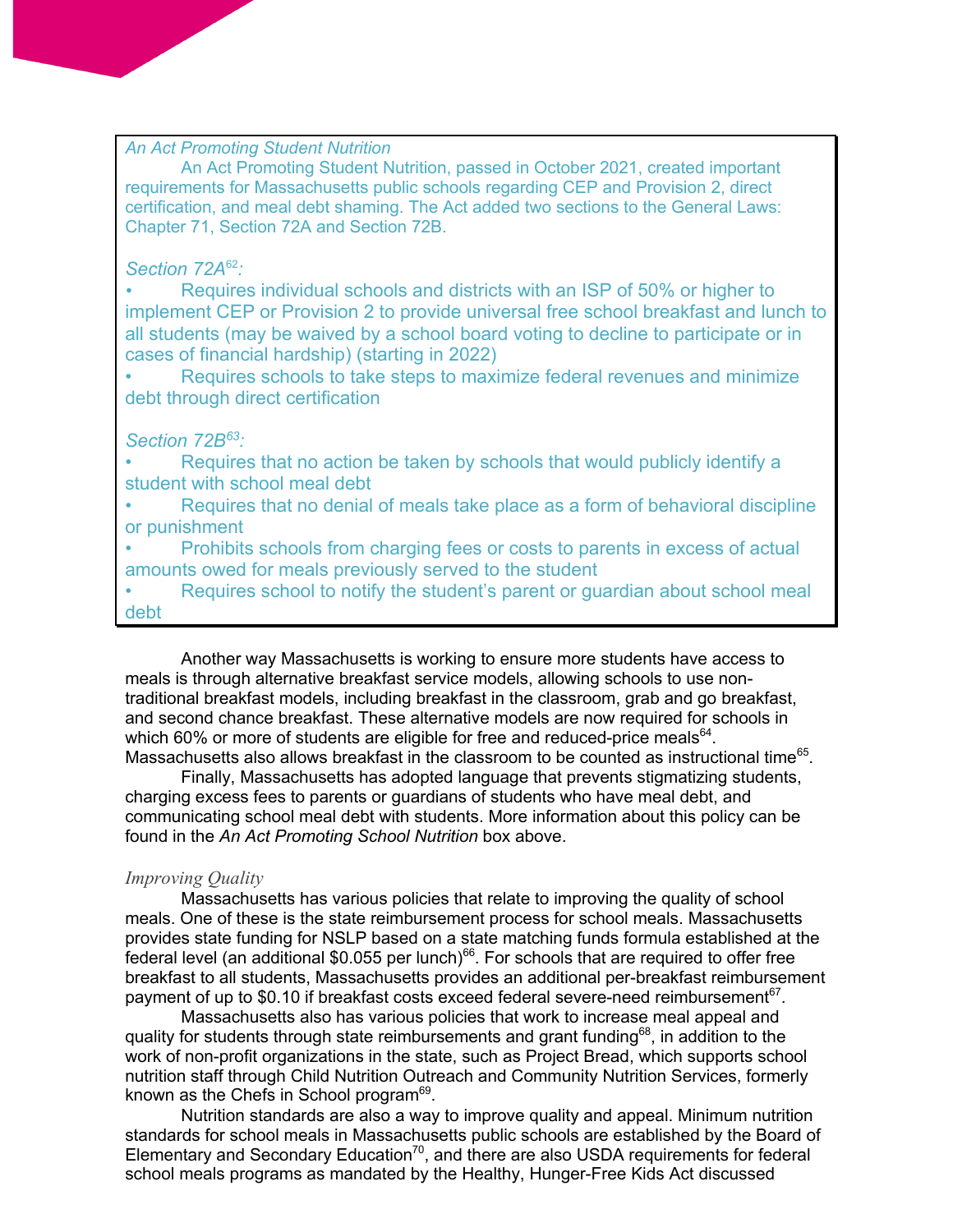*An Act Promoting Student Nutrition*

An Act Promoting Student Nutrition, passed in October 2021, created important requirements for Massachusetts public schools regarding CEP and Provision 2, direct certification, and meal debt shaming. The Act added two sections to the General Laws: Chapter 71, Section 72A and Section 72B.

*Section 72A*[62]*:*

- Requires individual schools and districts with an ISP of 50% or higher to implement CEP or Provision 2 to provide universal free school breakfast and lunch to all students (may be waived by a school board voting to decline to participate or in cases of financial hardship) (starting in 2022)
- Requires schools to take steps to maximize federal revenues and minimize debt through direct certification

*Section 72B*[63]*:*

- Requires that no action be taken by schools that would publicly identify a student with school meal debt
- Requires that no denial of meals take place as a form of behavioral discipline or punishment
- Prohibits schools from charging fees or costs to parents in excess of actual amounts owed for meals previously served to the student
- Requires school to notify the student's parent or guardian about school meal debt

Another way Massachusetts is working to ensure more students have access to meals is through alternative breakfast service models, allowing schools to use non-traditional breakfast models, including breakfast in the classroom, grab and go breakfast, and second chance breakfast. These alternative models are now required for schools in which 60% or more of students are eligible for free and reduced-price meals[64]. Massachusetts also allows breakfast in the classroom to be counted as instructional time[65].

Finally, Massachusetts has adopted language that prevents stigmatizing students, charging excess fees to parents or guardians of students who have meal debt, and communicating school meal debt with students. More information about this policy can be found in the *An Act Promoting School Nutrition* box above.

*Improving Quality*

Massachusetts has various policies that relate to improving the quality of school meals. One of these is the state reimbursement process for school meals. Massachusetts provides state funding for NSLP based on a state matching funds formula established at the federal level (an additional $0.055 per lunch)[66]. For schools that are required to offer free breakfast to all students, Massachusetts provides an additional per-breakfast reimbursement payment of up to $0.10 if breakfast costs exceed federal severe-need reimbursement[67].

Massachusetts also has various policies that work to increase meal appeal and quality for students through state reimbursements and grant funding[68], in addition to the work of non-profit organizations in the state, such as Project Bread, which supports school nutrition staff through Child Nutrition Outreach and Community Nutrition Services, formerly known as the Chefs in School program[69].

Nutrition standards are also a way to improve quality and appeal. Minimum nutrition standards for school meals in Massachusetts public schools are established by the Board of Elementary and Secondary Education[70], and there are also USDA requirements for federal school meals programs as mandated by the Healthy, Hunger-Free Kids Act discussed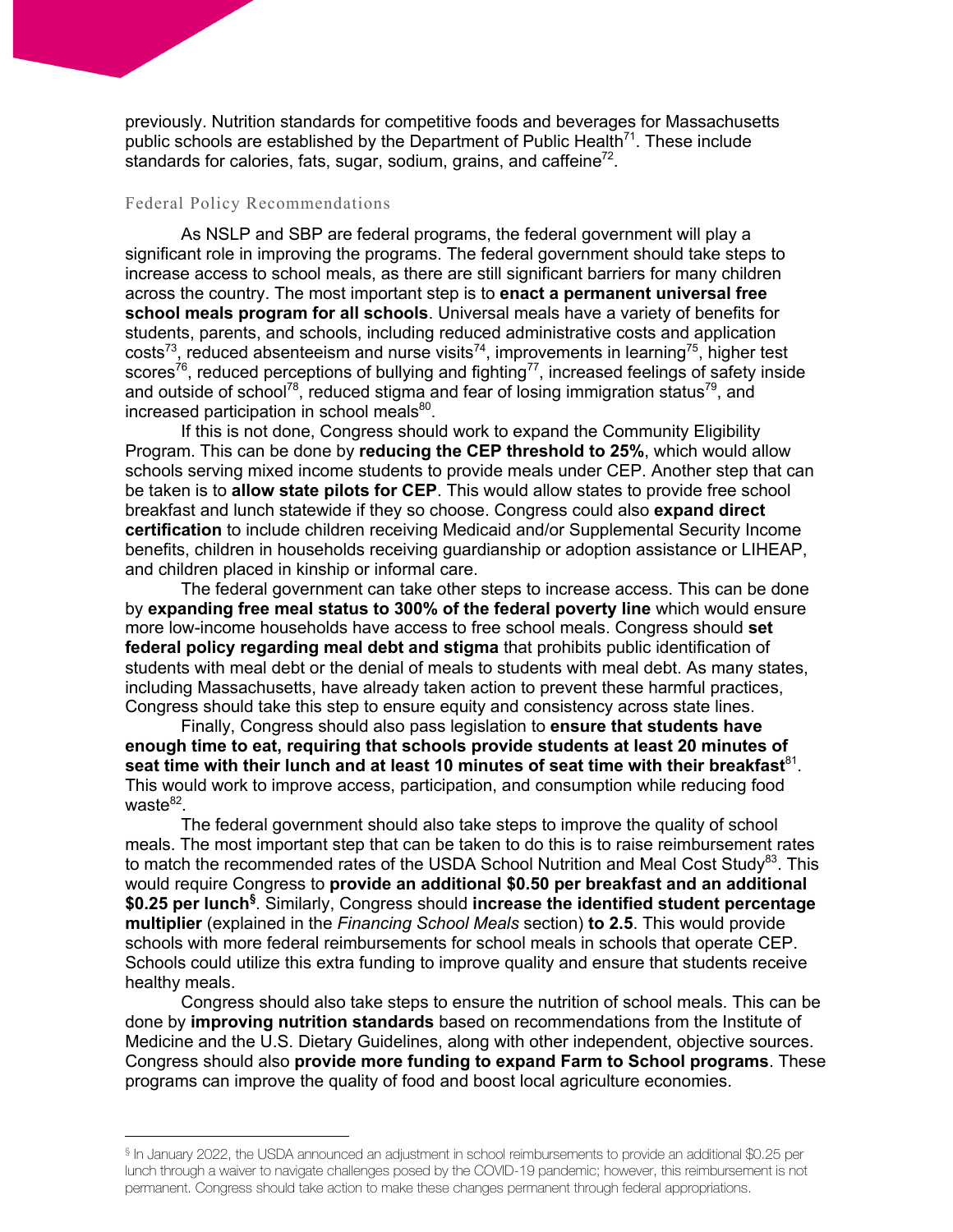previously. Nutrition standards for competitive foods and beverages for Massachusetts public schools are established by the Department of Public Health[71]. These include standards for calories, fats, sugar, sodium, grains, and caffeine[72].

### Federal Policy Recommendations

As NSLP and SBP are federal programs, the federal government will play a significant role in improving the programs. The federal government should take steps to increase access to school meals, as there are still significant barriers for many children across the country. The most important step is to **enact a permanent universal free school meals program for all schools**. Universal meals have a variety of benefits for students, parents, and schools, including reduced administrative costs and application costs[73], reduced absenteeism and nurse visits[74], improvements in learning[75], higher test scores[76], reduced perceptions of bullying and fighting[77], increased feelings of safety inside and outside of school[78], reduced stigma and fear of losing immigration status[79], and increased participation in school meals[80].

If this is not done, Congress should work to expand the Community Eligibility Program. This can be done by **reducing the CEP threshold to 25%**, which would allow schools serving mixed income students to provide meals under CEP. Another step that can be taken is to **allow state pilots for CEP**. This would allow states to provide free school breakfast and lunch statewide if they so choose. Congress could also **expand direct certification** to include children receiving Medicaid and/or Supplemental Security Income benefits, children in households receiving guardianship or adoption assistance or LIHEAP, and children placed in kinship or informal care.

The federal government can take other steps to increase access. This can be done by **expanding free meal status to 300% of the federal poverty line** which would ensure more low-income households have access to free school meals. Congress should **set federal policy regarding meal debt and stigma** that prohibits public identification of students with meal debt or the denial of meals to students with meal debt. As many states, including Massachusetts, have already taken action to prevent these harmful practices, Congress should take this step to ensure equity and consistency across state lines.

Finally, Congress should also pass legislation to **ensure that students have enough time to eat, requiring that schools provide students at least 20 minutes of seat time with their lunch and at least 10 minutes of seat time with their breakfast**[81]. This would work to improve access, participation, and consumption while reducing food waste[82].

The federal government should also take steps to improve the quality of school meals. The most important step that can be taken to do this is to raise reimbursement rates to match the recommended rates of the USDA School Nutrition and Meal Cost Study[83]. This would require Congress to **provide an additional $0.50 per breakfast and an additional $0.25 per lunch[§]**. Similarly, Congress should **increase the identified student percentage multiplier** (explained in the *Financing School Meals* section) **to 2.5**. This would provide schools with more federal reimbursements for school meals in schools that operate CEP. Schools could utilize this extra funding to improve quality and ensure that students receive healthy meals.

Congress should also take steps to ensure the nutrition of school meals. This can be done by **improving nutrition standards** based on recommendations from the Institute of Medicine and the U.S. Dietary Guidelines, along with other independent, objective sources. Congress should also **provide more funding to expand Farm to School programs**. These programs can improve the quality of food and boost local agriculture economies.

---

[§] In January 2022, the USDA announced an adjustment in school reimbursements to provide an additional $0.25 per lunch through a waiver to navigate challenges posed by the COVID-19 pandemic; however, this reimbursement is not permanent. Congress should take action to make these changes permanent through federal appropriations.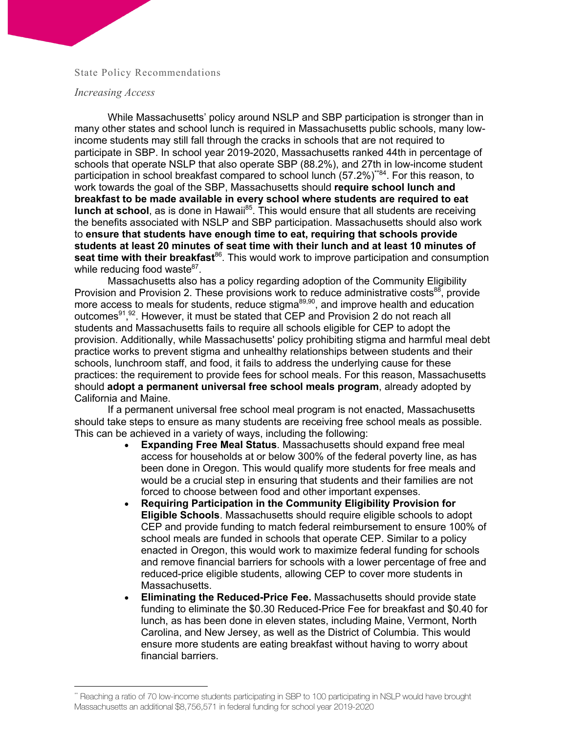## State Policy Recommendations

### *Increasing Access*

While Massachusetts' policy around NSLP and SBP participation is stronger than in many other states and school lunch is required in Massachusetts public schools, many low-income students may still fall through the cracks in schools that are not required to participate in SBP. In school year 2019-2020, Massachusetts ranked 44th in percentage of schools that operate NSLP that also operate SBP (88.2%), and 27th in low-income student participation in school breakfast compared to school lunch (57.2%)[**84]. For this reason, to work towards the goal of the SBP, Massachusetts should **require school lunch and breakfast to be made available in every school where students are required to eat lunch at school**, as is done in Hawaii[85]. This would ensure that all students are receiving the benefits associated with NSLP and SBP participation. Massachusetts should also work to **ensure that students have enough time to eat, requiring that schools provide students at least 20 minutes of seat time with their lunch and at least 10 minutes of seat time with their breakfast**[86]. This would work to improve participation and consumption while reducing food waste[87].

Massachusetts also has a policy regarding adoption of the Community Eligibility Provision and Provision 2. These provisions work to reduce administrative costs[88], provide more access to meals for students, reduce stigma[89,90], and improve health and education outcomes[91],[92]. However, it must be stated that CEP and Provision 2 do not reach all students and Massachusetts fails to require all schools eligible for CEP to adopt the provision. Additionally, while Massachusetts' policy prohibiting stigma and harmful meal debt practice works to prevent stigma and unhealthy relationships between students and their schools, lunchroom staff, and food, it fails to address the underlying cause for these practices: the requirement to provide fees for school meals. For this reason, Massachusetts should **adopt a permanent universal free school meals program**, already adopted by California and Maine.

If a permanent universal free school meal program is not enacted, Massachusetts should take steps to ensure as many students are receiving free school meals as possible. This can be achieved in a variety of ways, including the following:

- **Expanding Free Meal Status**. Massachusetts should expand free meal access for households at or below 300% of the federal poverty line, as has been done in Oregon. This would qualify more students for free meals and would be a crucial step in ensuring that students and their families are not forced to choose between food and other important expenses.
- **Requiring Participation in the Community Eligibility Provision for Eligible Schools**. Massachusetts should require eligible schools to adopt CEP and provide funding to match federal reimbursement to ensure 100% of school meals are funded in schools that operate CEP. Similar to a policy enacted in Oregon, this would work to maximize federal funding for schools and remove financial barriers for schools with a lower percentage of free and reduced-price eligible students, allowing CEP to cover more students in Massachusetts.
- **Eliminating the Reduced-Price Fee.** Massachusetts should provide state funding to eliminate the $0.30 Reduced-Price Fee for breakfast and $0.40 for lunch, as has been done in eleven states, including Maine, Vermont, North Carolina, and New Jersey, as well as the District of Columbia. This would ensure more students are eating breakfast without having to worry about financial barriers.

---

** Reaching a ratio of 70 low-income students participating in SBP to 100 participating in NSLP would have brought Massachusetts an additional $8,756,571 in federal funding for school year 2019-2020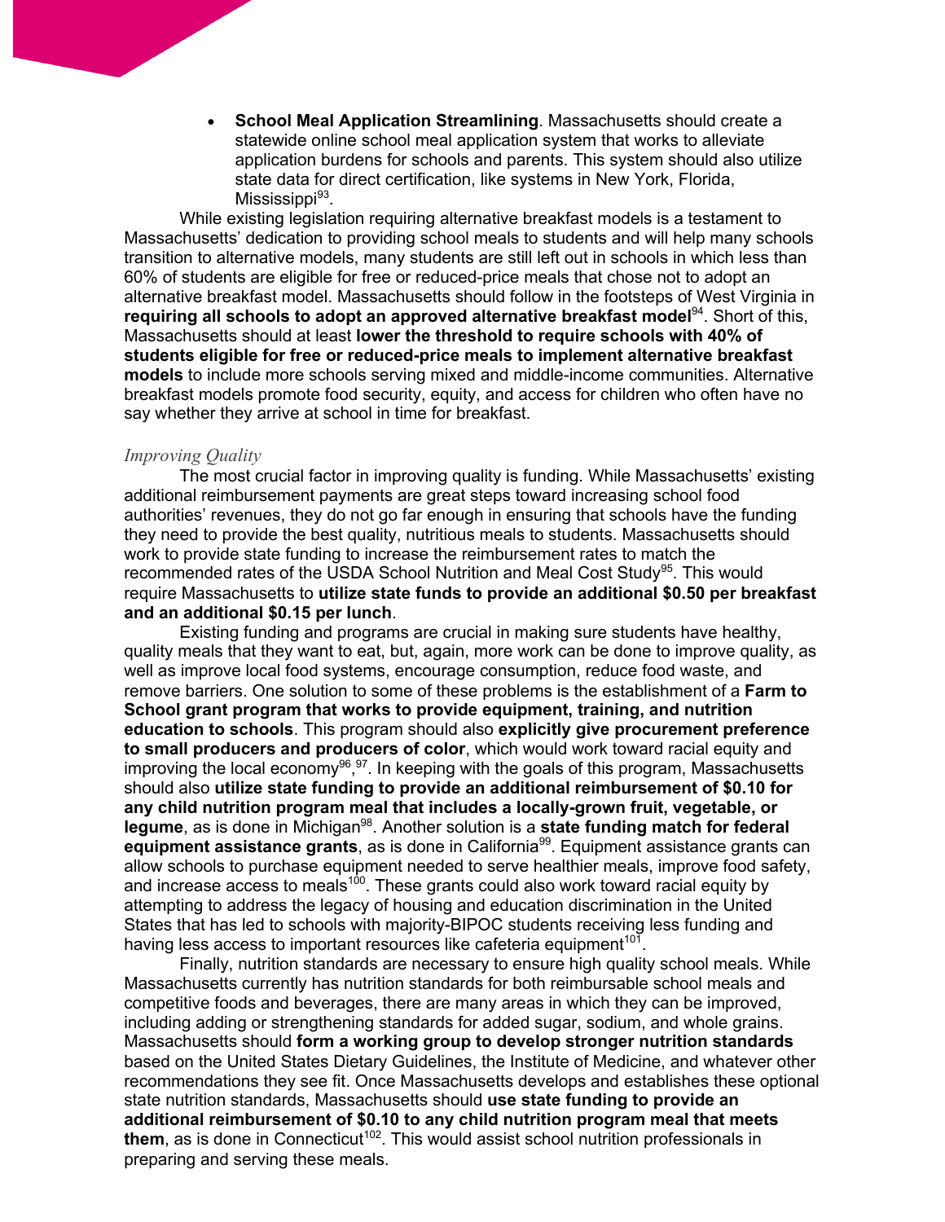- **School Meal Application Streamlining**. Massachusetts should create a statewide online school meal application system that works to alleviate application burdens for schools and parents. This system should also utilize state data for direct certification, like systems in New York, Florida, Mississippi[93].

While existing legislation requiring alternative breakfast models is a testament to Massachusetts' dedication to providing school meals to students and will help many schools transition to alternative models, many students are still left out in schools in which less than 60% of students are eligible for free or reduced-price meals that chose not to adopt an alternative breakfast model. Massachusetts should follow in the footsteps of West Virginia in **requiring all schools to adopt an approved alternative breakfast model**[94]. Short of this, Massachusetts should at least **lower the threshold to require schools with 40% of students eligible for free or reduced-price meals to implement alternative breakfast models** to include more schools serving mixed and middle-income communities. Alternative breakfast models promote food security, equity, and access for children who often have no say whether they arrive at school in time for breakfast.

*Improving Quality*

The most crucial factor in improving quality is funding. While Massachusetts' existing additional reimbursement payments are great steps toward increasing school food authorities' revenues, they do not go far enough in ensuring that schools have the funding they need to provide the best quality, nutritious meals to students. Massachusetts should work to provide state funding to increase the reimbursement rates to match the recommended rates of the USDA School Nutrition and Meal Cost Study[95]. This would require Massachusetts to **utilize state funds to provide an additional $0.50 per breakfast and an additional $0.15 per lunch**.

Existing funding and programs are crucial in making sure students have healthy, quality meals that they want to eat, but, again, more work can be done to improve quality, as well as improve local food systems, encourage consumption, reduce food waste, and remove barriers. One solution to some of these problems is the establishment of a **Farm to School grant program that works to provide equipment, training, and nutrition education to schools**. This program should also **explicitly give procurement preference to small producers and producers of color**, which would work toward racial equity and improving the local economy[96,97]. In keeping with the goals of this program, Massachusetts should also **utilize state funding to provide an additional reimbursement of $0.10 for any child nutrition program meal that includes a locally-grown fruit, vegetable, or legume**, as is done in Michigan[98]. Another solution is a **state funding match for federal equipment assistance grants**, as is done in California[99]. Equipment assistance grants can allow schools to purchase equipment needed to serve healthier meals, improve food safety, and increase access to meals[100]. These grants could also work toward racial equity by attempting to address the legacy of housing and education discrimination in the United States that has led to schools with majority-BIPOC students receiving less funding and having less access to important resources like cafeteria equipment[101].

Finally, nutrition standards are necessary to ensure high quality school meals. While Massachusetts currently has nutrition standards for both reimbursable school meals and competitive foods and beverages, there are many areas in which they can be improved, including adding or strengthening standards for added sugar, sodium, and whole grains. Massachusetts should **form a working group to develop stronger nutrition standards** based on the United States Dietary Guidelines, the Institute of Medicine, and whatever other recommendations they see fit. Once Massachusetts develops and establishes these optional state nutrition standards, Massachusetts should **use state funding to provide an additional reimbursement of $0.10 to any child nutrition program meal that meets them**, as is done in Connecticut[102]. This would assist school nutrition professionals in preparing and serving these meals.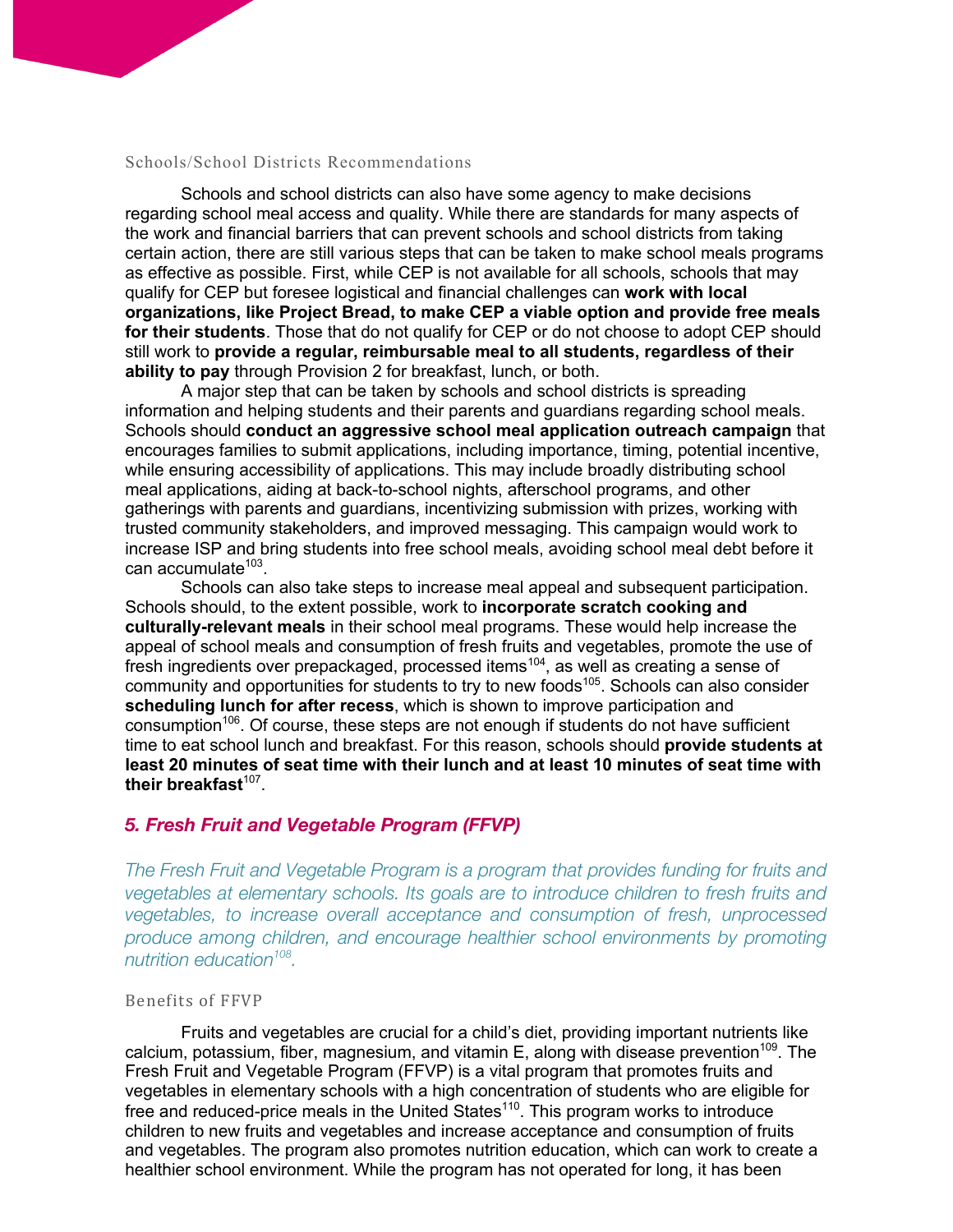### Schools/School Districts Recommendations

Schools and school districts can also have some agency to make decisions regarding school meal access and quality. While there are standards for many aspects of the work and financial barriers that can prevent schools and school districts from taking certain action, there are still various steps that can be taken to make school meals programs as effective as possible. First, while CEP is not available for all schools, schools that may qualify for CEP but foresee logistical and financial challenges can **work with local organizations, like Project Bread, to make CEP a viable option and provide free meals for their students**. Those that do not qualify for CEP or do not choose to adopt CEP should still work to **provide a regular, reimbursable meal to all students, regardless of their ability to pay** through Provision 2 for breakfast, lunch, or both.

A major step that can be taken by schools and school districts is spreading information and helping students and their parents and guardians regarding school meals. Schools should **conduct an aggressive school meal application outreach campaign** that encourages families to submit applications, including importance, timing, potential incentive, while ensuring accessibility of applications. This may include broadly distributing school meal applications, aiding at back-to-school nights, afterschool programs, and other gatherings with parents and guardians, incentivizing submission with prizes, working with trusted community stakeholders, and improved messaging. This campaign would work to increase ISP and bring students into free school meals, avoiding school meal debt before it can accumulate[103].

Schools can also take steps to increase meal appeal and subsequent participation. Schools should, to the extent possible, work to **incorporate scratch cooking and culturally-relevant meals** in their school meal programs. These would help increase the appeal of school meals and consumption of fresh fruits and vegetables, promote the use of fresh ingredients over prepackaged, processed items[104], as well as creating a sense of community and opportunities for students to try to new foods[105]. Schools can also consider **scheduling lunch for after recess**, which is shown to improve participation and consumption[106]. Of course, these steps are not enough if students do not have sufficient time to eat school lunch and breakfast. For this reason, schools should **provide students at least 20 minutes of seat time with their lunch and at least 10 minutes of seat time with their breakfast**[107].

## *5. Fresh Fruit and Vegetable Program (FFVP)*

*The Fresh Fruit and Vegetable Program is a program that provides funding for fruits and vegetables at elementary schools. Its goals are to introduce children to fresh fruits and vegetables, to increase overall acceptance and consumption of fresh, unprocessed produce among children, and encourage healthier school environments by promoting nutrition education[108].*

### Benefits of FFVP

Fruits and vegetables are crucial for a child's diet, providing important nutrients like calcium, potassium, fiber, magnesium, and vitamin E, along with disease prevention[109]. The Fresh Fruit and Vegetable Program (FFVP) is a vital program that promotes fruits and vegetables in elementary schools with a high concentration of students who are eligible for free and reduced-price meals in the United States[110]. This program works to introduce children to new fruits and vegetables and increase acceptance and consumption of fruits and vegetables. The program also promotes nutrition education, which can work to create a healthier school environment. While the program has not operated for long, it has been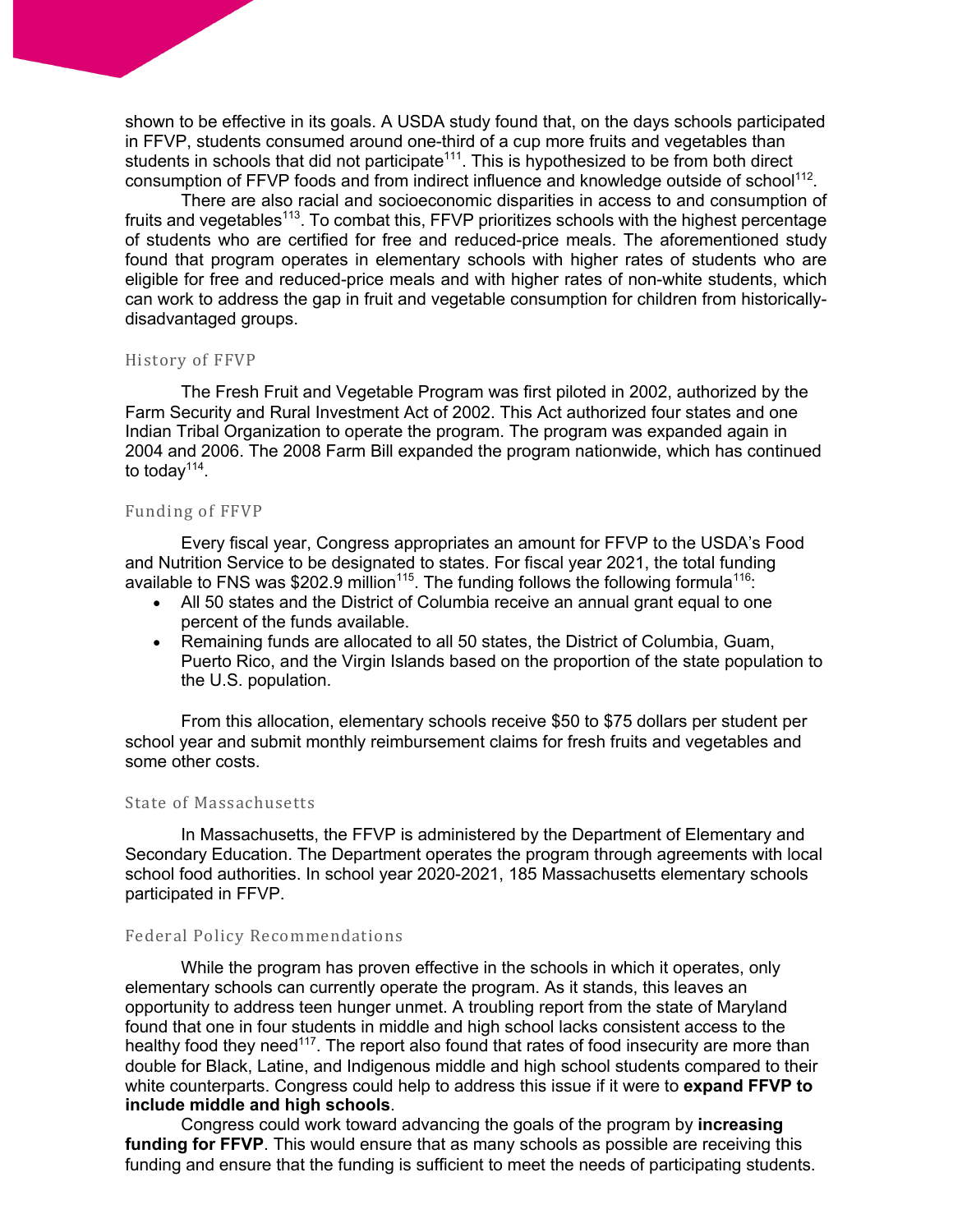shown to be effective in its goals. A USDA study found that, on the days schools participated in FFVP, students consumed around one-third of a cup more fruits and vegetables than students in schools that did not participate[111]. This is hypothesized to be from both direct consumption of FFVP foods and from indirect influence and knowledge outside of school[112].

There are also racial and socioeconomic disparities in access to and consumption of fruits and vegetables[113]. To combat this, FFVP prioritizes schools with the highest percentage of students who are certified for free and reduced-price meals. The aforementioned study found that program operates in elementary schools with higher rates of students who are eligible for free and reduced-price meals and with higher rates of non-white students, which can work to address the gap in fruit and vegetable consumption for children from historically-disadvantaged groups.

### History of FFVP

The Fresh Fruit and Vegetable Program was first piloted in 2002, authorized by the Farm Security and Rural Investment Act of 2002. This Act authorized four states and one Indian Tribal Organization to operate the program. The program was expanded again in 2004 and 2006. The 2008 Farm Bill expanded the program nationwide, which has continued to today[114].

### Funding of FFVP

Every fiscal year, Congress appropriates an amount for FFVP to the USDA's Food and Nutrition Service to be designated to states. For fiscal year 2021, the total funding available to FNS was $202.9 million[115]. The funding follows the following formula[116]:

- All 50 states and the District of Columbia receive an annual grant equal to one percent of the funds available.
- Remaining funds are allocated to all 50 states, the District of Columbia, Guam, Puerto Rico, and the Virgin Islands based on the proportion of the state population to the U.S. population.

From this allocation, elementary schools receive $50 to $75 dollars per student per school year and submit monthly reimbursement claims for fresh fruits and vegetables and some other costs.

### State of Massachusetts

In Massachusetts, the FFVP is administered by the Department of Elementary and Secondary Education. The Department operates the program through agreements with local school food authorities. In school year 2020-2021, 185 Massachusetts elementary schools participated in FFVP.

### Federal Policy Recommendations

While the program has proven effective in the schools in which it operates, only elementary schools can currently operate the program. As it stands, this leaves an opportunity to address teen hunger unmet. A troubling report from the state of Maryland found that one in four students in middle and high school lacks consistent access to the healthy food they need[117]. The report also found that rates of food insecurity are more than double for Black, Latine, and Indigenous middle and high school students compared to their white counterparts. Congress could help to address this issue if it were to **expand FFVP to include middle and high schools**.

Congress could work toward advancing the goals of the program by **increasing funding for FFVP**. This would ensure that as many schools as possible are receiving this funding and ensure that the funding is sufficient to meet the needs of participating students.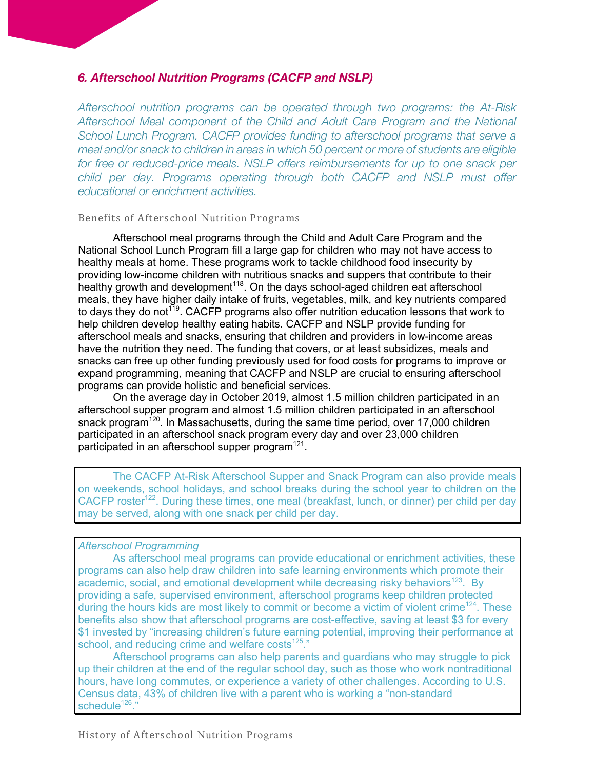## *6. Afterschool Nutrition Programs (CACFP and NSLP)*

*Afterschool nutrition programs can be operated through two programs: the At-Risk Afterschool Meal component of the Child and Adult Care Program and the National School Lunch Program. CACFP provides funding to afterschool programs that serve a meal and/or snack to children in areas in which 50 percent or more of students are eligible for free or reduced-price meals. NSLP offers reimbursements for up to one snack per child per day. Programs operating through both CACFP and NSLP must offer educational or enrichment activities.*

### Benefits of Afterschool Nutrition Programs

Afterschool meal programs through the Child and Adult Care Program and the National School Lunch Program fill a large gap for children who may not have access to healthy meals at home. These programs work to tackle childhood food insecurity by providing low-income children with nutritious snacks and suppers that contribute to their healthy growth and development[118]. On the days school-aged children eat afterschool meals, they have higher daily intake of fruits, vegetables, milk, and key nutrients compared to days they do not[119]. CACFP programs also offer nutrition education lessons that work to help children develop healthy eating habits. CACFP and NSLP provide funding for afterschool meals and snacks, ensuring that children and providers in low-income areas have the nutrition they need. The funding that covers, or at least subsidizes, meals and snacks can free up other funding previously used for food costs for programs to improve or expand programming, meaning that CACFP and NSLP are crucial to ensuring afterschool programs can provide holistic and beneficial services.

On the average day in October 2019, almost 1.5 million children participated in an afterschool supper program and almost 1.5 million children participated in an afterschool snack program[120]. In Massachusetts, during the same time period, over 17,000 children participated in an afterschool snack program every day and over 23,000 children participated in an afterschool supper program[121].

The CACFP At-Risk Afterschool Supper and Snack Program can also provide meals on weekends, school holidays, and school breaks during the school year to children on the CACFP roster[122]. During these times, one meal (breakfast, lunch, or dinner) per child per day may be served, along with one snack per child per day.

*Afterschool Programming*

As afterschool meal programs can provide educational or enrichment activities, these programs can also help draw children into safe learning environments which promote their academic, social, and emotional development while decreasing risky behaviors[123]. By providing a safe, supervised environment, afterschool programs keep children protected during the hours kids are most likely to commit or become a victim of violent crime[124]. These benefits also show that afterschool programs are cost-effective, saving at least $3 for every $1 invested by "increasing children's future earning potential, improving their performance at school, and reducing crime and welfare costs[125]."

Afterschool programs can also help parents and guardians who may struggle to pick up their children at the end of the regular school day, such as those who work nontraditional hours, have long commutes, or experience a variety of other challenges. According to U.S. Census data, 43% of children live with a parent who is working a "non-standard schedule[126]."

### History of Afterschool Nutrition Programs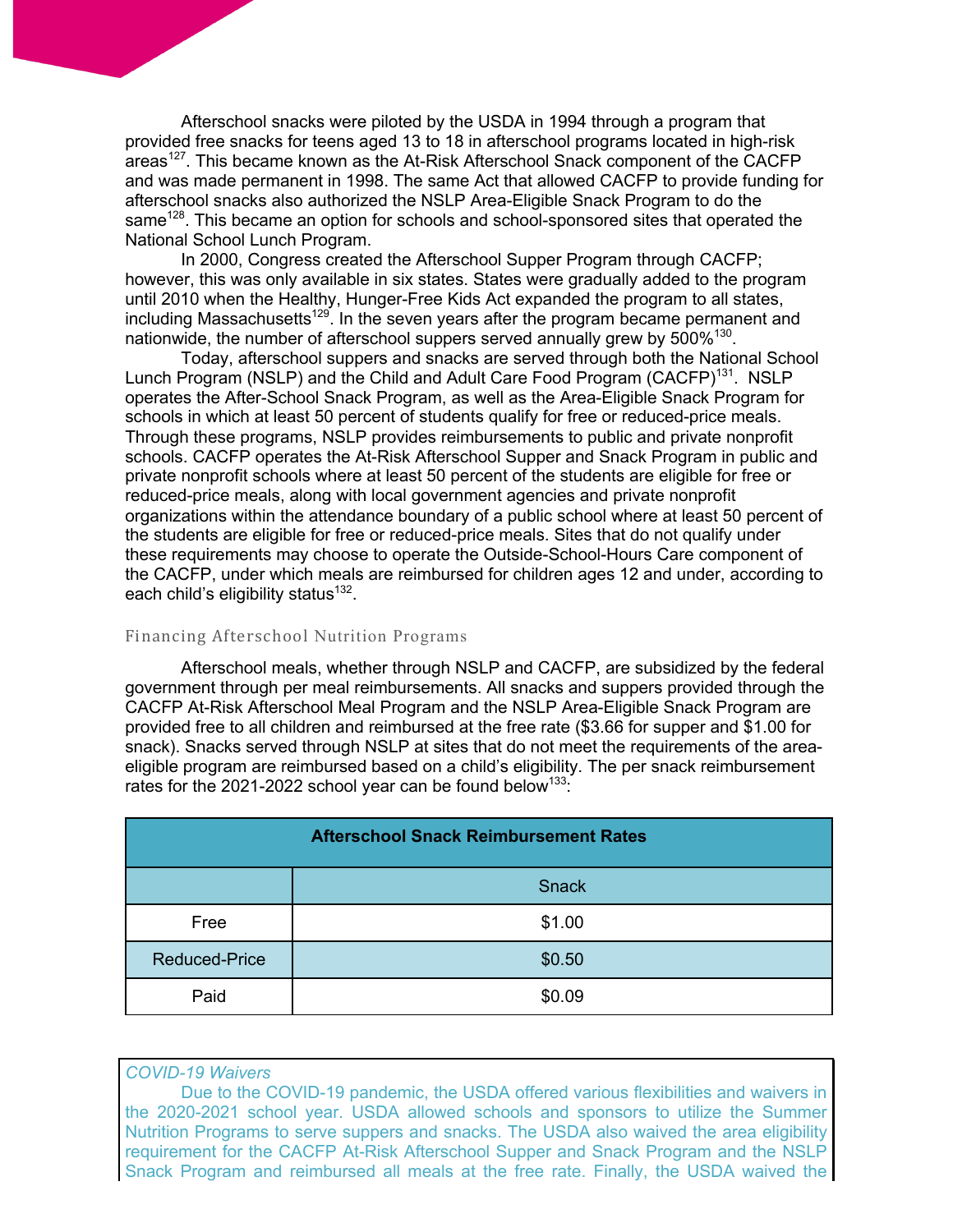Afterschool snacks were piloted by the USDA in 1994 through a program that provided free snacks for teens aged 13 to 18 in afterschool programs located in high-risk areas[127]. This became known as the At-Risk Afterschool Snack component of the CACFP and was made permanent in 1998. The same Act that allowed CACFP to provide funding for afterschool snacks also authorized the NSLP Area-Eligible Snack Program to do the same[128]. This became an option for schools and school-sponsored sites that operated the National School Lunch Program.

In 2000, Congress created the Afterschool Supper Program through CACFP; however, this was only available in six states. States were gradually added to the program until 2010 when the Healthy, Hunger-Free Kids Act expanded the program to all states, including Massachusetts[129]. In the seven years after the program became permanent and nationwide, the number of afterschool suppers served annually grew by 500%[130].

Today, afterschool suppers and snacks are served through both the National School Lunch Program (NSLP) and the Child and Adult Care Food Program (CACFP)[131]. NSLP operates the After-School Snack Program, as well as the Area-Eligible Snack Program for schools in which at least 50 percent of students qualify for free or reduced-price meals. Through these programs, NSLP provides reimbursements to public and private nonprofit schools. CACFP operates the At-Risk Afterschool Supper and Snack Program in public and private nonprofit schools where at least 50 percent of the students are eligible for free or reduced-price meals, along with local government agencies and private nonprofit organizations within the attendance boundary of a public school where at least 50 percent of the students are eligible for free or reduced-price meals. Sites that do not qualify under these requirements may choose to operate the Outside-School-Hours Care component of the CACFP, under which meals are reimbursed for children ages 12 and under, according to each child's eligibility status[132].

## Financing Afterschool Nutrition Programs

Afterschool meals, whether through NSLP and CACFP, are subsidized by the federal government through per meal reimbursements. All snacks and suppers provided through the CACFP At-Risk Afterschool Meal Program and the NSLP Area-Eligible Snack Program are provided free to all children and reimbursed at the free rate ($3.66 for supper and $1.00 for snack). Snacks served through NSLP at sites that do not meet the requirements of the area-eligible program are reimbursed based on a child's eligibility. The per snack reimbursement rates for the 2021-2022 school year can be found below[133]:

| Afterschool Snack Reimbursement Rates | |
|---|---|
| | Snack |
| Free | $1.00 |
| Reduced-Price | $0.50 |
| Paid | $0.09 |

*COVID-19 Waivers*

Due to the COVID-19 pandemic, the USDA offered various flexibilities and waivers in the 2020-2021 school year. USDA allowed schools and sponsors to utilize the Summer Nutrition Programs to serve suppers and snacks. The USDA also waived the area eligibility requirement for the CACFP At-Risk Afterschool Supper and Snack Program and the NSLP Snack Program and reimbursed all meals at the free rate. Finally, the USDA waived the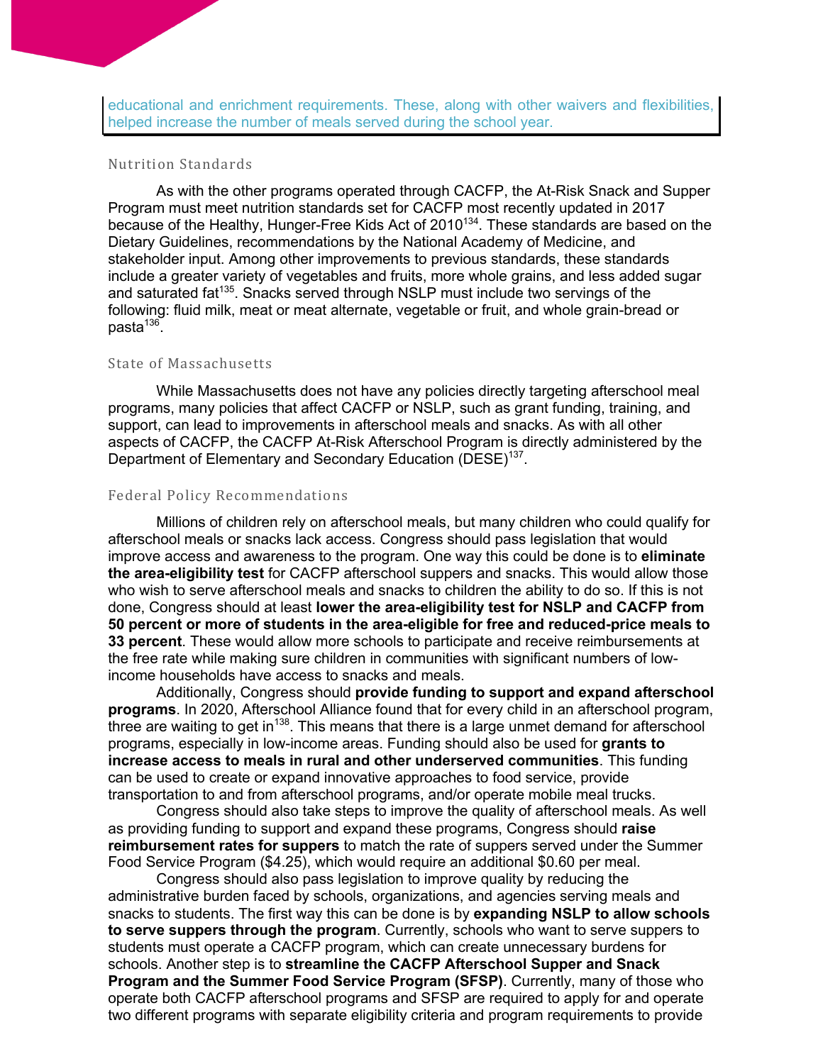educational and enrichment requirements. These, along with other waivers and flexibilities, helped increase the number of meals served during the school year.

### Nutrition Standards

As with the other programs operated through CACFP, the At-Risk Snack and Supper Program must meet nutrition standards set for CACFP most recently updated in 2017 because of the Healthy, Hunger-Free Kids Act of 2010[134]. These standards are based on the Dietary Guidelines, recommendations by the National Academy of Medicine, and stakeholder input. Among other improvements to previous standards, these standards include a greater variety of vegetables and fruits, more whole grains, and less added sugar and saturated fat[135]. Snacks served through NSLP must include two servings of the following: fluid milk, meat or meat alternate, vegetable or fruit, and whole grain-bread or pasta[136].

### State of Massachusetts

While Massachusetts does not have any policies directly targeting afterschool meal programs, many policies that affect CACFP or NSLP, such as grant funding, training, and support, can lead to improvements in afterschool meals and snacks. As with all other aspects of CACFP, the CACFP At-Risk Afterschool Program is directly administered by the Department of Elementary and Secondary Education (DESE)[137].

### Federal Policy Recommendations

Millions of children rely on afterschool meals, but many children who could qualify for afterschool meals or snacks lack access. Congress should pass legislation that would improve access and awareness to the program. One way this could be done is to **eliminate the area-eligibility test** for CACFP afterschool suppers and snacks. This would allow those who wish to serve afterschool meals and snacks to children the ability to do so. If this is not done, Congress should at least **lower the area-eligibility test for NSLP and CACFP from 50 percent or more of students in the area-eligible for free and reduced-price meals to 33 percent**. These would allow more schools to participate and receive reimbursements at the free rate while making sure children in communities with significant numbers of low-income households have access to snacks and meals.

Additionally, Congress should **provide funding to support and expand afterschool programs**. In 2020, Afterschool Alliance found that for every child in an afterschool program, three are waiting to get in[138]. This means that there is a large unmet demand for afterschool programs, especially in low-income areas. Funding should also be used for **grants to increase access to meals in rural and other underserved communities**. This funding can be used to create or expand innovative approaches to food service, provide transportation to and from afterschool programs, and/or operate mobile meal trucks.

Congress should also take steps to improve the quality of afterschool meals. As well as providing funding to support and expand these programs, Congress should **raise reimbursement rates for suppers** to match the rate of suppers served under the Summer Food Service Program ($4.25), which would require an additional $0.60 per meal.

Congress should also pass legislation to improve quality by reducing the administrative burden faced by schools, organizations, and agencies serving meals and snacks to students. The first way this can be done is by **expanding NSLP to allow schools to serve suppers through the program**. Currently, schools who want to serve suppers to students must operate a CACFP program, which can create unnecessary burdens for schools. Another step is to **streamline the CACFP Afterschool Supper and Snack Program and the Summer Food Service Program (SFSP)**. Currently, many of those who operate both CACFP afterschool programs and SFSP are required to apply for and operate two different programs with separate eligibility criteria and program requirements to provide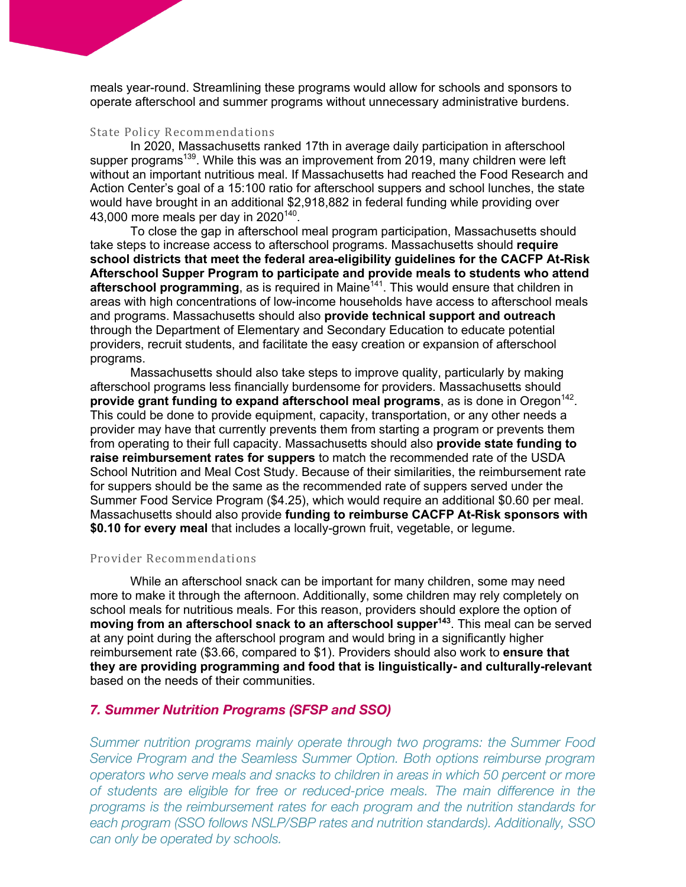meals year-round. Streamlining these programs would allow for schools and sponsors to operate afterschool and summer programs without unnecessary administrative burdens.

### State Policy Recommendations

In 2020, Massachusetts ranked 17th in average daily participation in afterschool supper programs[139]. While this was an improvement from 2019, many children were left without an important nutritious meal. If Massachusetts had reached the Food Research and Action Center's goal of a 15:100 ratio for afterschool suppers and school lunches, the state would have brought in an additional $2,918,882 in federal funding while providing over 43,000 more meals per day in 2020[140].

To close the gap in afterschool meal program participation, Massachusetts should take steps to increase access to afterschool programs. Massachusetts should **require school districts that meet the federal area-eligibility guidelines for the CACFP At-Risk Afterschool Supper Program to participate and provide meals to students who attend afterschool programming**, as is required in Maine[141]. This would ensure that children in areas with high concentrations of low-income households have access to afterschool meals and programs. Massachusetts should also **provide technical support and outreach** through the Department of Elementary and Secondary Education to educate potential providers, recruit students, and facilitate the easy creation or expansion of afterschool programs.

Massachusetts should also take steps to improve quality, particularly by making afterschool programs less financially burdensome for providers. Massachusetts should **provide grant funding to expand afterschool meal programs**, as is done in Oregon[142]. This could be done to provide equipment, capacity, transportation, or any other needs a provider may have that currently prevents them from starting a program or prevents them from operating to their full capacity. Massachusetts should also **provide state funding to raise reimbursement rates for suppers** to match the recommended rate of the USDA School Nutrition and Meal Cost Study. Because of their similarities, the reimbursement rate for suppers should be the same as the recommended rate of suppers served under the Summer Food Service Program ($4.25), which would require an additional $0.60 per meal. Massachusetts should also provide **funding to reimburse CACFP At-Risk sponsors with $0.10 for every meal** that includes a locally-grown fruit, vegetable, or legume.

### Provider Recommendations

While an afterschool snack can be important for many children, some may need more to make it through the afternoon. Additionally, some children may rely completely on school meals for nutritious meals. For this reason, providers should explore the option of **moving from an afterschool snack to an afterschool supper[143]**. This meal can be served at any point during the afterschool program and would bring in a significantly higher reimbursement rate ($3.66, compared to $1). Providers should also work to **ensure that they are providing programming and food that is linguistically- and culturally-relevant** based on the needs of their communities.

## *7. Summer Nutrition Programs (SFSP and SSO)*

*Summer nutrition programs mainly operate through two programs: the Summer Food Service Program and the Seamless Summer Option. Both options reimburse program operators who serve meals and snacks to children in areas in which 50 percent or more of students are eligible for free or reduced-price meals. The main difference in the programs is the reimbursement rates for each program and the nutrition standards for each program (SSO follows NSLP/SBP rates and nutrition standards). Additionally, SSO can only be operated by schools.*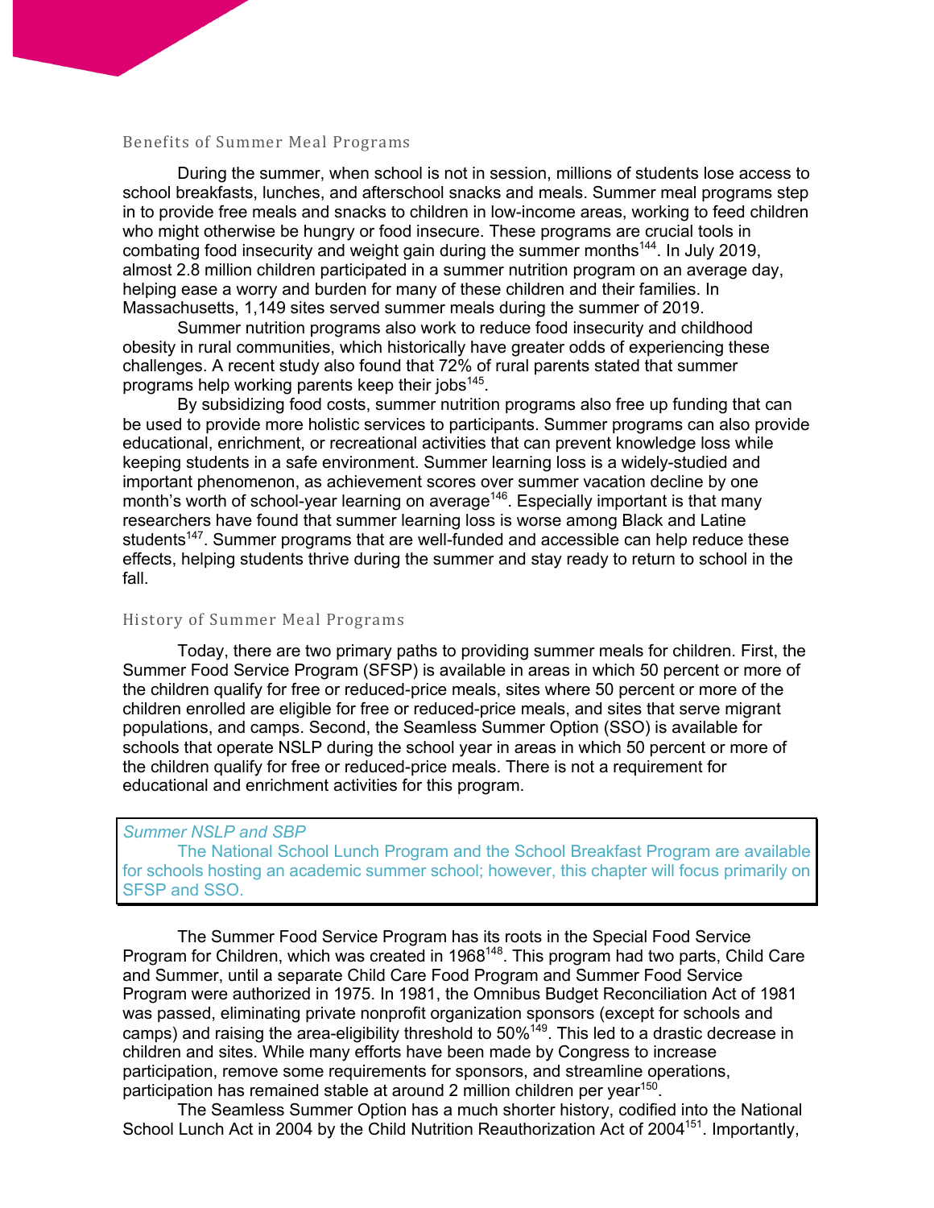## Benefits of Summer Meal Programs

During the summer, when school is not in session, millions of students lose access to school breakfasts, lunches, and afterschool snacks and meals. Summer meal programs step in to provide free meals and snacks to children in low-income areas, working to feed children who might otherwise be hungry or food insecure. These programs are crucial tools in combating food insecurity and weight gain during the summer months[144]. In July 2019, almost 2.8 million children participated in a summer nutrition program on an average day, helping ease a worry and burden for many of these children and their families. In Massachusetts, 1,149 sites served summer meals during the summer of 2019.

Summer nutrition programs also work to reduce food insecurity and childhood obesity in rural communities, which historically have greater odds of experiencing these challenges. A recent study also found that 72% of rural parents stated that summer programs help working parents keep their jobs[145].

By subsidizing food costs, summer nutrition programs also free up funding that can be used to provide more holistic services to participants. Summer programs can also provide educational, enrichment, or recreational activities that can prevent knowledge loss while keeping students in a safe environment. Summer learning loss is a widely-studied and important phenomenon, as achievement scores over summer vacation decline by one month's worth of school-year learning on average[146]. Especially important is that many researchers have found that summer learning loss is worse among Black and Latine students[147]. Summer programs that are well-funded and accessible can help reduce these effects, helping students thrive during the summer and stay ready to return to school in the fall.

## History of Summer Meal Programs

Today, there are two primary paths to providing summer meals for children. First, the Summer Food Service Program (SFSP) is available in areas in which 50 percent or more of the children qualify for free or reduced-price meals, sites where 50 percent or more of the children enrolled are eligible for free or reduced-price meals, and sites that serve migrant populations, and camps. Second, the Seamless Summer Option (SSO) is available for schools that operate NSLP during the school year in areas in which 50 percent or more of the children qualify for free or reduced-price meals. There is not a requirement for educational and enrichment activities for this program.

> *Summer NSLP and SBP*
>
> The National School Lunch Program and the School Breakfast Program are available for schools hosting an academic summer school; however, this chapter will focus primarily on SFSP and SSO.

The Summer Food Service Program has its roots in the Special Food Service Program for Children, which was created in 1968[148]. This program had two parts, Child Care and Summer, until a separate Child Care Food Program and Summer Food Service Program were authorized in 1975. In 1981, the Omnibus Budget Reconciliation Act of 1981 was passed, eliminating private nonprofit organization sponsors (except for schools and camps) and raising the area-eligibility threshold to 50%[149]. This led to a drastic decrease in children and sites. While many efforts have been made by Congress to increase participation, remove some requirements for sponsors, and streamline operations, participation has remained stable at around 2 million children per year[150].

The Seamless Summer Option has a much shorter history, codified into the National School Lunch Act in 2004 by the Child Nutrition Reauthorization Act of 2004[151]. Importantly,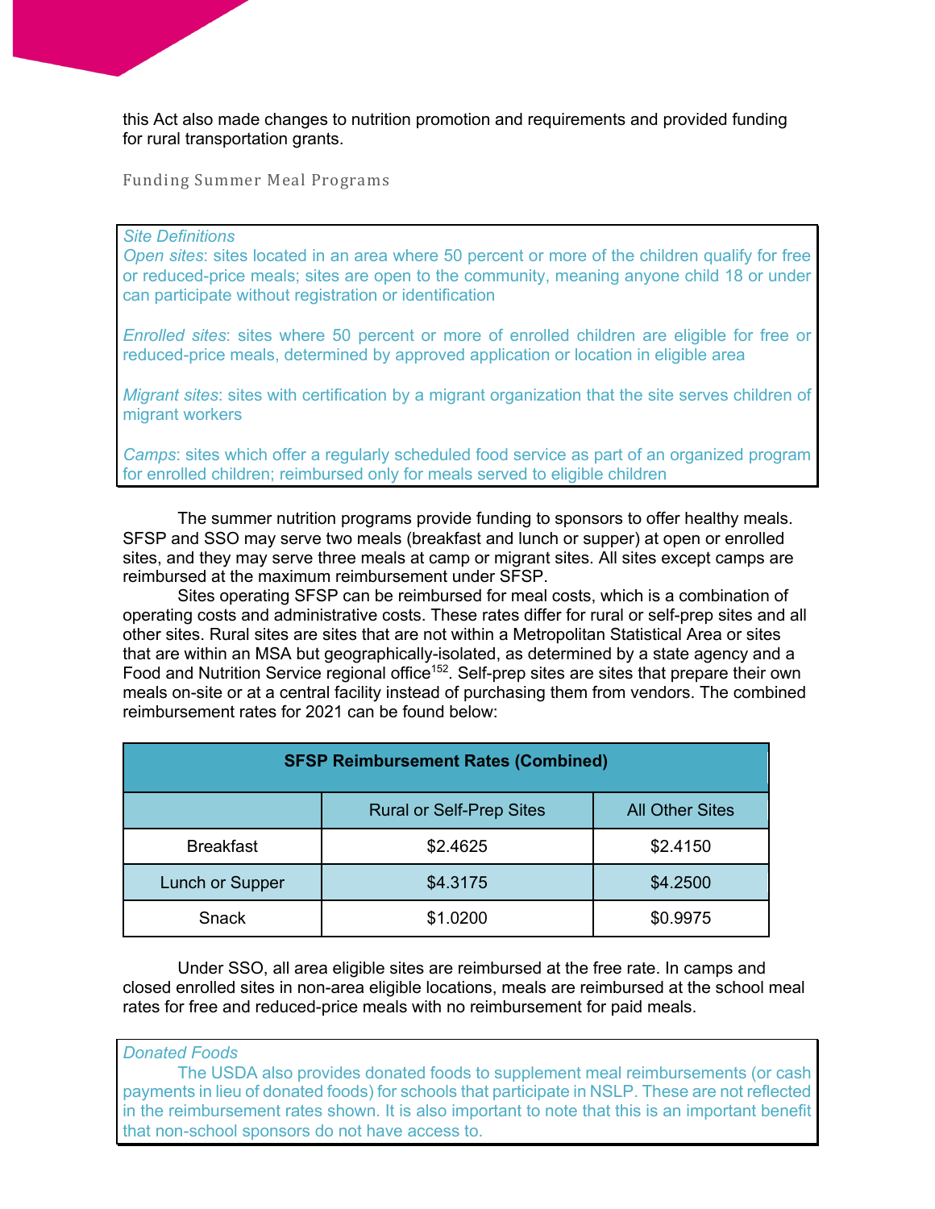this Act also made changes to nutrition promotion and requirements and provided funding for rural transportation grants.

### Funding Summer Meal Programs

*Site Definitions*

*Open sites*: sites located in an area where 50 percent or more of the children qualify for free or reduced-price meals; sites are open to the community, meaning anyone child 18 or under can participate without registration or identification

*Enrolled sites*: sites where 50 percent or more of enrolled children are eligible for free or reduced-price meals, determined by approved application or location in eligible area

*Migrant sites*: sites with certification by a migrant organization that the site serves children of migrant workers

*Camps*: sites which offer a regularly scheduled food service as part of an organized program for enrolled children; reimbursed only for meals served to eligible children

The summer nutrition programs provide funding to sponsors to offer healthy meals. SFSP and SSO may serve two meals (breakfast and lunch or supper) at open or enrolled sites, and they may serve three meals at camp or migrant sites. All sites except camps are reimbursed at the maximum reimbursement under SFSP.

Sites operating SFSP can be reimbursed for meal costs, which is a combination of operating costs and administrative costs. These rates differ for rural or self-prep sites and all other sites. Rural sites are sites that are not within a Metropolitan Statistical Area or sites that are within an MSA but geographically-isolated, as determined by a state agency and a Food and Nutrition Service regional office[152]. Self-prep sites are sites that prepare their own meals on-site or at a central facility instead of purchasing them from vendors. The combined reimbursement rates for 2021 can be found below:

| SFSP Reimbursement Rates (Combined) | | |
|---|---|---|
| | Rural or Self-Prep Sites | All Other Sites |
| Breakfast | $2.4625 | $2.4150 |
| Lunch or Supper | $4.3175 | $4.2500 |
| Snack | $1.0200 | $0.9975 |

Under SSO, all area eligible sites are reimbursed at the free rate. In camps and closed enrolled sites in non-area eligible locations, meals are reimbursed at the school meal rates for free and reduced-price meals with no reimbursement for paid meals.

*Donated Foods*

The USDA also provides donated foods to supplement meal reimbursements (or cash payments in lieu of donated foods) for schools that participate in NSLP. These are not reflected in the reimbursement rates shown. It is also important to note that this is an important benefit that non-school sponsors do not have access to.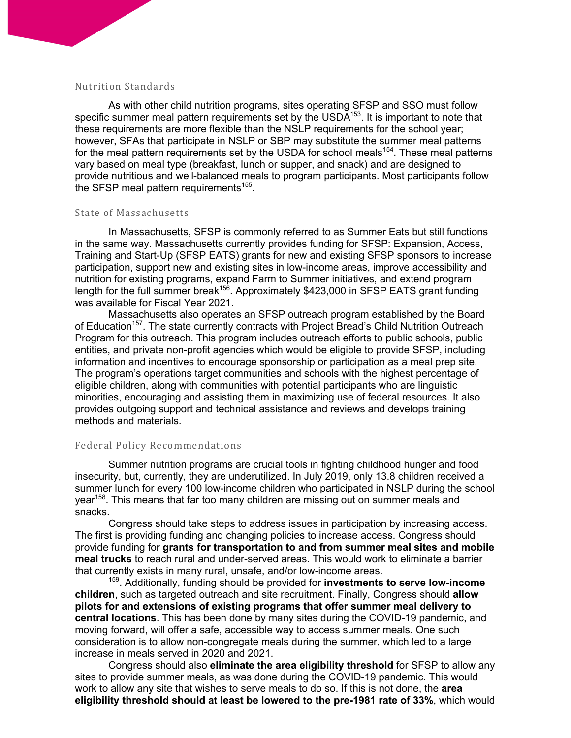### Nutrition Standards

As with other child nutrition programs, sites operating SFSP and SSO must follow specific summer meal pattern requirements set by the USDA[153]. It is important to note that these requirements are more flexible than the NSLP requirements for the school year; however, SFAs that participate in NSLP or SBP may substitute the summer meal patterns for the meal pattern requirements set by the USDA for school meals[154]. These meal patterns vary based on meal type (breakfast, lunch or supper, and snack) and are designed to provide nutritious and well-balanced meals to program participants. Most participants follow the SFSP meal pattern requirements[155].

### State of Massachusetts

In Massachusetts, SFSP is commonly referred to as Summer Eats but still functions in the same way. Massachusetts currently provides funding for SFSP: Expansion, Access, Training and Start-Up (SFSP EATS) grants for new and existing SFSP sponsors to increase participation, support new and existing sites in low-income areas, improve accessibility and nutrition for existing programs, expand Farm to Summer initiatives, and extend program length for the full summer break[156]. Approximately $423,000 in SFSP EATS grant funding was available for Fiscal Year 2021.

Massachusetts also operates an SFSP outreach program established by the Board of Education[157]. The state currently contracts with Project Bread's Child Nutrition Outreach Program for this outreach. This program includes outreach efforts to public schools, public entities, and private non-profit agencies which would be eligible to provide SFSP, including information and incentives to encourage sponsorship or participation as a meal prep site. The program's operations target communities and schools with the highest percentage of eligible children, along with communities with potential participants who are linguistic minorities, encouraging and assisting them in maximizing use of federal resources. It also provides outgoing support and technical assistance and reviews and develops training methods and materials.

### Federal Policy Recommendations

Summer nutrition programs are crucial tools in fighting childhood hunger and food insecurity, but, currently, they are underutilized. In July 2019, only 13.8 children received a summer lunch for every 100 low-income children who participated in NSLP during the school year[158]. This means that far too many children are missing out on summer meals and snacks.

Congress should take steps to address issues in participation by increasing access. The first is providing funding and changing policies to increase access. Congress should provide funding for **grants for transportation to and from summer meal sites and mobile meal trucks** to reach rural and under-served areas. This would work to eliminate a barrier that currently exists in many rural, unsafe, and/or low-income areas.

[159]. Additionally, funding should be provided for **investments to serve low-income children**, such as targeted outreach and site recruitment. Finally, Congress should **allow pilots for and extensions of existing programs that offer summer meal delivery to central locations**. This has been done by many sites during the COVID-19 pandemic, and moving forward, will offer a safe, accessible way to access summer meals. One such consideration is to allow non-congregate meals during the summer, which led to a large increase in meals served in 2020 and 2021.

Congress should also **eliminate the area eligibility threshold** for SFSP to allow any sites to provide summer meals, as was done during the COVID-19 pandemic. This would work to allow any site that wishes to serve meals to do so. If this is not done, the **area eligibility threshold should at least be lowered to the pre-1981 rate of 33%**, which would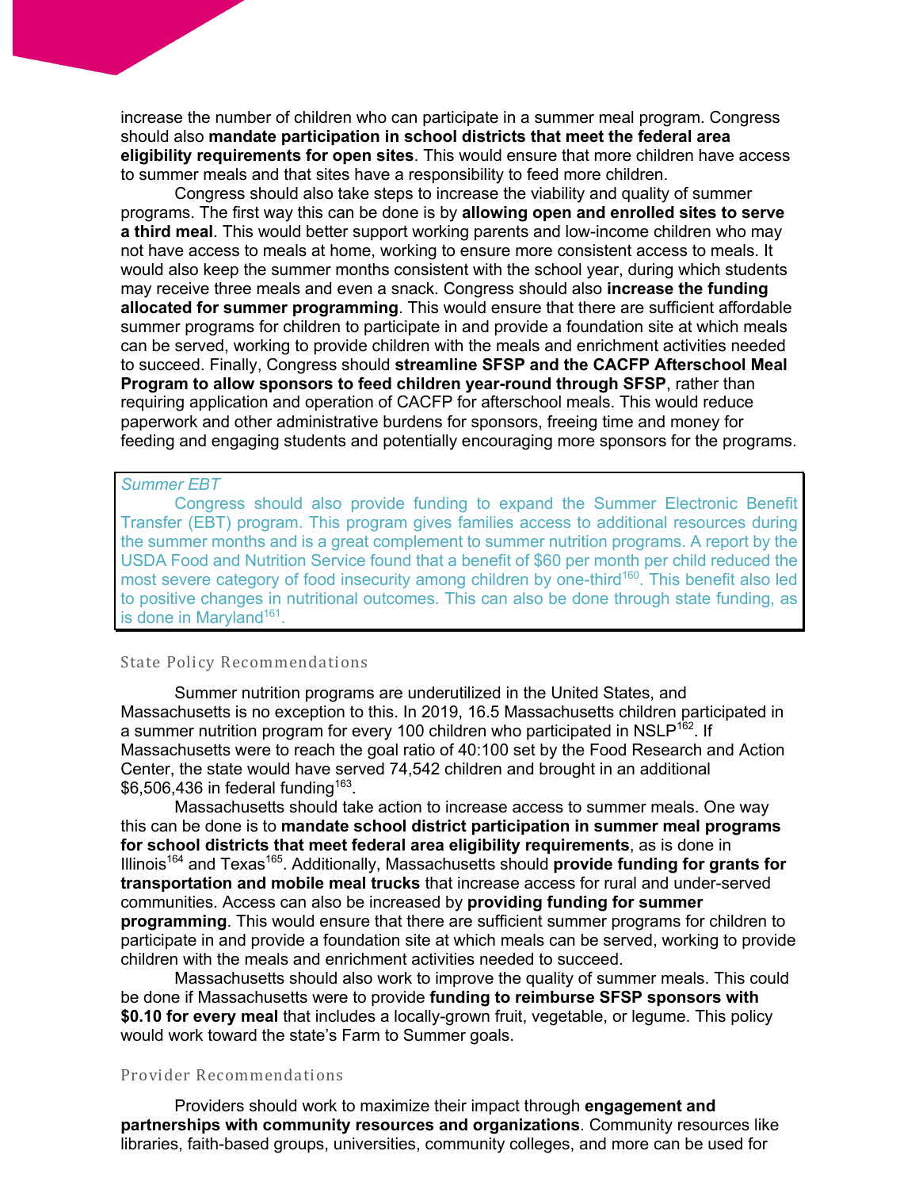increase the number of children who can participate in a summer meal program. Congress should also **mandate participation in school districts that meet the federal area eligibility requirements for open sites**. This would ensure that more children have access to summer meals and that sites have a responsibility to feed more children.

Congress should also take steps to increase the viability and quality of summer programs. The first way this can be done is by **allowing open and enrolled sites to serve a third meal**. This would better support working parents and low-income children who may not have access to meals at home, working to ensure more consistent access to meals. It would also keep the summer months consistent with the school year, during which students may receive three meals and even a snack. Congress should also **increase the funding allocated for summer programming**. This would ensure that there are sufficient affordable summer programs for children to participate in and provide a foundation site at which meals can be served, working to provide children with the meals and enrichment activities needed to succeed. Finally, Congress should **streamline SFSP and the CACFP Afterschool Meal Program to allow sponsors to feed children year-round through SFSP**, rather than requiring application and operation of CACFP for afterschool meals. This would reduce paperwork and other administrative burdens for sponsors, freeing time and money for feeding and engaging students and potentially encouraging more sponsors for the programs.

> *Summer EBT*
>
> Congress should also provide funding to expand the Summer Electronic Benefit Transfer (EBT) program. This program gives families access to additional resources during the summer months and is a great complement to summer nutrition programs. A report by the USDA Food and Nutrition Service found that a benefit of $60 per month per child reduced the most severe category of food insecurity among children by one-third[160]. This benefit also led to positive changes in nutritional outcomes. This can also be done through state funding, as is done in Maryland[161].

### State Policy Recommendations

Summer nutrition programs are underutilized in the United States, and Massachusetts is no exception to this. In 2019, 16.5 Massachusetts children participated in a summer nutrition program for every 100 children who participated in NSLP[162]. If Massachusetts were to reach the goal ratio of 40:100 set by the Food Research and Action Center, the state would have served 74,542 children and brought in an additional $6,506,436 in federal funding[163].

Massachusetts should take action to increase access to summer meals. One way this can be done is to **mandate school district participation in summer meal programs for school districts that meet federal area eligibility requirements**, as is done in Illinois[164] and Texas[165]. Additionally, Massachusetts should **provide funding for grants for transportation and mobile meal trucks** that increase access for rural and under-served communities. Access can also be increased by **providing funding for summer programming**. This would ensure that there are sufficient summer programs for children to participate in and provide a foundation site at which meals can be served, working to provide children with the meals and enrichment activities needed to succeed.

Massachusetts should also work to improve the quality of summer meals. This could be done if Massachusetts were to provide **funding to reimburse SFSP sponsors with $0.10 for every meal** that includes a locally-grown fruit, vegetable, or legume. This policy would work toward the state's Farm to Summer goals.

### Provider Recommendations

Providers should work to maximize their impact through **engagement and partnerships with community resources and organizations**. Community resources like libraries, faith-based groups, universities, community colleges, and more can be used for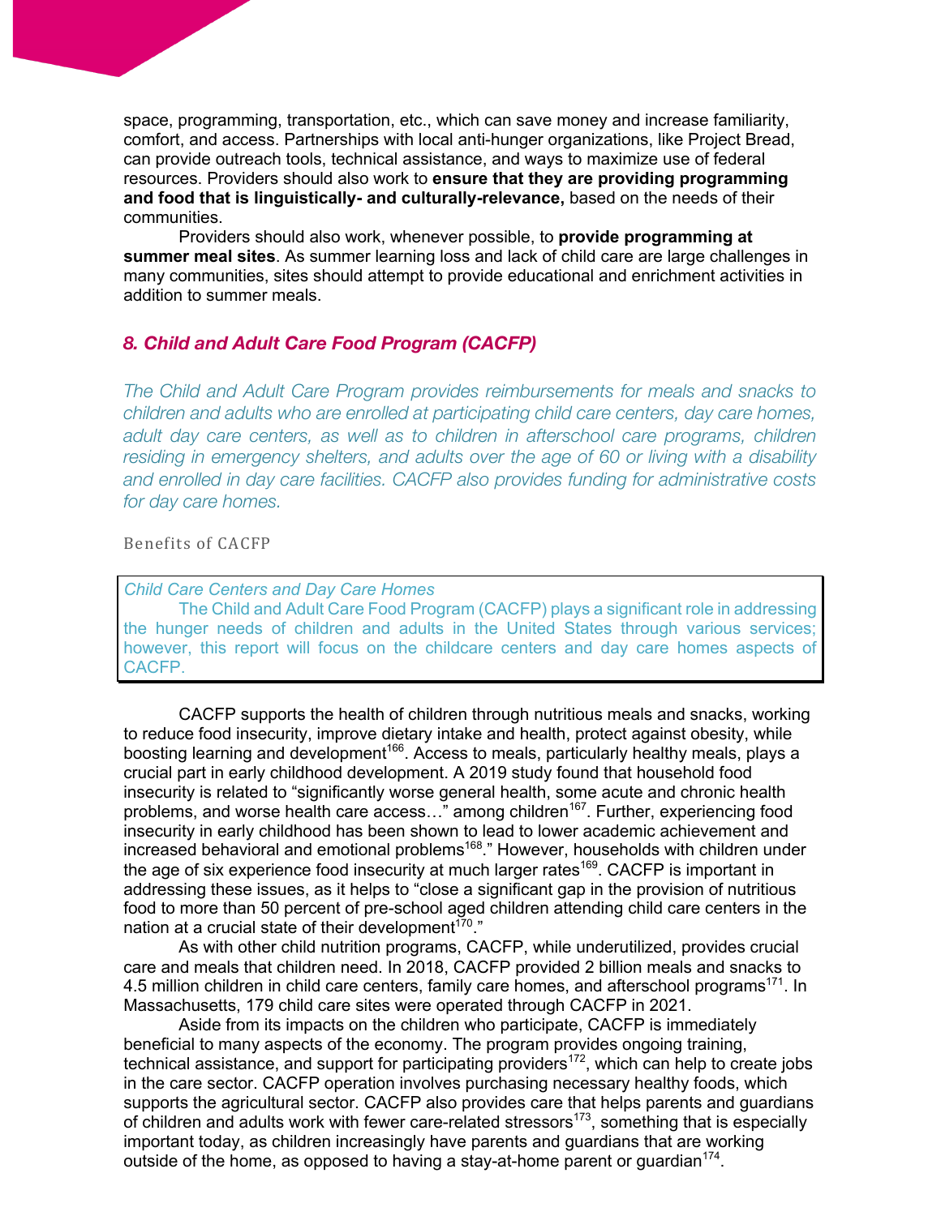space, programming, transportation, etc., which can save money and increase familiarity, comfort, and access. Partnerships with local anti-hunger organizations, like Project Bread, can provide outreach tools, technical assistance, and ways to maximize use of federal resources. Providers should also work to **ensure that they are providing programming and food that is linguistically- and culturally-relevance,** based on the needs of their communities.

Providers should also work, whenever possible, to **provide programming at summer meal sites**. As summer learning loss and lack of child care are large challenges in many communities, sites should attempt to provide educational and enrichment activities in addition to summer meals.

## *8. Child and Adult Care Food Program (CACFP)*

*The Child and Adult Care Program provides reimbursements for meals and snacks to children and adults who are enrolled at participating child care centers, day care homes, adult day care centers, as well as to children in afterschool care programs, children residing in emergency shelters, and adults over the age of 60 or living with a disability and enrolled in day care facilities. CACFP also provides funding for administrative costs for day care homes.*

### Benefits of CACFP

*Child Care Centers and Day Care Homes*

The Child and Adult Care Food Program (CACFP) plays a significant role in addressing the hunger needs of children and adults in the United States through various services; however, this report will focus on the childcare centers and day care homes aspects of CACFP.

CACFP supports the health of children through nutritious meals and snacks, working to reduce food insecurity, improve dietary intake and health, protect against obesity, while boosting learning and development[166]. Access to meals, particularly healthy meals, plays a crucial part in early childhood development. A 2019 study found that household food insecurity is related to "significantly worse general health, some acute and chronic health problems, and worse health care access…" among children[167]. Further, experiencing food insecurity in early childhood has been shown to lead to lower academic achievement and increased behavioral and emotional problems[168]." However, households with children under the age of six experience food insecurity at much larger rates[169]. CACFP is important in addressing these issues, as it helps to "close a significant gap in the provision of nutritious food to more than 50 percent of pre-school aged children attending child care centers in the nation at a crucial state of their development[170]."

As with other child nutrition programs, CACFP, while underutilized, provides crucial care and meals that children need. In 2018, CACFP provided 2 billion meals and snacks to 4.5 million children in child care centers, family care homes, and afterschool programs[171]. In Massachusetts, 179 child care sites were operated through CACFP in 2021.

Aside from its impacts on the children who participate, CACFP is immediately beneficial to many aspects of the economy. The program provides ongoing training, technical assistance, and support for participating providers[172], which can help to create jobs in the care sector. CACFP operation involves purchasing necessary healthy foods, which supports the agricultural sector. CACFP also provides care that helps parents and guardians of children and adults work with fewer care-related stressors[173], something that is especially important today, as children increasingly have parents and guardians that are working outside of the home, as opposed to having a stay-at-home parent or guardian[174].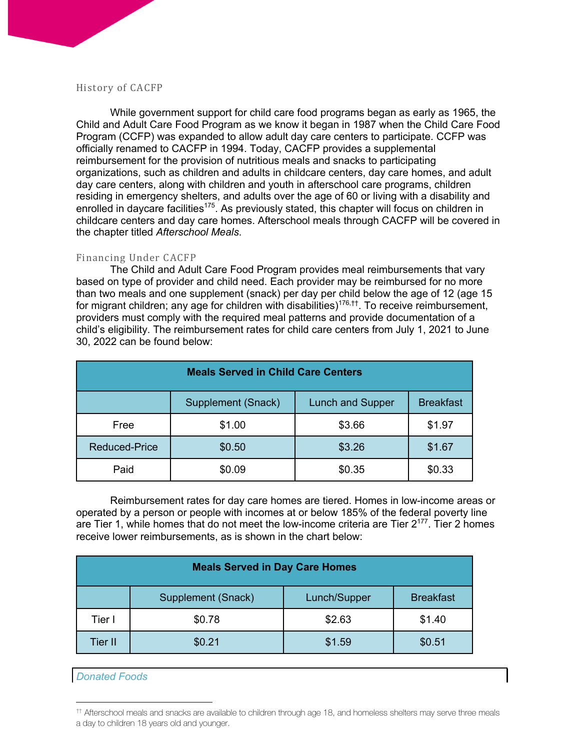## History of CACFP

While government support for child care food programs began as early as 1965, the Child and Adult Care Food Program as we know it began in 1987 when the Child Care Food Program (CCFP) was expanded to allow adult day care centers to participate. CCFP was officially renamed to CACFP in 1994. Today, CACFP provides a supplemental reimbursement for the provision of nutritious meals and snacks to participating organizations, such as children and adults in childcare centers, day care homes, and adult day care centers, along with children and youth in afterschool care programs, children residing in emergency shelters, and adults over the age of 60 or living with a disability and enrolled in daycare facilities[175]. As previously stated, this chapter will focus on children in childcare centers and day care homes. Afterschool meals through CACFP will be covered in the chapter titled *Afterschool Meals*.

## Financing Under CACFP

The Child and Adult Care Food Program provides meal reimbursements that vary based on type of provider and child need. Each provider may be reimbursed for no more than two meals and one supplement (snack) per day per child below the age of 12 (age 15 for migrant children; any age for children with disabilities)[176,††]. To receive reimbursement, providers must comply with the required meal patterns and provide documentation of a child's eligibility. The reimbursement rates for child care centers from July 1, 2021 to June 30, 2022 can be found below:

| **Meals Served in Child Care Centers** | | | |
|---|---|---|---|
| | Supplement (Snack) | Lunch and Supper | Breakfast |
| Free | $1.00 | $3.66 | $1.97 |
| Reduced-Price | $0.50 | $3.26 | $1.67 |
| Paid | $0.09 | $0.35 | $0.33 |

Reimbursement rates for day care homes are tiered. Homes in low-income areas or operated by a person or people with incomes at or below 185% of the federal poverty line are Tier 1, while homes that do not meet the low-income criteria are Tier 2[177]. Tier 2 homes receive lower reimbursements, as is shown in the chart below:

| **Meals Served in Day Care Homes** | | | |
|---|---|---|---|
| | Supplement (Snack) | Lunch/Supper | Breakfast |
| Tier I | $0.78 | $2.63 | $1.40 |
| Tier II | $0.21 | $1.59 | $0.51 |

*Donated Foods*

†† Afterschool meals and snacks are available to children through age 18, and homeless shelters may serve three meals a day to children 18 years old and younger.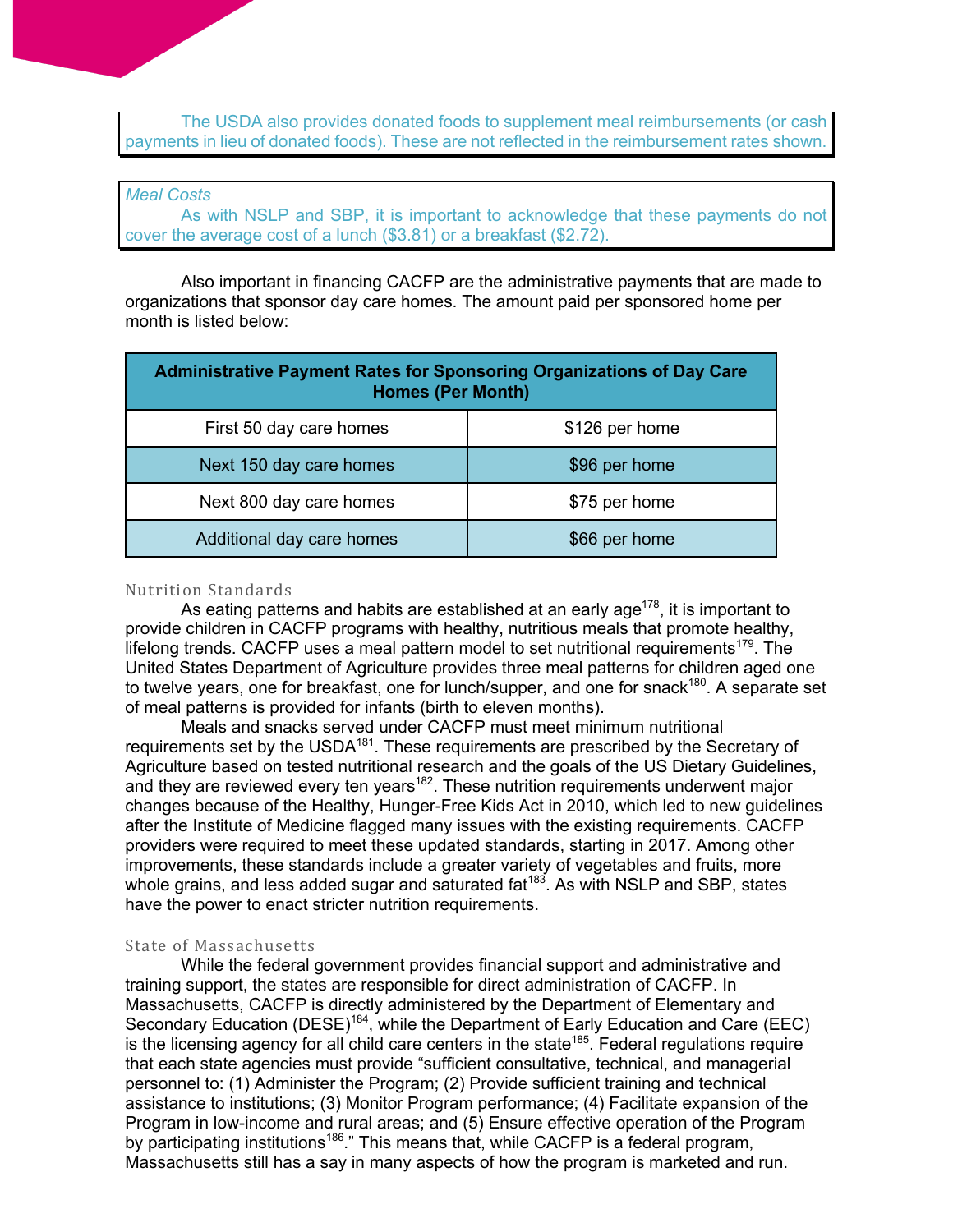The USDA also provides donated foods to supplement meal reimbursements (or cash payments in lieu of donated foods). These are not reflected in the reimbursement rates shown.

*Meal Costs*

As with NSLP and SBP, it is important to acknowledge that these payments do not cover the average cost of a lunch ($3.81) or a breakfast ($2.72).

Also important in financing CACFP are the administrative payments that are made to organizations that sponsor day care homes. The amount paid per sponsored home per month is listed below:

| Administrative Payment Rates for Sponsoring Organizations of Day Care Homes (Per Month) | |
|---|---|
| First 50 day care homes | $126 per home |
| Next 150 day care homes | $96 per home |
| Next 800 day care homes | $75 per home |
| Additional day care homes | $66 per home |

### Nutrition Standards

As eating patterns and habits are established at an early age[178], it is important to provide children in CACFP programs with healthy, nutritious meals that promote healthy, lifelong trends. CACFP uses a meal pattern model to set nutritional requirements[179]. The United States Department of Agriculture provides three meal patterns for children aged one to twelve years, one for breakfast, one for lunch/supper, and one for snack[180]. A separate set of meal patterns is provided for infants (birth to eleven months).

Meals and snacks served under CACFP must meet minimum nutritional requirements set by the USDA[181]. These requirements are prescribed by the Secretary of Agriculture based on tested nutritional research and the goals of the US Dietary Guidelines, and they are reviewed every ten years[182]. These nutrition requirements underwent major changes because of the Healthy, Hunger-Free Kids Act in 2010, which led to new guidelines after the Institute of Medicine flagged many issues with the existing requirements. CACFP providers were required to meet these updated standards, starting in 2017. Among other improvements, these standards include a greater variety of vegetables and fruits, more whole grains, and less added sugar and saturated fat[183]. As with NSLP and SBP, states have the power to enact stricter nutrition requirements.

### State of Massachusetts

While the federal government provides financial support and administrative and training support, the states are responsible for direct administration of CACFP. In Massachusetts, CACFP is directly administered by the Department of Elementary and Secondary Education (DESE)[184], while the Department of Early Education and Care (EEC) is the licensing agency for all child care centers in the state[185]. Federal regulations require that each state agencies must provide "sufficient consultative, technical, and managerial personnel to: (1) Administer the Program; (2) Provide sufficient training and technical assistance to institutions; (3) Monitor Program performance; (4) Facilitate expansion of the Program in low-income and rural areas; and (5) Ensure effective operation of the Program by participating institutions[186]." This means that, while CACFP is a federal program, Massachusetts still has a say in many aspects of how the program is marketed and run.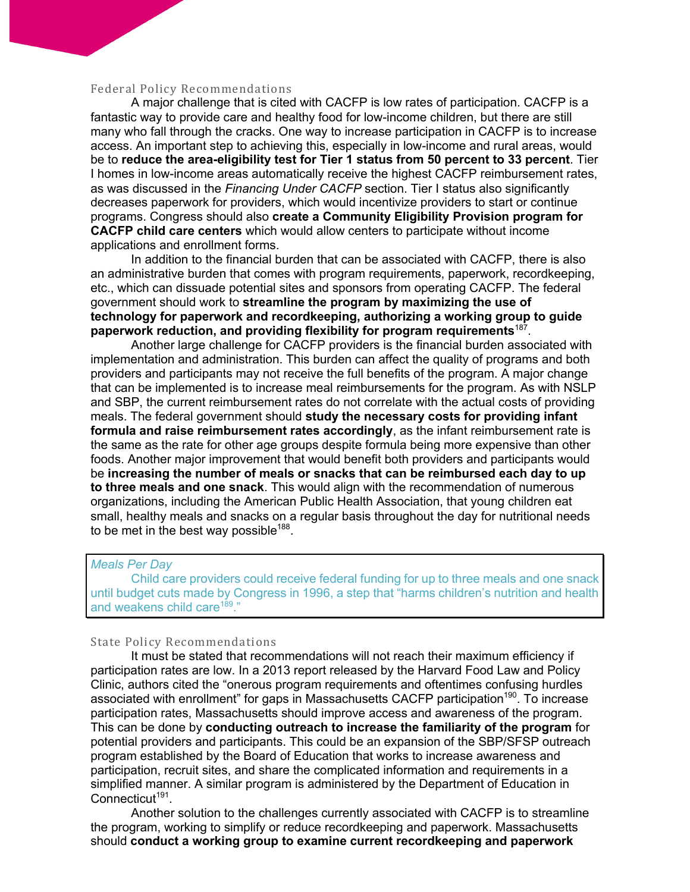## Federal Policy Recommendations

A major challenge that is cited with CACFP is low rates of participation. CACFP is a fantastic way to provide care and healthy food for low-income children, but there are still many who fall through the cracks. One way to increase participation in CACFP is to increase access. An important step to achieving this, especially in low-income and rural areas, would be to **reduce the area-eligibility test for Tier 1 status from 50 percent to 33 percent**. Tier I homes in low-income areas automatically receive the highest CACFP reimbursement rates, as was discussed in the *Financing Under CACFP* section. Tier I status also significantly decreases paperwork for providers, which would incentivize providers to start or continue programs. Congress should also **create a Community Eligibility Provision program for CACFP child care centers** which would allow centers to participate without income applications and enrollment forms.

In addition to the financial burden that can be associated with CACFP, there is also an administrative burden that comes with program requirements, paperwork, recordkeeping, etc., which can dissuade potential sites and sponsors from operating CACFP. The federal government should work to **streamline the program by maximizing the use of technology for paperwork and recordkeeping, authorizing a working group to guide paperwork reduction, and providing flexibility for program requirements**[187].

Another large challenge for CACFP providers is the financial burden associated with implementation and administration. This burden can affect the quality of programs and both providers and participants may not receive the full benefits of the program. A major change that can be implemented is to increase meal reimbursements for the program. As with NSLP and SBP, the current reimbursement rates do not correlate with the actual costs of providing meals. The federal government should **study the necessary costs for providing infant formula and raise reimbursement rates accordingly**, as the infant reimbursement rate is the same as the rate for other age groups despite formula being more expensive than other foods. Another major improvement that would benefit both providers and participants would be **increasing the number of meals or snacks that can be reimbursed each day to up to three meals and one snack**. This would align with the recommendation of numerous organizations, including the American Public Health Association, that young children eat small, healthy meals and snacks on a regular basis throughout the day for nutritional needs to be met in the best way possible[188].

> *Meals Per Day*
>
> Child care providers could receive federal funding for up to three meals and one snack until budget cuts made by Congress in 1996, a step that "harms children's nutrition and health and weakens child care[189]."

## State Policy Recommendations

It must be stated that recommendations will not reach their maximum efficiency if participation rates are low. In a 2013 report released by the Harvard Food Law and Policy Clinic, authors cited the "onerous program requirements and oftentimes confusing hurdles associated with enrollment" for gaps in Massachusetts CACFP participation[190]. To increase participation rates, Massachusetts should improve access and awareness of the program. This can be done by **conducting outreach to increase the familiarity of the program** for potential providers and participants. This could be an expansion of the SBP/SFSP outreach program established by the Board of Education that works to increase awareness and participation, recruit sites, and share the complicated information and requirements in a simplified manner. A similar program is administered by the Department of Education in Connecticut[191].

Another solution to the challenges currently associated with CACFP is to streamline the program, working to simplify or reduce recordkeeping and paperwork. Massachusetts should **conduct a working group to examine current recordkeeping and paperwork**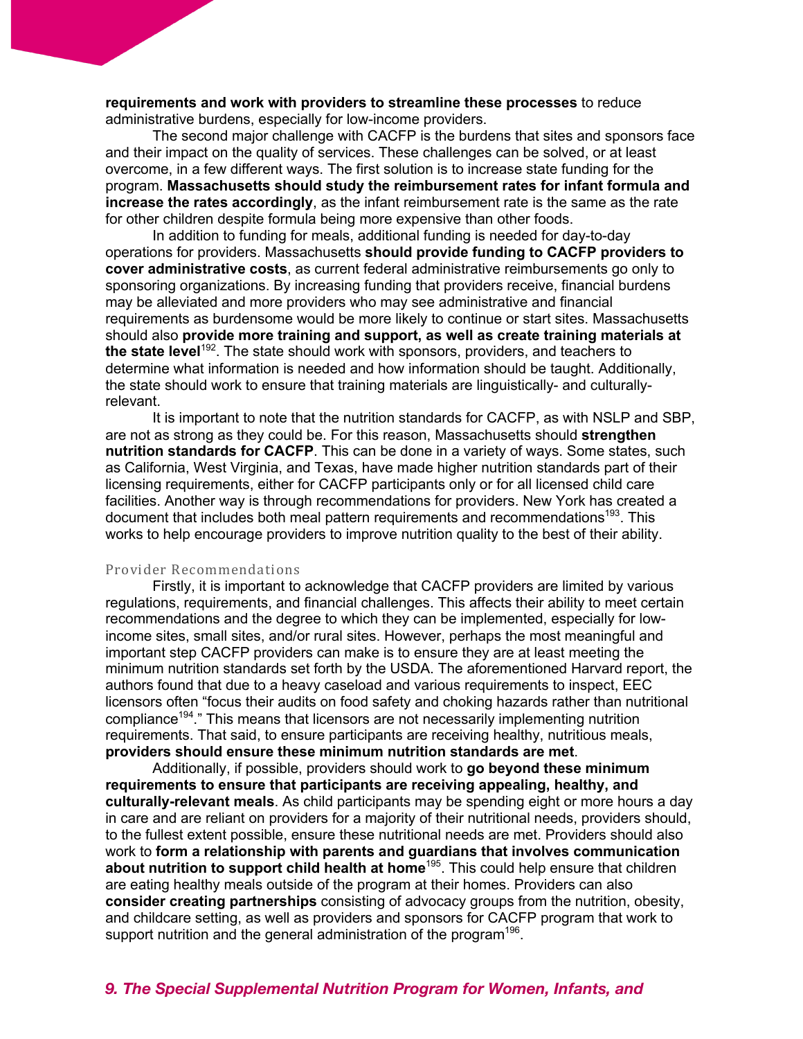**requirements and work with providers to streamline these processes** to reduce administrative burdens, especially for low-income providers.

The second major challenge with CACFP is the burdens that sites and sponsors face and their impact on the quality of services. These challenges can be solved, or at least overcome, in a few different ways. The first solution is to increase state funding for the program. **Massachusetts should study the reimbursement rates for infant formula and increase the rates accordingly**, as the infant reimbursement rate is the same as the rate for other children despite formula being more expensive than other foods.

In addition to funding for meals, additional funding is needed for day-to-day operations for providers. Massachusetts **should provide funding to CACFP providers to cover administrative costs**, as current federal administrative reimbursements go only to sponsoring organizations. By increasing funding that providers receive, financial burdens may be alleviated and more providers who may see administrative and financial requirements as burdensome would be more likely to continue or start sites. Massachusetts should also **provide more training and support, as well as create training materials at the state level**[192]. The state should work with sponsors, providers, and teachers to determine what information is needed and how information should be taught. Additionally, the state should work to ensure that training materials are linguistically- and culturally-relevant.

It is important to note that the nutrition standards for CACFP, as with NSLP and SBP, are not as strong as they could be. For this reason, Massachusetts should **strengthen nutrition standards for CACFP**. This can be done in a variety of ways. Some states, such as California, West Virginia, and Texas, have made higher nutrition standards part of their licensing requirements, either for CACFP participants only or for all licensed child care facilities. Another way is through recommendations for providers. New York has created a document that includes both meal pattern requirements and recommendations[193]. This works to help encourage providers to improve nutrition quality to the best of their ability.

### Provider Recommendations

Firstly, it is important to acknowledge that CACFP providers are limited by various regulations, requirements, and financial challenges. This affects their ability to meet certain recommendations and the degree to which they can be implemented, especially for low-income sites, small sites, and/or rural sites. However, perhaps the most meaningful and important step CACFP providers can make is to ensure they are at least meeting the minimum nutrition standards set forth by the USDA. The aforementioned Harvard report, the authors found that due to a heavy caseload and various requirements to inspect, EEC licensors often "focus their audits on food safety and choking hazards rather than nutritional compliance[194]." This means that licensors are not necessarily implementing nutrition requirements. That said, to ensure participants are receiving healthy, nutritious meals, **providers should ensure these minimum nutrition standards are met**.

Additionally, if possible, providers should work to **go beyond these minimum requirements to ensure that participants are receiving appealing, healthy, and culturally-relevant meals**. As child participants may be spending eight or more hours a day in care and are reliant on providers for a majority of their nutritional needs, providers should, to the fullest extent possible, ensure these nutritional needs are met. Providers should also work to **form a relationship with parents and guardians that involves communication about nutrition to support child health at home**[195]. This could help ensure that children are eating healthy meals outside of the program at their homes. Providers can also **consider creating partnerships** consisting of advocacy groups from the nutrition, obesity, and childcare setting, as well as providers and sponsors for CACFP program that work to support nutrition and the general administration of the program[196].

## *9. The Special Supplemental Nutrition Program for Women, Infants, and*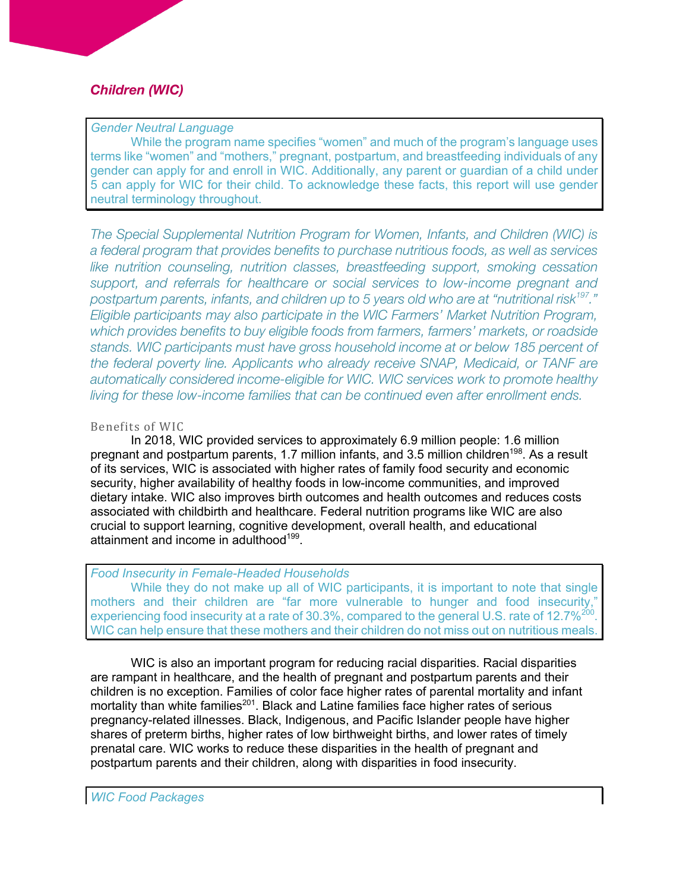### *Children (WIC)*

> *Gender Neutral Language*
>
> While the program name specifies "women" and much of the program's language uses terms like "women" and "mothers," pregnant, postpartum, and breastfeeding individuals of any gender can apply for and enroll in WIC. Additionally, any parent or guardian of a child under 5 can apply for WIC for their child. To acknowledge these facts, this report will use gender neutral terminology throughout.

*The Special Supplemental Nutrition Program for Women, Infants, and Children (WIC) is a federal program that provides benefits to purchase nutritious foods, as well as services like nutrition counseling, nutrition classes, breastfeeding support, smoking cessation support, and referrals for healthcare or social services to low-income pregnant and postpartum parents, infants, and children up to 5 years old who are at "nutritional risk[197]." Eligible participants may also participate in the WIC Farmers' Market Nutrition Program, which provides benefits to buy eligible foods from farmers, farmers' markets, or roadside stands. WIC participants must have gross household income at or below 185 percent of the federal poverty line. Applicants who already receive SNAP, Medicaid, or TANF are automatically considered income-eligible for WIC. WIC services work to promote healthy living for these low-income families that can be continued even after enrollment ends.*

#### Benefits of WIC

In 2018, WIC provided services to approximately 6.9 million people: 1.6 million pregnant and postpartum parents, 1.7 million infants, and 3.5 million children[198]. As a result of its services, WIC is associated with higher rates of family food security and economic security, higher availability of healthy foods in low-income communities, and improved dietary intake. WIC also improves birth outcomes and health outcomes and reduces costs associated with childbirth and healthcare. Federal nutrition programs like WIC are also crucial to support learning, cognitive development, overall health, and educational attainment and income in adulthood[199].

> *Food Insecurity in Female-Headed Households*
>
> While they do not make up all of WIC participants, it is important to note that single mothers and their children are "far more vulnerable to hunger and food insecurity," experiencing food insecurity at a rate of 30.3%, compared to the general U.S. rate of 12.7%[200]. WIC can help ensure that these mothers and their children do not miss out on nutritious meals.

WIC is also an important program for reducing racial disparities. Racial disparities are rampant in healthcare, and the health of pregnant and postpartum parents and their children is no exception. Families of color face higher rates of parental mortality and infant mortality than white families[201]. Black and Latine families face higher rates of serious pregnancy-related illnesses. Black, Indigenous, and Pacific Islander people have higher shares of preterm births, higher rates of low birthweight births, and lower rates of timely prenatal care. WIC works to reduce these disparities in the health of pregnant and postpartum parents and their children, along with disparities in food insecurity.

> *WIC Food Packages*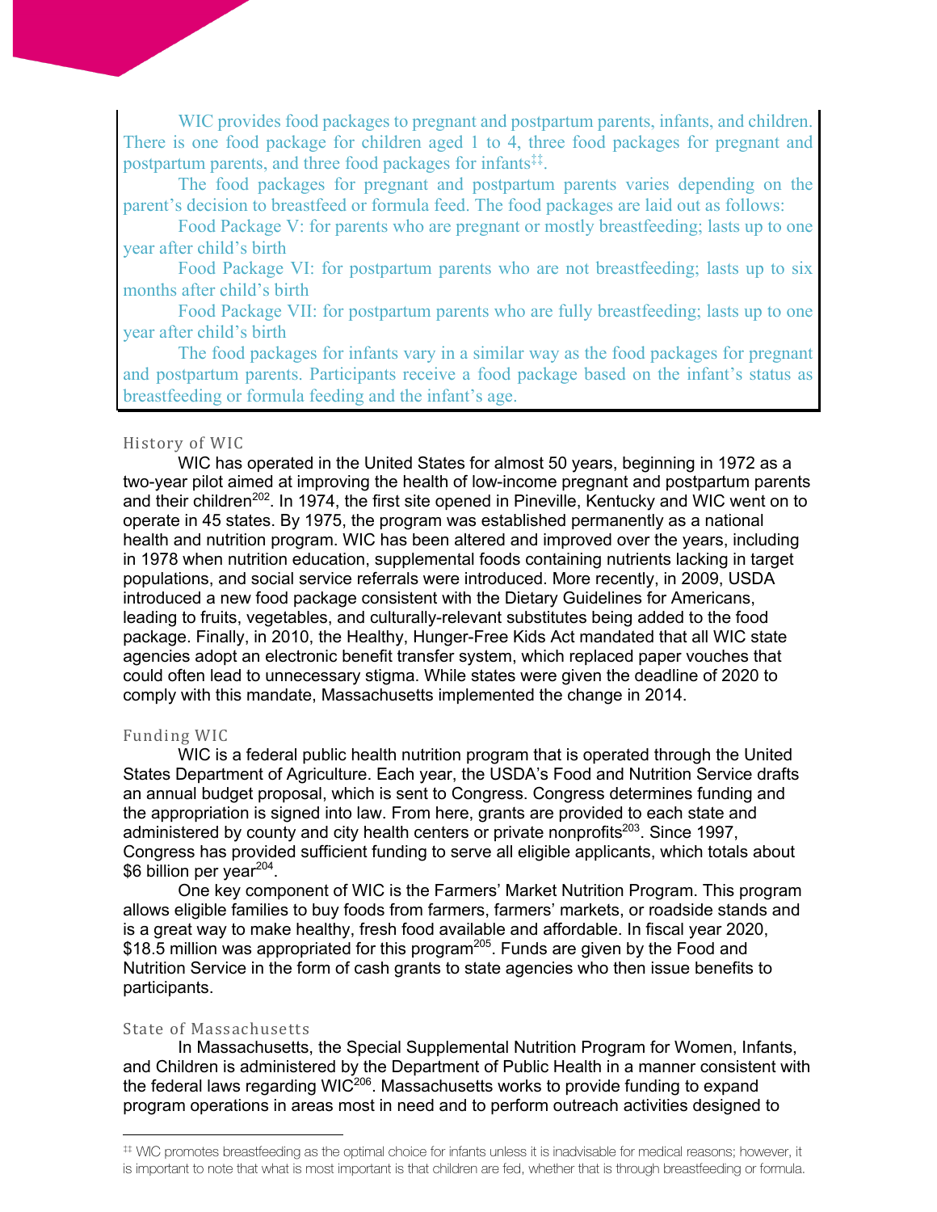WIC provides food packages to pregnant and postpartum parents, infants, and children. There is one food package for children aged 1 to 4, three food packages for pregnant and postpartum parents, and three food packages for infants[‡‡].

The food packages for pregnant and postpartum parents varies depending on the parent's decision to breastfeed or formula feed. The food packages are laid out as follows:

Food Package V: for parents who are pregnant or mostly breastfeeding; lasts up to one year after child's birth

Food Package VI: for postpartum parents who are not breastfeeding; lasts up to six months after child's birth

Food Package VII: for postpartum parents who are fully breastfeeding; lasts up to one year after child's birth

The food packages for infants vary in a similar way as the food packages for pregnant and postpartum parents. Participants receive a food package based on the infant's status as breastfeeding or formula feeding and the infant's age.

### History of WIC

WIC has operated in the United States for almost 50 years, beginning in 1972 as a two-year pilot aimed at improving the health of low-income pregnant and postpartum parents and their children[202]. In 1974, the first site opened in Pineville, Kentucky and WIC went on to operate in 45 states. By 1975, the program was established permanently as a national health and nutrition program. WIC has been altered and improved over the years, including in 1978 when nutrition education, supplemental foods containing nutrients lacking in target populations, and social service referrals were introduced. More recently, in 2009, USDA introduced a new food package consistent with the Dietary Guidelines for Americans, leading to fruits, vegetables, and culturally-relevant substitutes being added to the food package. Finally, in 2010, the Healthy, Hunger-Free Kids Act mandated that all WIC state agencies adopt an electronic benefit transfer system, which replaced paper vouches that could often lead to unnecessary stigma. While states were given the deadline of 2020 to comply with this mandate, Massachusetts implemented the change in 2014.

### Funding WIC

WIC is a federal public health nutrition program that is operated through the United States Department of Agriculture. Each year, the USDA's Food and Nutrition Service drafts an annual budget proposal, which is sent to Congress. Congress determines funding and the appropriation is signed into law. From here, grants are provided to each state and administered by county and city health centers or private nonprofits[203]. Since 1997, Congress has provided sufficient funding to serve all eligible applicants, which totals about \$6 billion per year[204].

One key component of WIC is the Farmers' Market Nutrition Program. This program allows eligible families to buy foods from farmers, farmers' markets, or roadside stands and is a great way to make healthy, fresh food available and affordable. In fiscal year 2020, \$18.5 million was appropriated for this program[205]. Funds are given by the Food and Nutrition Service in the form of cash grants to state agencies who then issue benefits to participants.

### State of Massachusetts

In Massachusetts, the Special Supplemental Nutrition Program for Women, Infants, and Children is administered by the Department of Public Health in a manner consistent with the federal laws regarding WIC[206]. Massachusetts works to provide funding to expand program operations in areas most in need and to perform outreach activities designed to

---

[‡‡] WIC promotes breastfeeding as the optimal choice for infants unless it is inadvisable for medical reasons; however, it is important to note that what is most important is that children are fed, whether that is through breastfeeding or formula.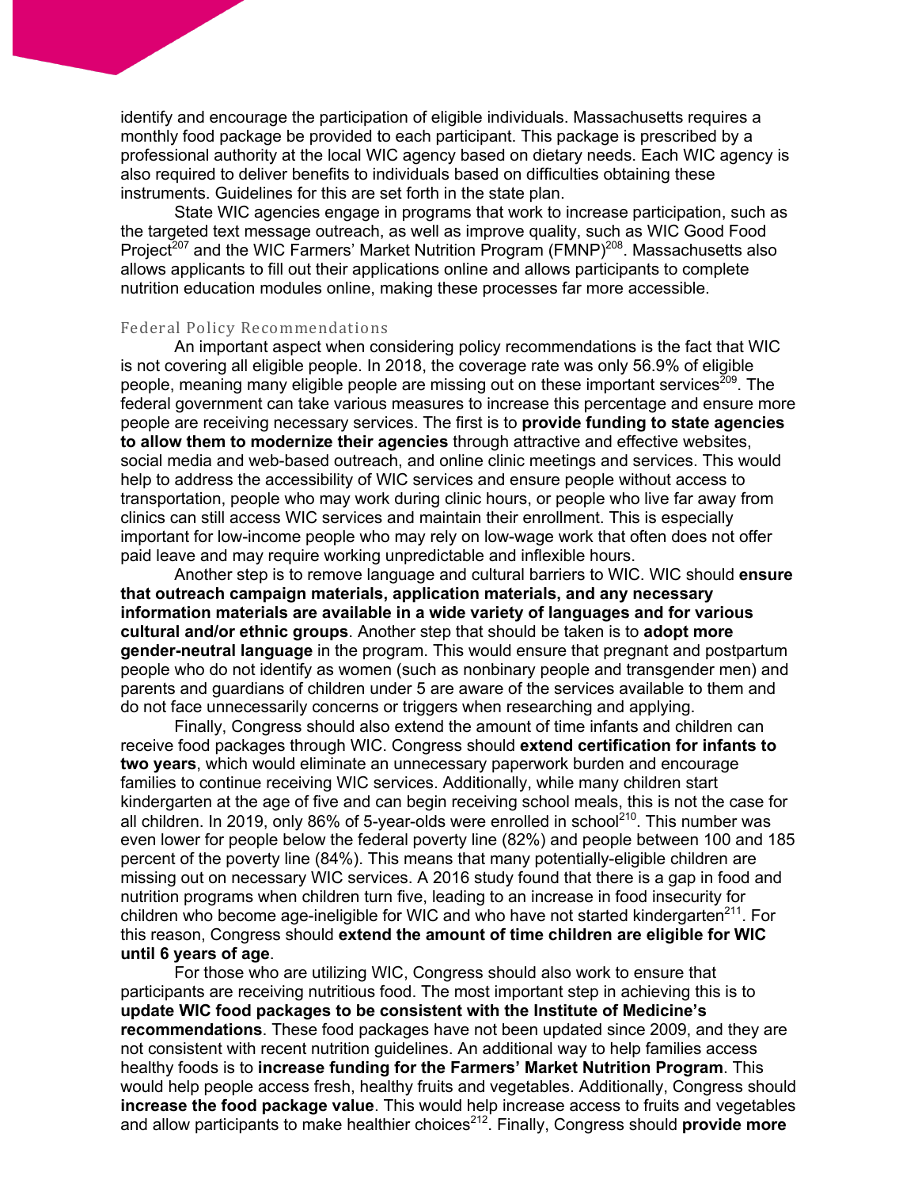identify and encourage the participation of eligible individuals. Massachusetts requires a monthly food package be provided to each participant. This package is prescribed by a professional authority at the local WIC agency based on dietary needs. Each WIC agency is also required to deliver benefits to individuals based on difficulties obtaining these instruments. Guidelines for this are set forth in the state plan.

State WIC agencies engage in programs that work to increase participation, such as the targeted text message outreach, as well as improve quality, such as WIC Good Food Project[207] and the WIC Farmers' Market Nutrition Program (FMNP)[208]. Massachusetts also allows applicants to fill out their applications online and allows participants to complete nutrition education modules online, making these processes far more accessible.

### Federal Policy Recommendations

An important aspect when considering policy recommendations is the fact that WIC is not covering all eligible people. In 2018, the coverage rate was only 56.9% of eligible people, meaning many eligible people are missing out on these important services[209]. The federal government can take various measures to increase this percentage and ensure more people are receiving necessary services. The first is to **provide funding to state agencies to allow them to modernize their agencies** through attractive and effective websites, social media and web-based outreach, and online clinic meetings and services. This would help to address the accessibility of WIC services and ensure people without access to transportation, people who may work during clinic hours, or people who live far away from clinics can still access WIC services and maintain their enrollment. This is especially important for low-income people who may rely on low-wage work that often does not offer paid leave and may require working unpredictable and inflexible hours.

Another step is to remove language and cultural barriers to WIC. WIC should **ensure that outreach campaign materials, application materials, and any necessary information materials are available in a wide variety of languages and for various cultural and/or ethnic groups**. Another step that should be taken is to **adopt more gender-neutral language** in the program. This would ensure that pregnant and postpartum people who do not identify as women (such as nonbinary people and transgender men) and parents and guardians of children under 5 are aware of the services available to them and do not face unnecessarily concerns or triggers when researching and applying.

Finally, Congress should also extend the amount of time infants and children can receive food packages through WIC. Congress should **extend certification for infants to two years**, which would eliminate an unnecessary paperwork burden and encourage families to continue receiving WIC services. Additionally, while many children start kindergarten at the age of five and can begin receiving school meals, this is not the case for all children. In 2019, only 86% of 5-year-olds were enrolled in school[210]. This number was even lower for people below the federal poverty line (82%) and people between 100 and 185 percent of the poverty line (84%). This means that many potentially-eligible children are missing out on necessary WIC services. A 2016 study found that there is a gap in food and nutrition programs when children turn five, leading to an increase in food insecurity for children who become age-ineligible for WIC and who have not started kindergarten[211]. For this reason, Congress should **extend the amount of time children are eligible for WIC until 6 years of age**.

For those who are utilizing WIC, Congress should also work to ensure that participants are receiving nutritious food. The most important step in achieving this is to **update WIC food packages to be consistent with the Institute of Medicine's recommendations**. These food packages have not been updated since 2009, and they are not consistent with recent nutrition guidelines. An additional way to help families access healthy foods is to **increase funding for the Farmers' Market Nutrition Program**. This would help people access fresh, healthy fruits and vegetables. Additionally, Congress should **increase the food package value**. This would help increase access to fruits and vegetables and allow participants to make healthier choices[212]. Finally, Congress should **provide more**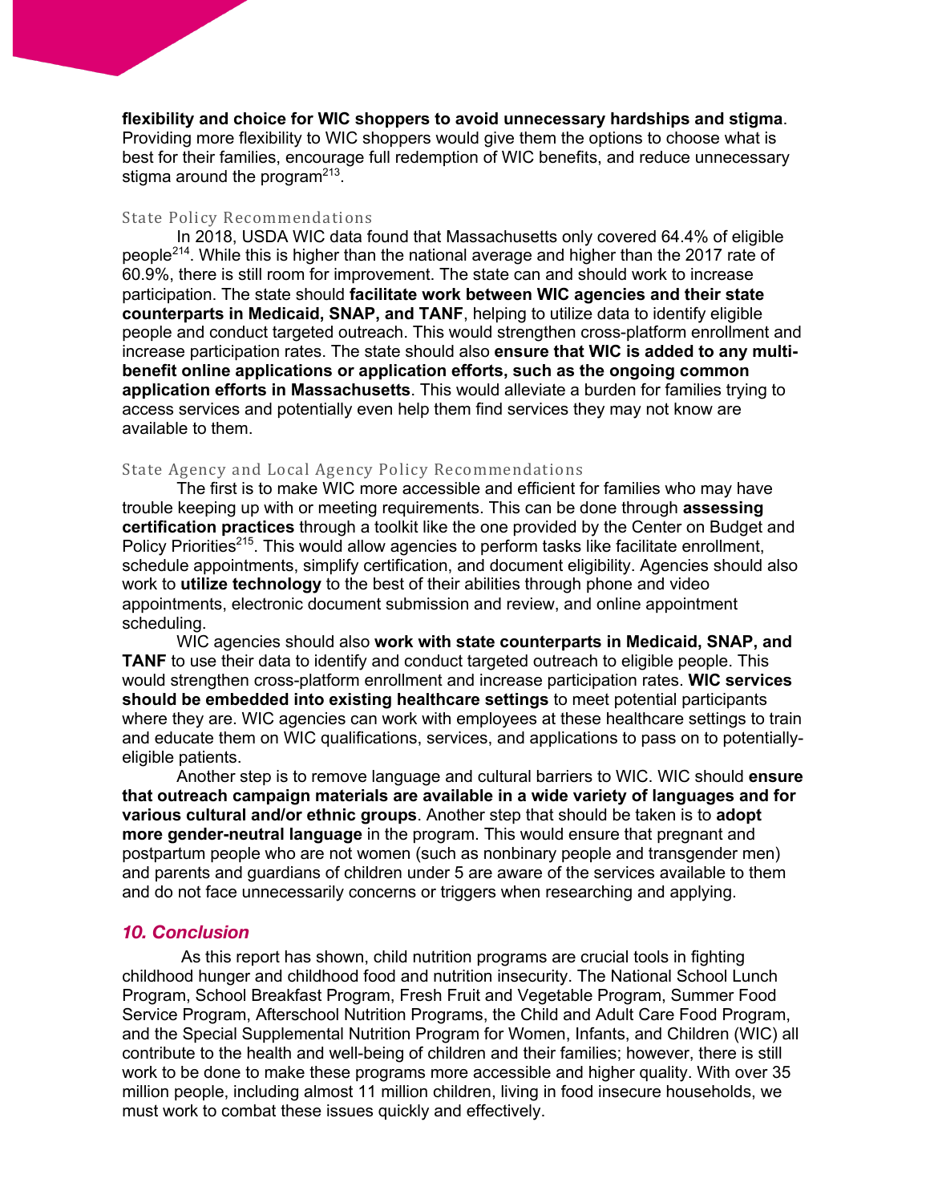**flexibility and choice for WIC shoppers to avoid unnecessary hardships and stigma**. Providing more flexibility to WIC shoppers would give them the options to choose what is best for their families, encourage full redemption of WIC benefits, and reduce unnecessary stigma around the program[213].

### State Policy Recommendations

In 2018, USDA WIC data found that Massachusetts only covered 64.4% of eligible people[214]. While this is higher than the national average and higher than the 2017 rate of 60.9%, there is still room for improvement. The state can and should work to increase participation. The state should **facilitate work between WIC agencies and their state counterparts in Medicaid, SNAP, and TANF**, helping to utilize data to identify eligible people and conduct targeted outreach. This would strengthen cross-platform enrollment and increase participation rates. The state should also **ensure that WIC is added to any multi-benefit online applications or application efforts, such as the ongoing common application efforts in Massachusetts**. This would alleviate a burden for families trying to access services and potentially even help them find services they may not know are available to them.

### State Agency and Local Agency Policy Recommendations

The first is to make WIC more accessible and efficient for families who may have trouble keeping up with or meeting requirements. This can be done through **assessing certification practices** through a toolkit like the one provided by the Center on Budget and Policy Priorities[215]. This would allow agencies to perform tasks like facilitate enrollment, schedule appointments, simplify certification, and document eligibility. Agencies should also work to **utilize technology** to the best of their abilities through phone and video appointments, electronic document submission and review, and online appointment scheduling.

WIC agencies should also **work with state counterparts in Medicaid, SNAP, and TANF** to use their data to identify and conduct targeted outreach to eligible people. This would strengthen cross-platform enrollment and increase participation rates. **WIC services should be embedded into existing healthcare settings** to meet potential participants where they are. WIC agencies can work with employees at these healthcare settings to train and educate them on WIC qualifications, services, and applications to pass on to potentially-eligible patients.

Another step is to remove language and cultural barriers to WIC. WIC should **ensure that outreach campaign materials are available in a wide variety of languages and for various cultural and/or ethnic groups**. Another step that should be taken is to **adopt more gender-neutral language** in the program. This would ensure that pregnant and postpartum people who are not women (such as nonbinary people and transgender men) and parents and guardians of children under 5 are aware of the services available to them and do not face unnecessarily concerns or triggers when researching and applying.

## *10. Conclusion*

As this report has shown, child nutrition programs are crucial tools in fighting childhood hunger and childhood food and nutrition insecurity. The National School Lunch Program, School Breakfast Program, Fresh Fruit and Vegetable Program, Summer Food Service Program, Afterschool Nutrition Programs, the Child and Adult Care Food Program, and the Special Supplemental Nutrition Program for Women, Infants, and Children (WIC) all contribute to the health and well-being of children and their families; however, there is still work to be done to make these programs more accessible and higher quality. With over 35 million people, including almost 11 million children, living in food insecure households, we must work to combat these issues quickly and effectively.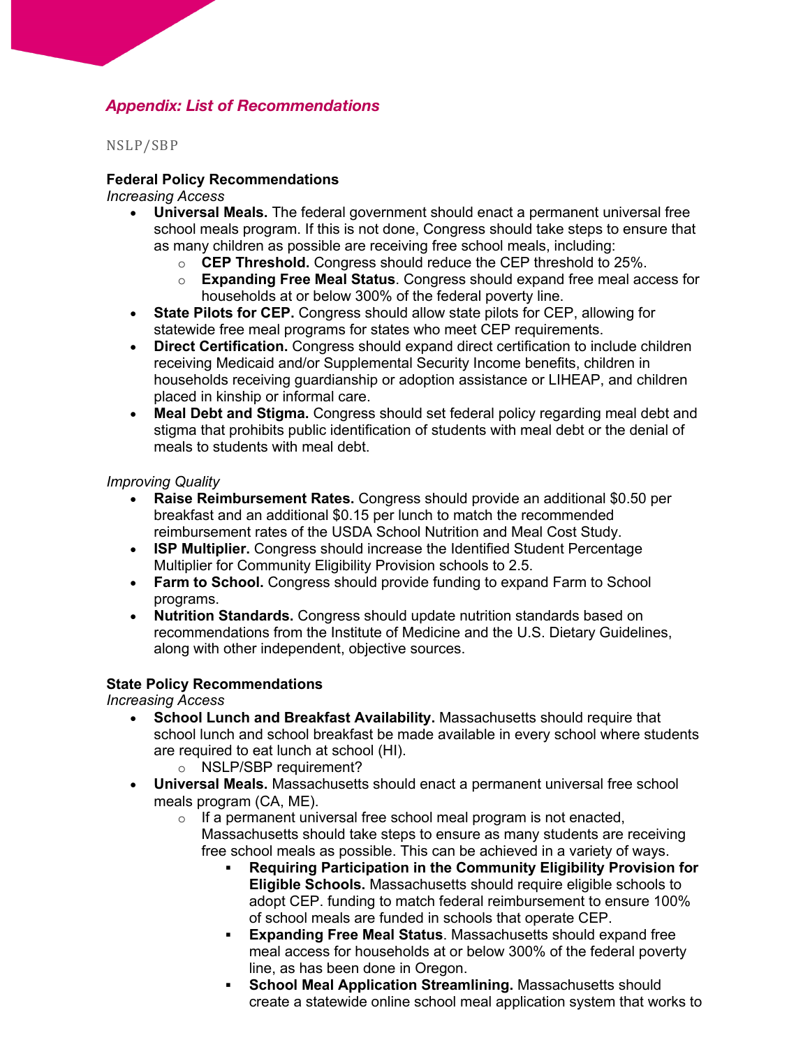## *Appendix: List of Recommendations*

NSLP/SBP

**Federal Policy Recommendations**

*Increasing Access*

- **Universal Meals.** The federal government should enact a permanent universal free school meals program. If this is not done, Congress should take steps to ensure that as many children as possible are receiving free school meals, including:
  - **CEP Threshold.** Congress should reduce the CEP threshold to 25%.
  - **Expanding Free Meal Status**. Congress should expand free meal access for households at or below 300% of the federal poverty line.
- **State Pilots for CEP.** Congress should allow state pilots for CEP, allowing for statewide free meal programs for states who meet CEP requirements.
- **Direct Certification.** Congress should expand direct certification to include children receiving Medicaid and/or Supplemental Security Income benefits, children in households receiving guardianship or adoption assistance or LIHEAP, and children placed in kinship or informal care.
- **Meal Debt and Stigma.** Congress should set federal policy regarding meal debt and stigma that prohibits public identification of students with meal debt or the denial of meals to students with meal debt.

*Improving Quality*

- **Raise Reimbursement Rates.** Congress should provide an additional $0.50 per breakfast and an additional $0.15 per lunch to match the recommended reimbursement rates of the USDA School Nutrition and Meal Cost Study.
- **ISP Multiplier.** Congress should increase the Identified Student Percentage Multiplier for Community Eligibility Provision schools to 2.5.
- **Farm to School.** Congress should provide funding to expand Farm to School programs.
- **Nutrition Standards.** Congress should update nutrition standards based on recommendations from the Institute of Medicine and the U.S. Dietary Guidelines, along with other independent, objective sources.

**State Policy Recommendations**

*Increasing Access*

- **School Lunch and Breakfast Availability.** Massachusetts should require that school lunch and school breakfast be made available in every school where students are required to eat lunch at school (HI).
  - NSLP/SBP requirement?
- **Universal Meals.** Massachusetts should enact a permanent universal free school meals program (CA, ME).
  - If a permanent universal free school meal program is not enacted, Massachusetts should take steps to ensure as many students are receiving free school meals as possible. This can be achieved in a variety of ways.
    - **Requiring Participation in the Community Eligibility Provision for Eligible Schools.** Massachusetts should require eligible schools to adopt CEP. funding to match federal reimbursement to ensure 100% of school meals are funded in schools that operate CEP.
    - **Expanding Free Meal Status**. Massachusetts should expand free meal access for households at or below 300% of the federal poverty line, as has been done in Oregon.
    - **School Meal Application Streamlining.** Massachusetts should create a statewide online school meal application system that works to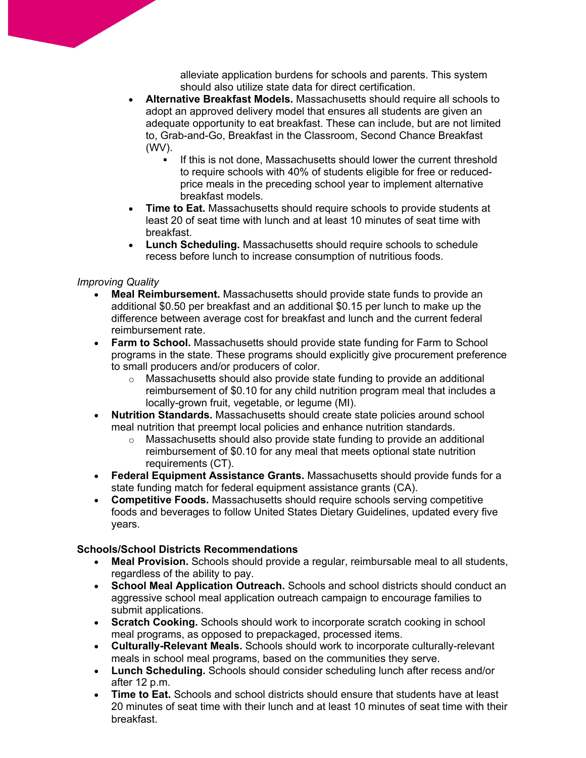alleviate application burdens for schools and parents. This system should also utilize state data for direct certification.

- **Alternative Breakfast Models.** Massachusetts should require all schools to adopt an approved delivery model that ensures all students are given an adequate opportunity to eat breakfast. These can include, but are not limited to, Grab-and-Go, Breakfast in the Classroom, Second Chance Breakfast (WV).
    - If this is not done, Massachusetts should lower the current threshold to require schools with 40% of students eligible for free or reduced-price meals in the preceding school year to implement alternative breakfast models.
- **Time to Eat.** Massachusetts should require schools to provide students at least 20 of seat time with lunch and at least 10 minutes of seat time with breakfast.
- **Lunch Scheduling.** Massachusetts should require schools to schedule recess before lunch to increase consumption of nutritious foods.

*Improving Quality*

- **Meal Reimbursement.** Massachusetts should provide state funds to provide an additional $0.50 per breakfast and an additional $0.15 per lunch to make up the difference between average cost for breakfast and lunch and the current federal reimbursement rate.
- **Farm to School.** Massachusetts should provide state funding for Farm to School programs in the state. These programs should explicitly give procurement preference to small producers and/or producers of color.
    - Massachusetts should also provide state funding to provide an additional reimbursement of $0.10 for any child nutrition program meal that includes a locally-grown fruit, vegetable, or legume (MI).
- **Nutrition Standards.** Massachusetts should create state policies around school meal nutrition that preempt local policies and enhance nutrition standards.
    - Massachusetts should also provide state funding to provide an additional reimbursement of $0.10 for any meal that meets optional state nutrition requirements (CT).
- **Federal Equipment Assistance Grants.** Massachusetts should provide funds for a state funding match for federal equipment assistance grants (CA).
- **Competitive Foods.** Massachusetts should require schools serving competitive foods and beverages to follow United States Dietary Guidelines, updated every five years.

**Schools/School Districts Recommendations**

- **Meal Provision.** Schools should provide a regular, reimbursable meal to all students, regardless of the ability to pay.
- **School Meal Application Outreach.** Schools and school districts should conduct an aggressive school meal application outreach campaign to encourage families to submit applications.
- **Scratch Cooking.** Schools should work to incorporate scratch cooking in school meal programs, as opposed to prepackaged, processed items.
- **Culturally-Relevant Meals.** Schools should work to incorporate culturally-relevant meals in school meal programs, based on the communities they serve.
- **Lunch Scheduling.** Schools should consider scheduling lunch after recess and/or after 12 p.m.
- **Time to Eat.** Schools and school districts should ensure that students have at least 20 minutes of seat time with their lunch and at least 10 minutes of seat time with their breakfast.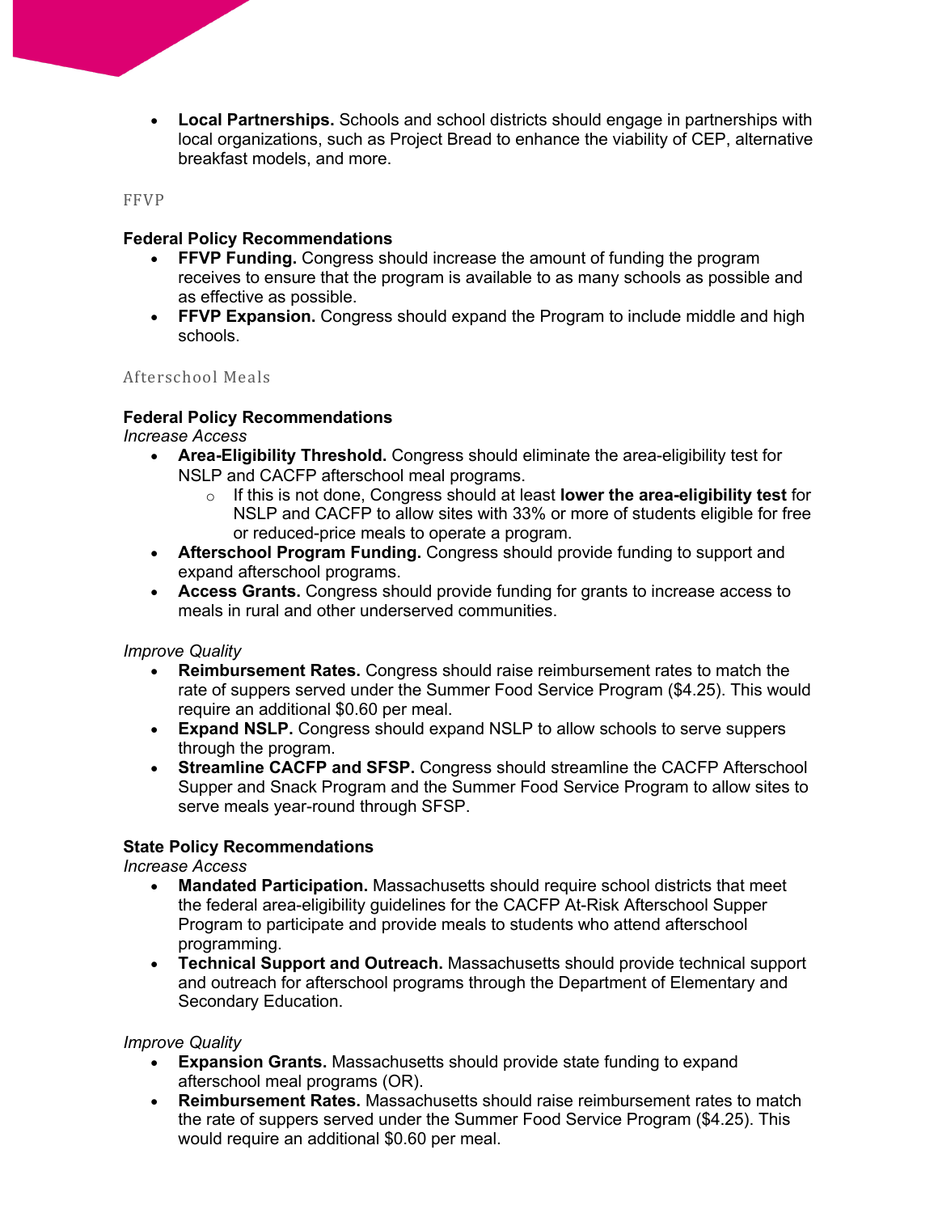- **Local Partnerships.** Schools and school districts should engage in partnerships with local organizations, such as Project Bread to enhance the viability of CEP, alternative breakfast models, and more.

## FFVP

### Federal Policy Recommendations

- **FFVP Funding.** Congress should increase the amount of funding the program receives to ensure that the program is available to as many schools as possible and as effective as possible.
- **FFVP Expansion.** Congress should expand the Program to include middle and high schools.

## Afterschool Meals

### Federal Policy Recommendations

*Increase Access*

- **Area-Eligibility Threshold.** Congress should eliminate the area-eligibility test for NSLP and CACFP afterschool meal programs.
  - If this is not done, Congress should at least **lower the area-eligibility test** for NSLP and CACFP to allow sites with 33% or more of students eligible for free or reduced-price meals to operate a program.
- **Afterschool Program Funding.** Congress should provide funding to support and expand afterschool programs.
- **Access Grants.** Congress should provide funding for grants to increase access to meals in rural and other underserved communities.

*Improve Quality*

- **Reimbursement Rates.** Congress should raise reimbursement rates to match the rate of suppers served under the Summer Food Service Program ($4.25). This would require an additional $0.60 per meal.
- **Expand NSLP.** Congress should expand NSLP to allow schools to serve suppers through the program.
- **Streamline CACFP and SFSP.** Congress should streamline the CACFP Afterschool Supper and Snack Program and the Summer Food Service Program to allow sites to serve meals year-round through SFSP.

### State Policy Recommendations

*Increase Access*

- **Mandated Participation.** Massachusetts should require school districts that meet the federal area-eligibility guidelines for the CACFP At-Risk Afterschool Supper Program to participate and provide meals to students who attend afterschool programming.
- **Technical Support and Outreach.** Massachusetts should provide technical support and outreach for afterschool programs through the Department of Elementary and Secondary Education.

*Improve Quality*

- **Expansion Grants.** Massachusetts should provide state funding to expand afterschool meal programs (OR).
- **Reimbursement Rates.** Massachusetts should raise reimbursement rates to match the rate of suppers served under the Summer Food Service Program ($4.25). This would require an additional $0.60 per meal.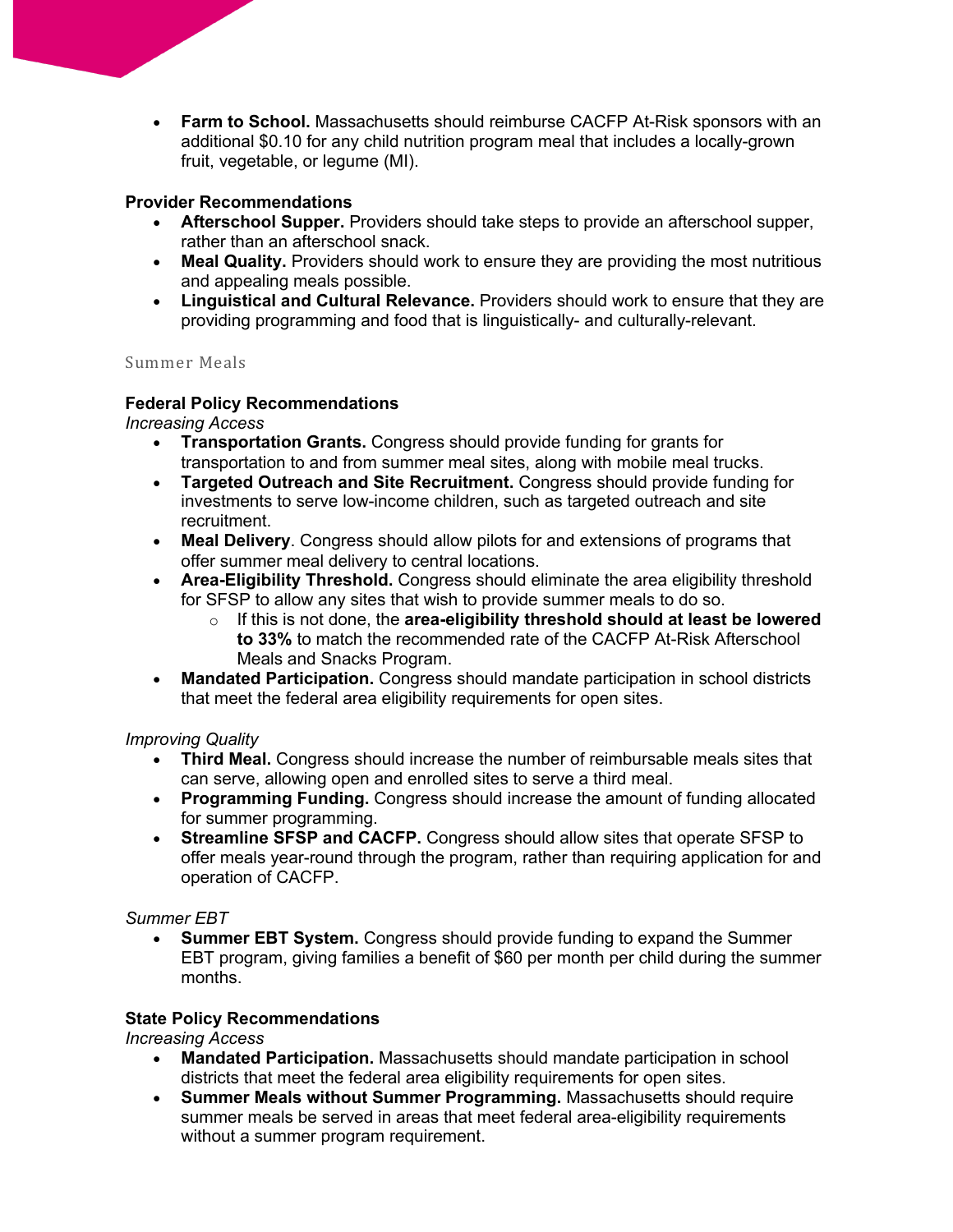- **Farm to School.** Massachusetts should reimburse CACFP At-Risk sponsors with an additional $0.10 for any child nutrition program meal that includes a locally-grown fruit, vegetable, or legume (MI).

**Provider Recommendations**

- **Afterschool Supper.** Providers should take steps to provide an afterschool supper, rather than an afterschool snack.
- **Meal Quality.** Providers should work to ensure they are providing the most nutritious and appealing meals possible.
- **Linguistical and Cultural Relevance.** Providers should work to ensure that they are providing programming and food that is linguistically- and culturally-relevant.

### Summer Meals

**Federal Policy Recommendations**

*Increasing Access*

- **Transportation Grants.** Congress should provide funding for grants for transportation to and from summer meal sites, along with mobile meal trucks.
- **Targeted Outreach and Site Recruitment.** Congress should provide funding for investments to serve low-income children, such as targeted outreach and site recruitment.
- **Meal Delivery**. Congress should allow pilots for and extensions of programs that offer summer meal delivery to central locations.
- **Area-Eligibility Threshold.** Congress should eliminate the area eligibility threshold for SFSP to allow any sites that wish to provide summer meals to do so.
  - If this is not done, the **area-eligibility threshold should at least be lowered to 33%** to match the recommended rate of the CACFP At-Risk Afterschool Meals and Snacks Program.
- **Mandated Participation.** Congress should mandate participation in school districts that meet the federal area eligibility requirements for open sites.

*Improving Quality*

- **Third Meal.** Congress should increase the number of reimbursable meals sites that can serve, allowing open and enrolled sites to serve a third meal.
- **Programming Funding.** Congress should increase the amount of funding allocated for summer programming.
- **Streamline SFSP and CACFP.** Congress should allow sites that operate SFSP to offer meals year-round through the program, rather than requiring application for and operation of CACFP.

*Summer EBT*

- **Summer EBT System.** Congress should provide funding to expand the Summer EBT program, giving families a benefit of $60 per month per child during the summer months.

**State Policy Recommendations**

*Increasing Access*

- **Mandated Participation.** Massachusetts should mandate participation in school districts that meet the federal area eligibility requirements for open sites.
- **Summer Meals without Summer Programming.** Massachusetts should require summer meals be served in areas that meet federal area-eligibility requirements without a summer program requirement.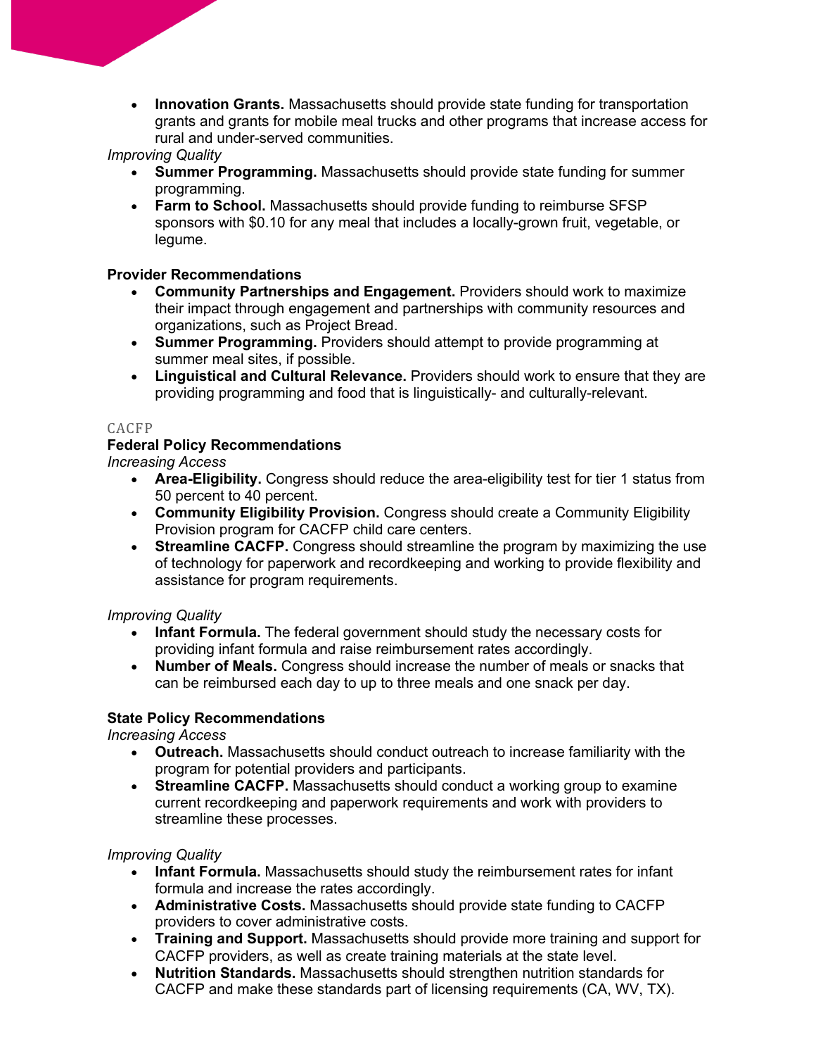- **Innovation Grants.** Massachusetts should provide state funding for transportation grants and grants for mobile meal trucks and other programs that increase access for rural and under-served communities.

*Improving Quality*

- **Summer Programming.** Massachusetts should provide state funding for summer programming.
- **Farm to School.** Massachusetts should provide funding to reimburse SFSP sponsors with $0.10 for any meal that includes a locally-grown fruit, vegetable, or legume.

**Provider Recommendations**

- **Community Partnerships and Engagement.** Providers should work to maximize their impact through engagement and partnerships with community resources and organizations, such as Project Bread.
- **Summer Programming.** Providers should attempt to provide programming at summer meal sites, if possible.
- **Linguistical and Cultural Relevance.** Providers should work to ensure that they are providing programming and food that is linguistically- and culturally-relevant.

### CACFP

**Federal Policy Recommendations**

*Increasing Access*

- **Area-Eligibility.** Congress should reduce the area-eligibility test for tier 1 status from 50 percent to 40 percent.
- **Community Eligibility Provision.** Congress should create a Community Eligibility Provision program for CACFP child care centers.
- **Streamline CACFP.** Congress should streamline the program by maximizing the use of technology for paperwork and recordkeeping and working to provide flexibility and assistance for program requirements.

*Improving Quality*

- **Infant Formula.** The federal government should study the necessary costs for providing infant formula and raise reimbursement rates accordingly.
- **Number of Meals.** Congress should increase the number of meals or snacks that can be reimbursed each day to up to three meals and one snack per day.

**State Policy Recommendations**

*Increasing Access*

- **Outreach.** Massachusetts should conduct outreach to increase familiarity with the program for potential providers and participants.
- **Streamline CACFP.** Massachusetts should conduct a working group to examine current recordkeeping and paperwork requirements and work with providers to streamline these processes.

*Improving Quality*

- **Infant Formula.** Massachusetts should study the reimbursement rates for infant formula and increase the rates accordingly.
- **Administrative Costs.** Massachusetts should provide state funding to CACFP providers to cover administrative costs.
- **Training and Support.** Massachusetts should provide more training and support for CACFP providers, as well as create training materials at the state level.
- **Nutrition Standards.** Massachusetts should strengthen nutrition standards for CACFP and make these standards part of licensing requirements (CA, WV, TX).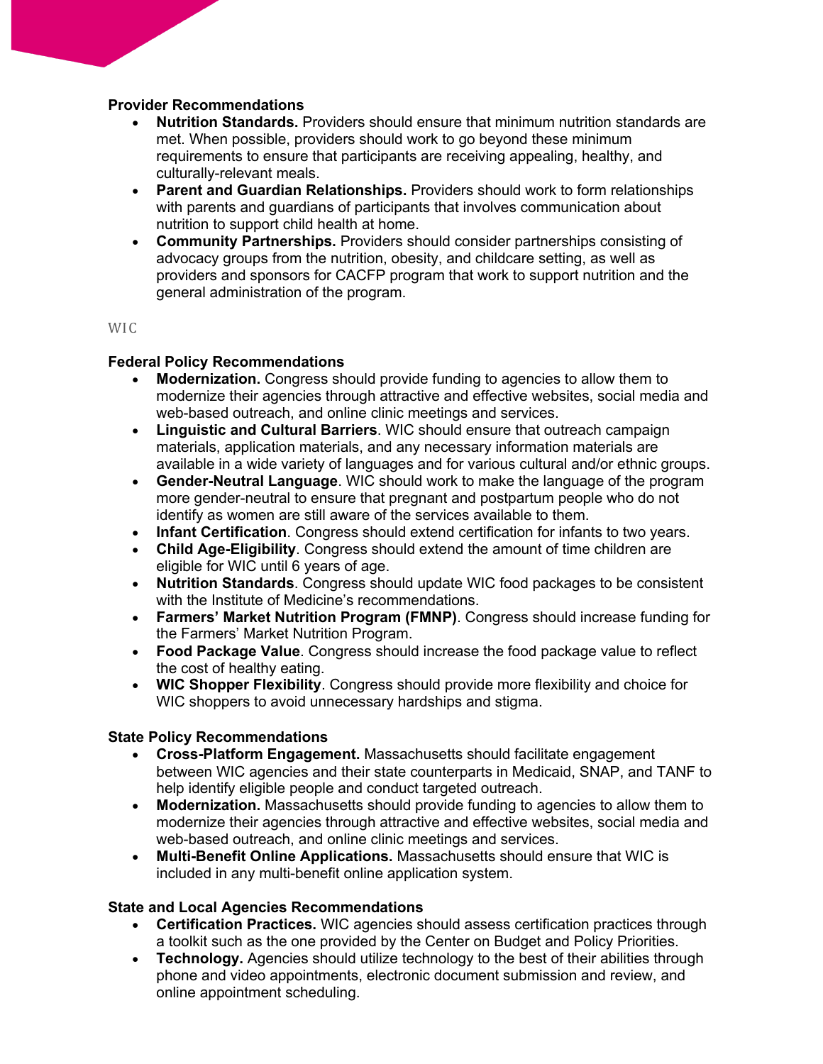**Provider Recommendations**

- **Nutrition Standards.** Providers should ensure that minimum nutrition standards are met. When possible, providers should work to go beyond these minimum requirements to ensure that participants are receiving appealing, healthy, and culturally-relevant meals.
- **Parent and Guardian Relationships.** Providers should work to form relationships with parents and guardians of participants that involves communication about nutrition to support child health at home.
- **Community Partnerships.** Providers should consider partnerships consisting of advocacy groups from the nutrition, obesity, and childcare setting, as well as providers and sponsors for CACFP program that work to support nutrition and the general administration of the program.

## WIC

**Federal Policy Recommendations**

- **Modernization.** Congress should provide funding to agencies to allow them to modernize their agencies through attractive and effective websites, social media and web-based outreach, and online clinic meetings and services.
- **Linguistic and Cultural Barriers**. WIC should ensure that outreach campaign materials, application materials, and any necessary information materials are available in a wide variety of languages and for various cultural and/or ethnic groups.
- **Gender-Neutral Language**. WIC should work to make the language of the program more gender-neutral to ensure that pregnant and postpartum people who do not identify as women are still aware of the services available to them.
- **Infant Certification**. Congress should extend certification for infants to two years.
- **Child Age-Eligibility**. Congress should extend the amount of time children are eligible for WIC until 6 years of age.
- **Nutrition Standards**. Congress should update WIC food packages to be consistent with the Institute of Medicine's recommendations.
- **Farmers' Market Nutrition Program (FMNP)**. Congress should increase funding for the Farmers' Market Nutrition Program.
- **Food Package Value**. Congress should increase the food package value to reflect the cost of healthy eating.
- **WIC Shopper Flexibility**. Congress should provide more flexibility and choice for WIC shoppers to avoid unnecessary hardships and stigma.

**State Policy Recommendations**

- **Cross-Platform Engagement.** Massachusetts should facilitate engagement between WIC agencies and their state counterparts in Medicaid, SNAP, and TANF to help identify eligible people and conduct targeted outreach.
- **Modernization.** Massachusetts should provide funding to agencies to allow them to modernize their agencies through attractive and effective websites, social media and web-based outreach, and online clinic meetings and services.
- **Multi-Benefit Online Applications.** Massachusetts should ensure that WIC is included in any multi-benefit online application system.

**State and Local Agencies Recommendations**

- **Certification Practices.** WIC agencies should assess certification practices through a toolkit such as the one provided by the Center on Budget and Policy Priorities.
- **Technology.** Agencies should utilize technology to the best of their abilities through phone and video appointments, electronic document submission and review, and online appointment scheduling.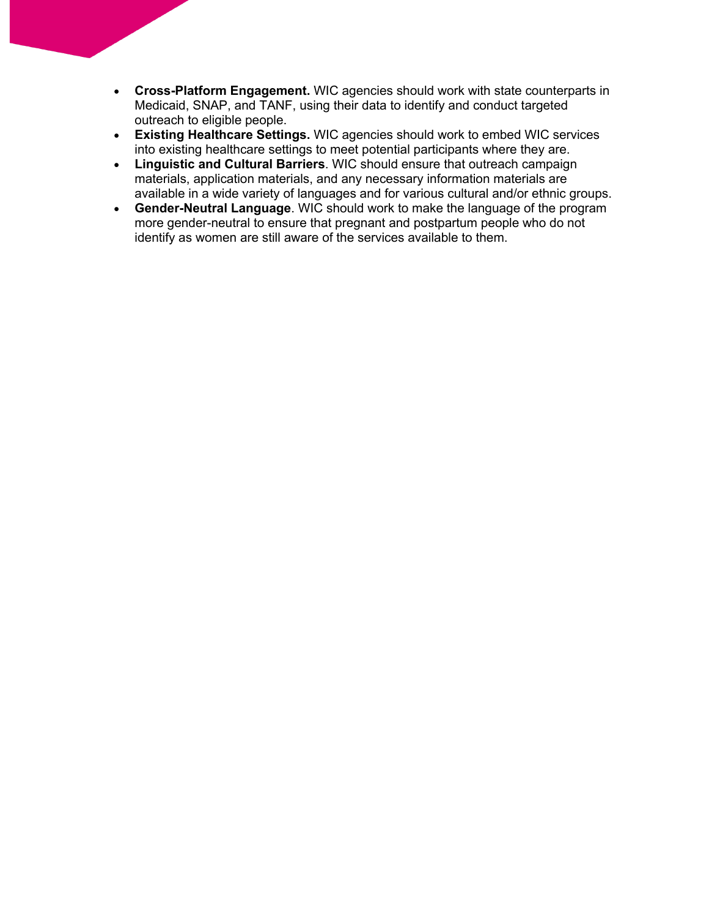- **Cross-Platform Engagement.** WIC agencies should work with state counterparts in Medicaid, SNAP, and TANF, using their data to identify and conduct targeted outreach to eligible people.
- **Existing Healthcare Settings.** WIC agencies should work to embed WIC services into existing healthcare settings to meet potential participants where they are.
- **Linguistic and Cultural Barriers**. WIC should ensure that outreach campaign materials, application materials, and any necessary information materials are available in a wide variety of languages and for various cultural and/or ethnic groups.
- **Gender-Neutral Language**. WIC should work to make the language of the program more gender-neutral to ensure that pregnant and postpartum people who do not identify as women are still aware of the services available to them.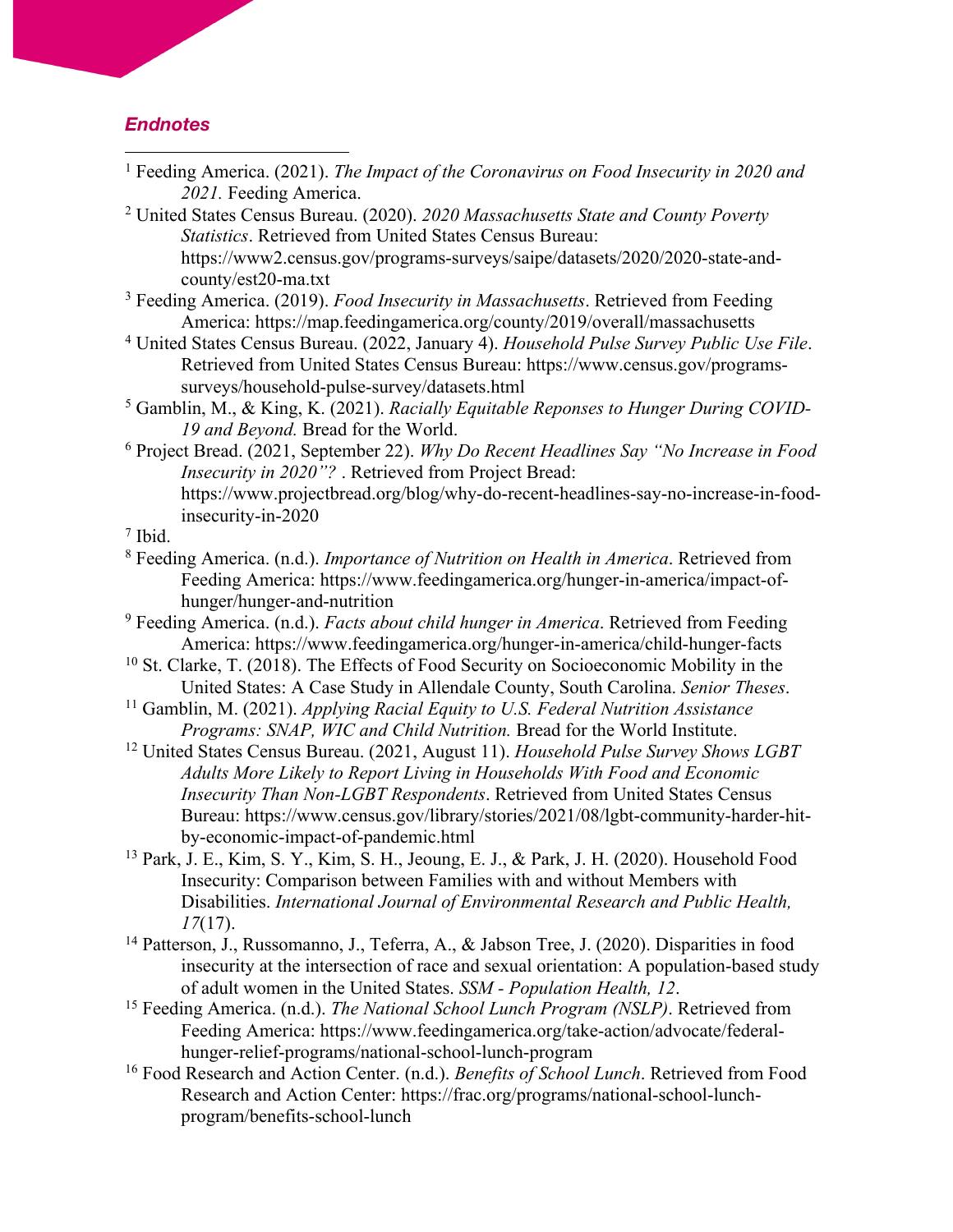## *Endnotes*

[1] Feeding America. (2021). *The Impact of the Coronavirus on Food Insecurity in 2020 and 2021.* Feeding America.

[2] United States Census Bureau. (2020). *2020 Massachusetts State and County Poverty Statistics*. Retrieved from United States Census Bureau: https://www2.census.gov/programs-surveys/saipe/datasets/2020/2020-state-and-county/est20-ma.txt

[3] Feeding America. (2019). *Food Insecurity in Massachusetts*. Retrieved from Feeding America: https://map.feedingamerica.org/county/2019/overall/massachusetts

[4] United States Census Bureau. (2022, January 4). *Household Pulse Survey Public Use File*. Retrieved from United States Census Bureau: https://www.census.gov/programs-surveys/household-pulse-survey/datasets.html

[5] Gamblin, M., & King, K. (2021). *Racially Equitable Reponses to Hunger During COVID-19 and Beyond.* Bread for the World.

[6] Project Bread. (2021, September 22). *Why Do Recent Headlines Say "No Increase in Food Insecurity in 2020"?* . Retrieved from Project Bread: https://www.projectbread.org/blog/why-do-recent-headlines-say-no-increase-in-food-insecurity-in-2020

[7] Ibid.

[8] Feeding America. (n.d.). *Importance of Nutrition on Health in America*. Retrieved from Feeding America: https://www.feedingamerica.org/hunger-in-america/impact-of-hunger/hunger-and-nutrition

[9] Feeding America. (n.d.). *Facts about child hunger in America*. Retrieved from Feeding America: https://www.feedingamerica.org/hunger-in-america/child-hunger-facts

[10] St. Clarke, T. (2018). The Effects of Food Security on Socioeconomic Mobility in the United States: A Case Study in Allendale County, South Carolina. *Senior Theses*.

[11] Gamblin, M. (2021). *Applying Racial Equity to U.S. Federal Nutrition Assistance Programs: SNAP, WIC and Child Nutrition.* Bread for the World Institute.

[12] United States Census Bureau. (2021, August 11). *Household Pulse Survey Shows LGBT Adults More Likely to Report Living in Households With Food and Economic Insecurity Than Non-LGBT Respondents*. Retrieved from United States Census Bureau: https://www.census.gov/library/stories/2021/08/lgbt-community-harder-hit-by-economic-impact-of-pandemic.html

[13] Park, J. E., Kim, S. Y., Kim, S. H., Jeoung, E. J., & Park, J. H. (2020). Household Food Insecurity: Comparison between Families with and without Members with Disabilities. *International Journal of Environmental Research and Public Health, 17*(17).

[14] Patterson, J., Russomanno, J., Teferra, A., & Jabson Tree, J. (2020). Disparities in food insecurity at the intersection of race and sexual orientation: A population-based study of adult women in the United States. *SSM - Population Health, 12*.

[15] Feeding America. (n.d.). *The National School Lunch Program (NSLP)*. Retrieved from Feeding America: https://www.feedingamerica.org/take-action/advocate/federal-hunger-relief-programs/national-school-lunch-program

[16] Food Research and Action Center. (n.d.). *Benefits of School Lunch*. Retrieved from Food Research and Action Center: https://frac.org/programs/national-school-lunch-program/benefits-school-lunch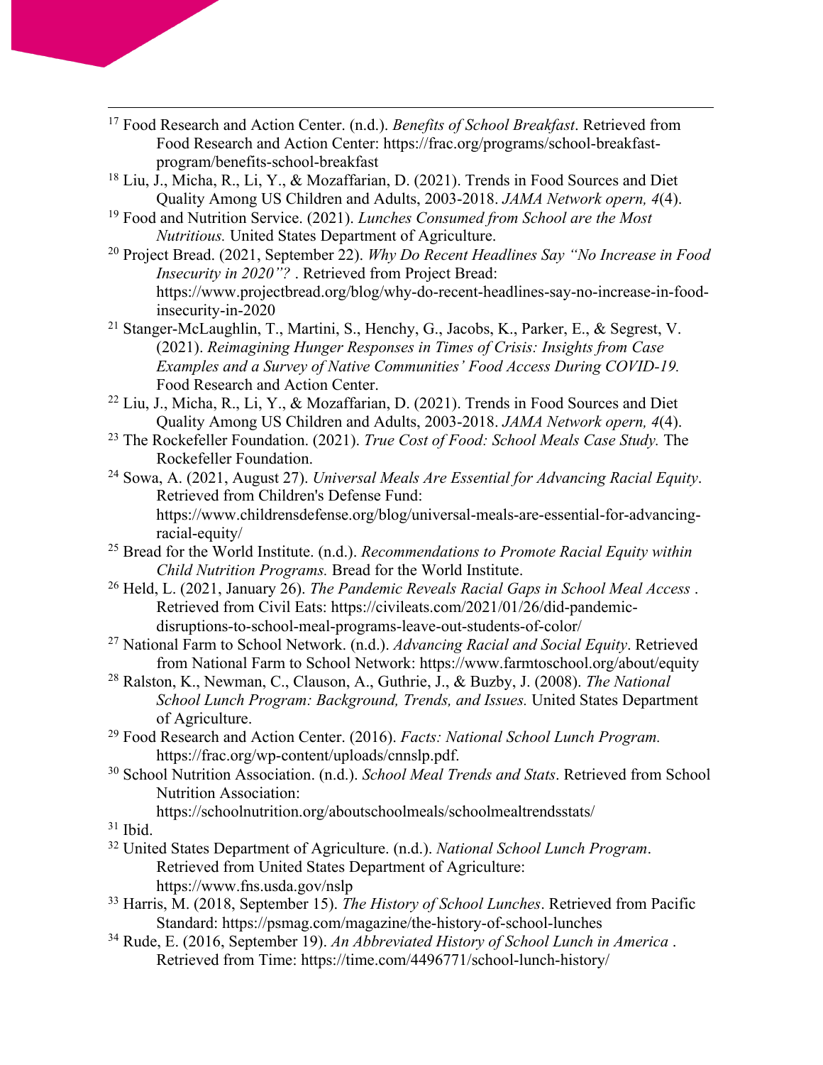[17] Food Research and Action Center. (n.d.). *Benefits of School Breakfast*. Retrieved from Food Research and Action Center: https://frac.org/programs/school-breakfast-program/benefits-school-breakfast

[18] Liu, J., Micha, R., Li, Y., & Mozaffarian, D. (2021). Trends in Food Sources and Diet Quality Among US Children and Adults, 2003-2018. *JAMA Network opern, 4*(4).

[19] Food and Nutrition Service. (2021). *Lunches Consumed from School are the Most Nutritious.* United States Department of Agriculture.

[20] Project Bread. (2021, September 22). *Why Do Recent Headlines Say "No Increase in Food Insecurity in 2020"?* . Retrieved from Project Bread: https://www.projectbread.org/blog/why-do-recent-headlines-say-no-increase-in-food-insecurity-in-2020

[21] Stanger-McLaughlin, T., Martini, S., Henchy, G., Jacobs, K., Parker, E., & Segrest, V. (2021). *Reimagining Hunger Responses in Times of Crisis: Insights from Case Examples and a Survey of Native Communities' Food Access During COVID-19.* Food Research and Action Center.

[22] Liu, J., Micha, R., Li, Y., & Mozaffarian, D. (2021). Trends in Food Sources and Diet Quality Among US Children and Adults, 2003-2018. *JAMA Network opern, 4*(4).

[23] The Rockefeller Foundation. (2021). *True Cost of Food: School Meals Case Study.* The Rockefeller Foundation.

[24] Sowa, A. (2021, August 27). *Universal Meals Are Essential for Advancing Racial Equity*. Retrieved from Children's Defense Fund: https://www.childrensdefense.org/blog/universal-meals-are-essential-for-advancing-racial-equity/

[25] Bread for the World Institute. (n.d.). *Recommendations to Promote Racial Equity within Child Nutrition Programs.* Bread for the World Institute.

[26] Held, L. (2021, January 26). *The Pandemic Reveals Racial Gaps in School Meal Access* . Retrieved from Civil Eats: https://civileats.com/2021/01/26/did-pandemic-disruptions-to-school-meal-programs-leave-out-students-of-color/

[27] National Farm to School Network. (n.d.). *Advancing Racial and Social Equity*. Retrieved from National Farm to School Network: https://www.farmtoschool.org/about/equity

[28] Ralston, K., Newman, C., Clauson, A., Guthrie, J., & Buzby, J. (2008). *The National School Lunch Program: Background, Trends, and Issues.* United States Department of Agriculture.

[29] Food Research and Action Center. (2016). *Facts: National School Lunch Program.* https://frac.org/wp-content/uploads/cnnslp.pdf.

[30] School Nutrition Association. (n.d.). *School Meal Trends and Stats*. Retrieved from School Nutrition Association: https://schoolnutrition.org/aboutschoolmeals/schoolmealtrendsstats/

[31] Ibid.

[32] United States Department of Agriculture. (n.d.). *National School Lunch Program*. Retrieved from United States Department of Agriculture: https://www.fns.usda.gov/nslp

[33] Harris, M. (2018, September 15). *The History of School Lunches*. Retrieved from Pacific Standard: https://psmag.com/magazine/the-history-of-school-lunches

[34] Rude, E. (2016, September 19). *An Abbreviated History of School Lunch in America* . Retrieved from Time: https://time.com/4496771/school-lunch-history/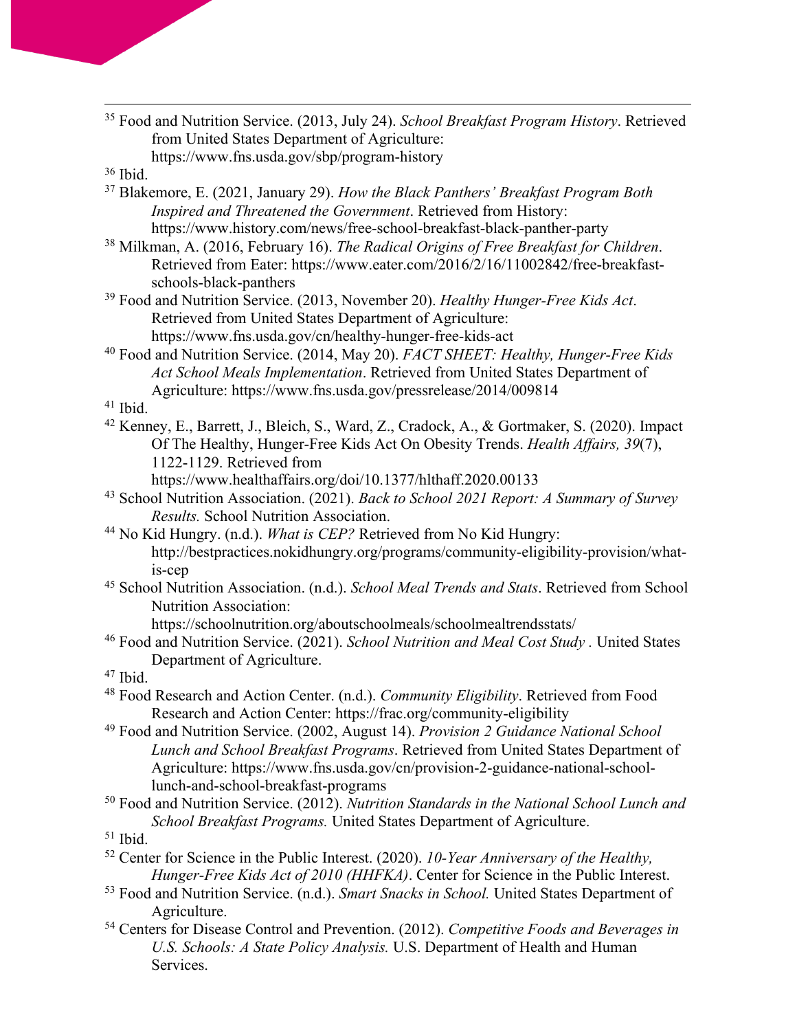[35] Food and Nutrition Service. (2013, July 24). *School Breakfast Program History*. Retrieved from United States Department of Agriculture: https://www.fns.usda.gov/sbp/program-history

[36] Ibid.

[37] Blakemore, E. (2021, January 29). *How the Black Panthers' Breakfast Program Both Inspired and Threatened the Government*. Retrieved from History: https://www.history.com/news/free-school-breakfast-black-panther-party

[38] Milkman, A. (2016, February 16). *The Radical Origins of Free Breakfast for Children*. Retrieved from Eater: https://www.eater.com/2016/2/16/11002842/free-breakfast-schools-black-panthers

[39] Food and Nutrition Service. (2013, November 20). *Healthy Hunger-Free Kids Act*. Retrieved from United States Department of Agriculture: https://www.fns.usda.gov/cn/healthy-hunger-free-kids-act

[40] Food and Nutrition Service. (2014, May 20). *FACT SHEET: Healthy, Hunger-Free Kids Act School Meals Implementation*. Retrieved from United States Department of Agriculture: https://www.fns.usda.gov/pressrelease/2014/009814

[41] Ibid.

[42] Kenney, E., Barrett, J., Bleich, S., Ward, Z., Cradock, A., & Gortmaker, S. (2020). Impact Of The Healthy, Hunger-Free Kids Act On Obesity Trends. *Health Affairs, 39*(7), 1122-1129. Retrieved from https://www.healthaffairs.org/doi/10.1377/hlthaff.2020.00133

[43] School Nutrition Association. (2021). *Back to School 2021 Report: A Summary of Survey Results.* School Nutrition Association.

[44] No Kid Hungry. (n.d.). *What is CEP?* Retrieved from No Kid Hungry: http://bestpractices.nokidhungry.org/programs/community-eligibility-provision/what-is-cep

[45] School Nutrition Association. (n.d.). *School Meal Trends and Stats*. Retrieved from School Nutrition Association: https://schoolnutrition.org/aboutschoolmeals/schoolmealtrendsstats/

[46] Food and Nutrition Service. (2021). *School Nutrition and Meal Cost Study* . United States Department of Agriculture.

[47] Ibid.

[48] Food Research and Action Center. (n.d.). *Community Eligibility*. Retrieved from Food Research and Action Center: https://frac.org/community-eligibility

[49] Food and Nutrition Service. (2002, August 14). *Provision 2 Guidance National School Lunch and School Breakfast Programs*. Retrieved from United States Department of Agriculture: https://www.fns.usda.gov/cn/provision-2-guidance-national-school-lunch-and-school-breakfast-programs

[50] Food and Nutrition Service. (2012). *Nutrition Standards in the National School Lunch and School Breakfast Programs.* United States Department of Agriculture.

[51] Ibid.

[52] Center for Science in the Public Interest. (2020). *10-Year Anniversary of the Healthy, Hunger-Free Kids Act of 2010 (HHFKA)*. Center for Science in the Public Interest.

[53] Food and Nutrition Service. (n.d.). *Smart Snacks in School.* United States Department of Agriculture.

[54] Centers for Disease Control and Prevention. (2012). *Competitive Foods and Beverages in U.S. Schools: A State Policy Analysis.* U.S. Department of Health and Human Services.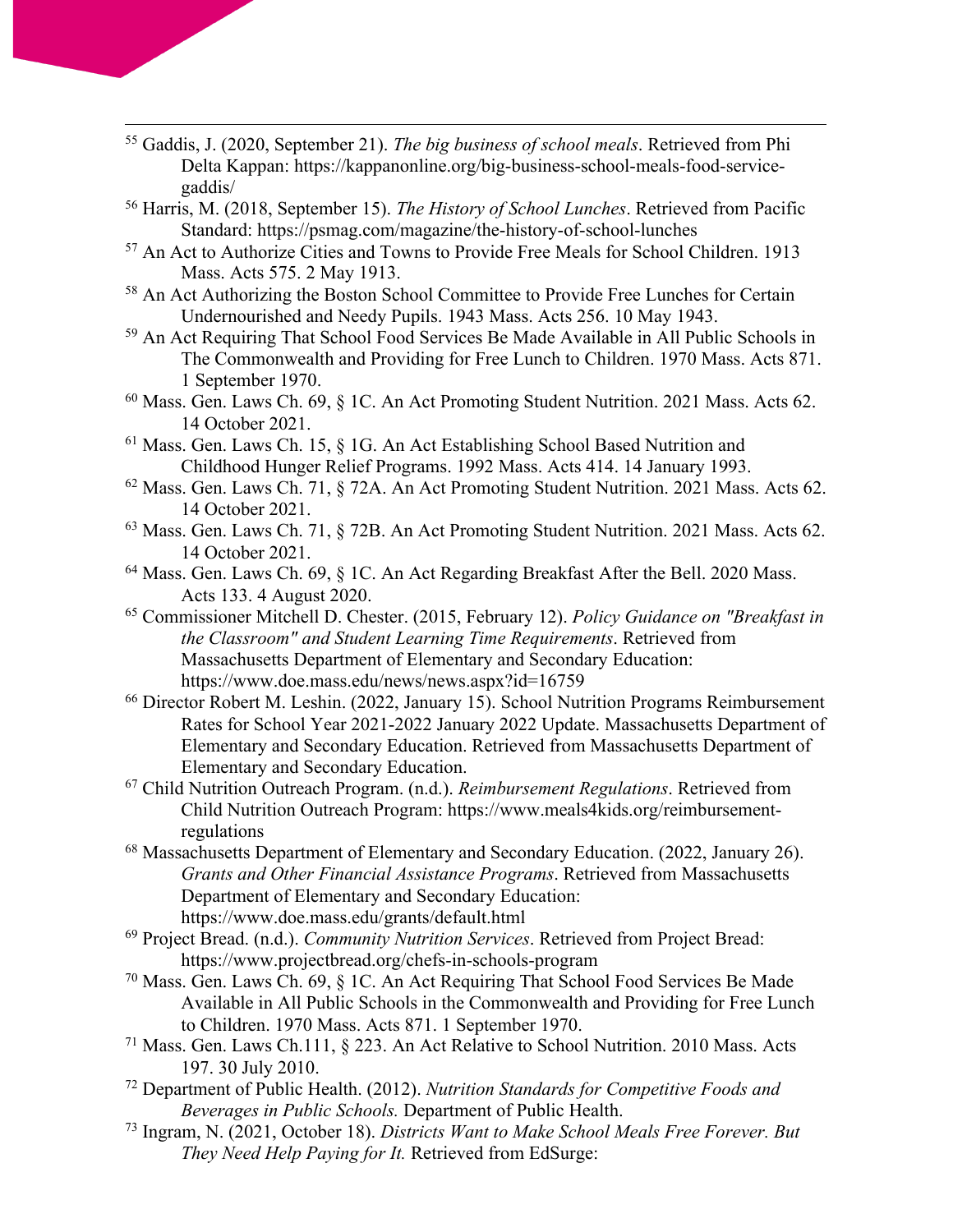[55] Gaddis, J. (2020, September 21). *The big business of school meals*. Retrieved from Phi Delta Kappan: https://kappanonline.org/big-business-school-meals-food-service-gaddis/

[56] Harris, M. (2018, September 15). *The History of School Lunches*. Retrieved from Pacific Standard: https://psmag.com/magazine/the-history-of-school-lunches

[57] An Act to Authorize Cities and Towns to Provide Free Meals for School Children. 1913 Mass. Acts 575. 2 May 1913.

[58] An Act Authorizing the Boston School Committee to Provide Free Lunches for Certain Undernourished and Needy Pupils. 1943 Mass. Acts 256. 10 May 1943.

[59] An Act Requiring That School Food Services Be Made Available in All Public Schools in The Commonwealth and Providing for Free Lunch to Children. 1970 Mass. Acts 871. 1 September 1970.

[60] Mass. Gen. Laws Ch. 69, § 1C. An Act Promoting Student Nutrition. 2021 Mass. Acts 62. 14 October 2021.

[61] Mass. Gen. Laws Ch. 15, § 1G. An Act Establishing School Based Nutrition and Childhood Hunger Relief Programs. 1992 Mass. Acts 414. 14 January 1993.

[62] Mass. Gen. Laws Ch. 71, § 72A. An Act Promoting Student Nutrition. 2021 Mass. Acts 62. 14 October 2021.

[63] Mass. Gen. Laws Ch. 71, § 72B. An Act Promoting Student Nutrition. 2021 Mass. Acts 62. 14 October 2021.

[64] Mass. Gen. Laws Ch. 69, § 1C. An Act Regarding Breakfast After the Bell. 2020 Mass. Acts 133. 4 August 2020.

[65] Commissioner Mitchell D. Chester. (2015, February 12). *Policy Guidance on "Breakfast in the Classroom" and Student Learning Time Requirements*. Retrieved from Massachusetts Department of Elementary and Secondary Education: https://www.doe.mass.edu/news/news.aspx?id=16759

[66] Director Robert M. Leshin. (2022, January 15). School Nutrition Programs Reimbursement Rates for School Year 2021-2022 January 2022 Update. Massachusetts Department of Elementary and Secondary Education. Retrieved from Massachusetts Department of Elementary and Secondary Education.

[67] Child Nutrition Outreach Program. (n.d.). *Reimbursement Regulations*. Retrieved from Child Nutrition Outreach Program: https://www.meals4kids.org/reimbursement-regulations

[68] Massachusetts Department of Elementary and Secondary Education. (2022, January 26). *Grants and Other Financial Assistance Programs*. Retrieved from Massachusetts Department of Elementary and Secondary Education: https://www.doe.mass.edu/grants/default.html

[69] Project Bread. (n.d.). *Community Nutrition Services*. Retrieved from Project Bread: https://www.projectbread.org/chefs-in-schools-program

[70] Mass. Gen. Laws Ch. 69, § 1C. An Act Requiring That School Food Services Be Made Available in All Public Schools in the Commonwealth and Providing for Free Lunch to Children. 1970 Mass. Acts 871. 1 September 1970.

[71] Mass. Gen. Laws Ch.111, § 223. An Act Relative to School Nutrition. 2010 Mass. Acts 197. 30 July 2010.

[72] Department of Public Health. (2012). *Nutrition Standards for Competitive Foods and Beverages in Public Schools.* Department of Public Health.

[73] Ingram, N. (2021, October 18). *Districts Want to Make School Meals Free Forever. But They Need Help Paying for It.* Retrieved from EdSurge: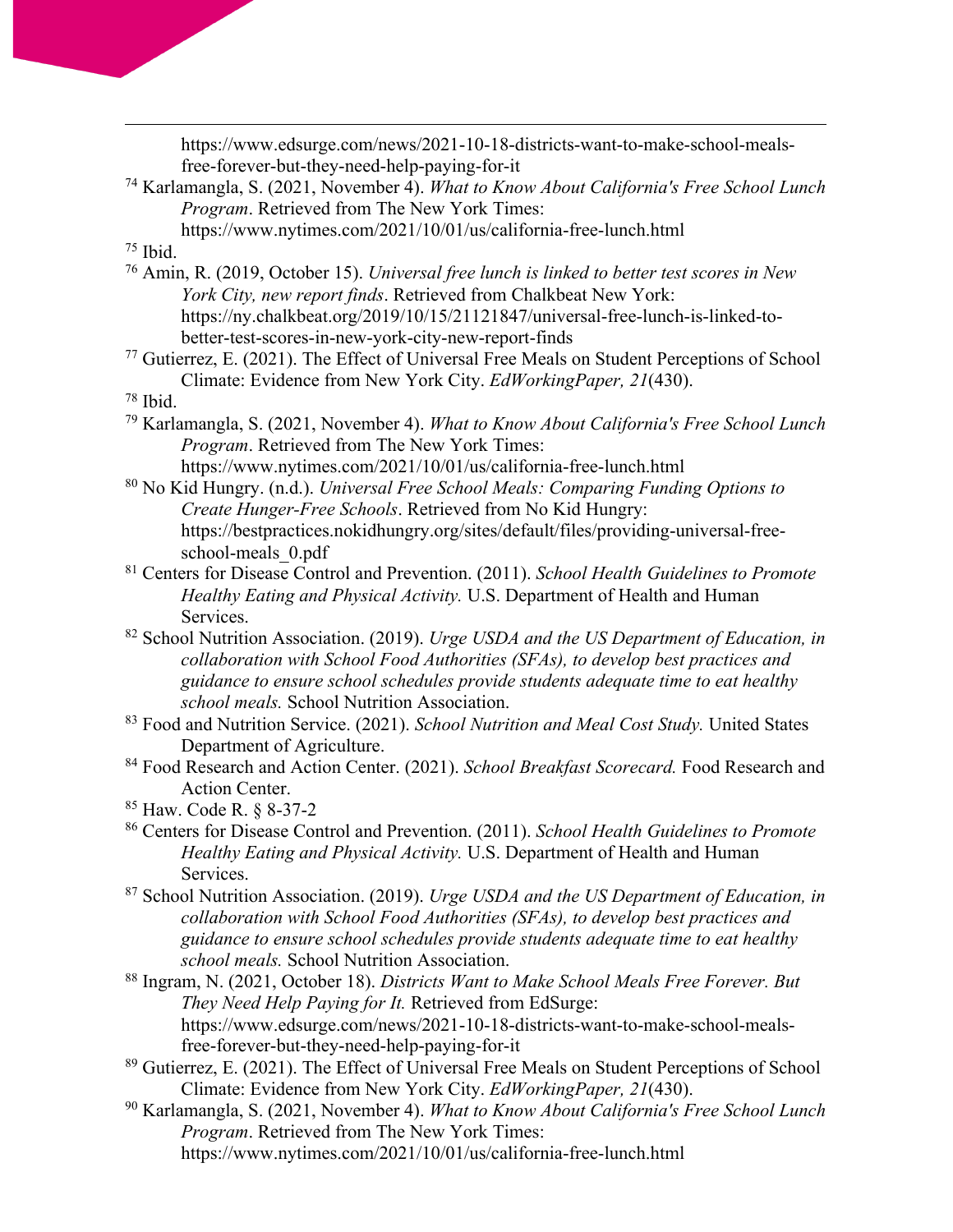https://www.edsurge.com/news/2021-10-18-districts-want-to-make-school-meals-free-forever-but-they-need-help-paying-for-it

[74] Karlamangla, S. (2021, November 4). *What to Know About California's Free School Lunch Program*. Retrieved from The New York Times: https://www.nytimes.com/2021/10/01/us/california-free-lunch.html

[75] Ibid.

[76] Amin, R. (2019, October 15). *Universal free lunch is linked to better test scores in New York City, new report finds*. Retrieved from Chalkbeat New York: https://ny.chalkbeat.org/2019/10/15/21121847/universal-free-lunch-is-linked-to-better-test-scores-in-new-york-city-new-report-finds

[77] Gutierrez, E. (2021). The Effect of Universal Free Meals on Student Perceptions of School Climate: Evidence from New York City. *EdWorkingPaper, 21*(430).

[78] Ibid.

[79] Karlamangla, S. (2021, November 4). *What to Know About California's Free School Lunch Program*. Retrieved from The New York Times: https://www.nytimes.com/2021/10/01/us/california-free-lunch.html

[80] No Kid Hungry. (n.d.). *Universal Free School Meals: Comparing Funding Options to Create Hunger-Free Schools*. Retrieved from No Kid Hungry: https://bestpractices.nokidhungry.org/sites/default/files/providing-universal-free-school-meals_0.pdf

[81] Centers for Disease Control and Prevention. (2011). *School Health Guidelines to Promote Healthy Eating and Physical Activity.* U.S. Department of Health and Human Services.

[82] School Nutrition Association. (2019). *Urge USDA and the US Department of Education, in collaboration with School Food Authorities (SFAs), to develop best practices and guidance to ensure school schedules provide students adequate time to eat healthy school meals.* School Nutrition Association.

[83] Food and Nutrition Service. (2021). *School Nutrition and Meal Cost Study.* United States Department of Agriculture.

[84] Food Research and Action Center. (2021). *School Breakfast Scorecard.* Food Research and Action Center.

[85] Haw. Code R. § 8-37-2

[86] Centers for Disease Control and Prevention. (2011). *School Health Guidelines to Promote Healthy Eating and Physical Activity.* U.S. Department of Health and Human Services.

[87] School Nutrition Association. (2019). *Urge USDA and the US Department of Education, in collaboration with School Food Authorities (SFAs), to develop best practices and guidance to ensure school schedules provide students adequate time to eat healthy school meals.* School Nutrition Association.

[88] Ingram, N. (2021, October 18). *Districts Want to Make School Meals Free Forever. But They Need Help Paying for It.* Retrieved from EdSurge: https://www.edsurge.com/news/2021-10-18-districts-want-to-make-school-meals-free-forever-but-they-need-help-paying-for-it

[89] Gutierrez, E. (2021). The Effect of Universal Free Meals on Student Perceptions of School Climate: Evidence from New York City. *EdWorkingPaper, 21*(430).

[90] Karlamangla, S. (2021, November 4). *What to Know About California's Free School Lunch Program*. Retrieved from The New York Times: https://www.nytimes.com/2021/10/01/us/california-free-lunch.html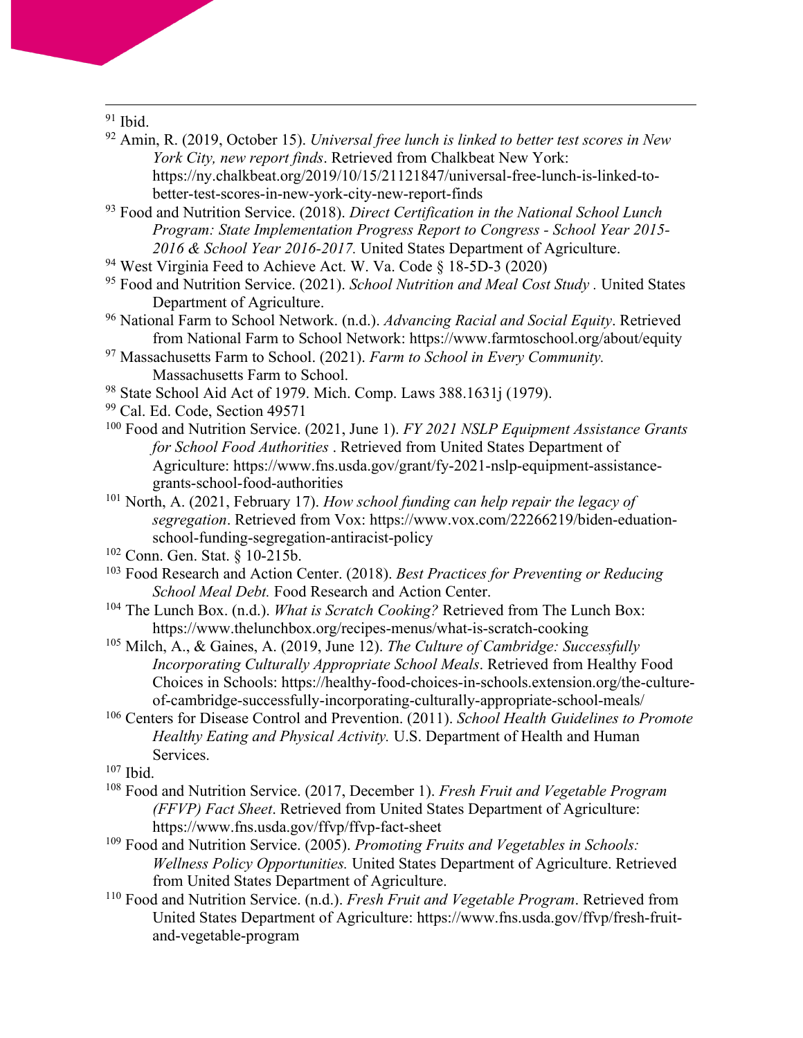[91] Ibid.

[92] Amin, R. (2019, October 15). *Universal free lunch is linked to better test scores in New York City, new report finds*. Retrieved from Chalkbeat New York: https://ny.chalkbeat.org/2019/10/15/21121847/universal-free-lunch-is-linked-to-better-test-scores-in-new-york-city-new-report-finds

[93] Food and Nutrition Service. (2018). *Direct Certification in the National School Lunch Program: State Implementation Progress Report to Congress - School Year 2015-2016 & School Year 2016-2017.* United States Department of Agriculture.

[94] West Virginia Feed to Achieve Act. W. Va. Code § 18-5D-3 (2020)

[95] Food and Nutrition Service. (2021). *School Nutrition and Meal Cost Study* . United States Department of Agriculture.

[96] National Farm to School Network. (n.d.). *Advancing Racial and Social Equity*. Retrieved from National Farm to School Network: https://www.farmtoschool.org/about/equity

[97] Massachusetts Farm to School. (2021). *Farm to School in Every Community.* Massachusetts Farm to School.

[98] State School Aid Act of 1979. Mich. Comp. Laws 388.1631j (1979).

[99] Cal. Ed. Code, Section 49571

[100] Food and Nutrition Service. (2021, June 1). *FY 2021 NSLP Equipment Assistance Grants for School Food Authorities* . Retrieved from United States Department of Agriculture: https://www.fns.usda.gov/grant/fy-2021-nslp-equipment-assistance-grants-school-food-authorities

[101] North, A. (2021, February 17). *How school funding can help repair the legacy of segregation*. Retrieved from Vox: https://www.vox.com/22266219/biden-eduation-school-funding-segregation-antiracist-policy

[102] Conn. Gen. Stat. § 10-215b.

[103] Food Research and Action Center. (2018). *Best Practices for Preventing or Reducing School Meal Debt.* Food Research and Action Center.

[104] The Lunch Box. (n.d.). *What is Scratch Cooking?* Retrieved from The Lunch Box: https://www.thelunchbox.org/recipes-menus/what-is-scratch-cooking

[105] Milch, A., & Gaines, A. (2019, June 12). *The Culture of Cambridge: Successfully Incorporating Culturally Appropriate School Meals*. Retrieved from Healthy Food Choices in Schools: https://healthy-food-choices-in-schools.extension.org/the-culture-of-cambridge-successfully-incorporating-culturally-appropriate-school-meals/

[106] Centers for Disease Control and Prevention. (2011). *School Health Guidelines to Promote Healthy Eating and Physical Activity.* U.S. Department of Health and Human Services.

[107] Ibid.

[108] Food and Nutrition Service. (2017, December 1). *Fresh Fruit and Vegetable Program (FFVP) Fact Sheet*. Retrieved from United States Department of Agriculture: https://www.fns.usda.gov/ffvp/ffvp-fact-sheet

[109] Food and Nutrition Service. (2005). *Promoting Fruits and Vegetables in Schools: Wellness Policy Opportunities.* United States Department of Agriculture. Retrieved from United States Department of Agriculture.

[110] Food and Nutrition Service. (n.d.). *Fresh Fruit and Vegetable Program*. Retrieved from United States Department of Agriculture: https://www.fns.usda.gov/ffvp/fresh-fruit-and-vegetable-program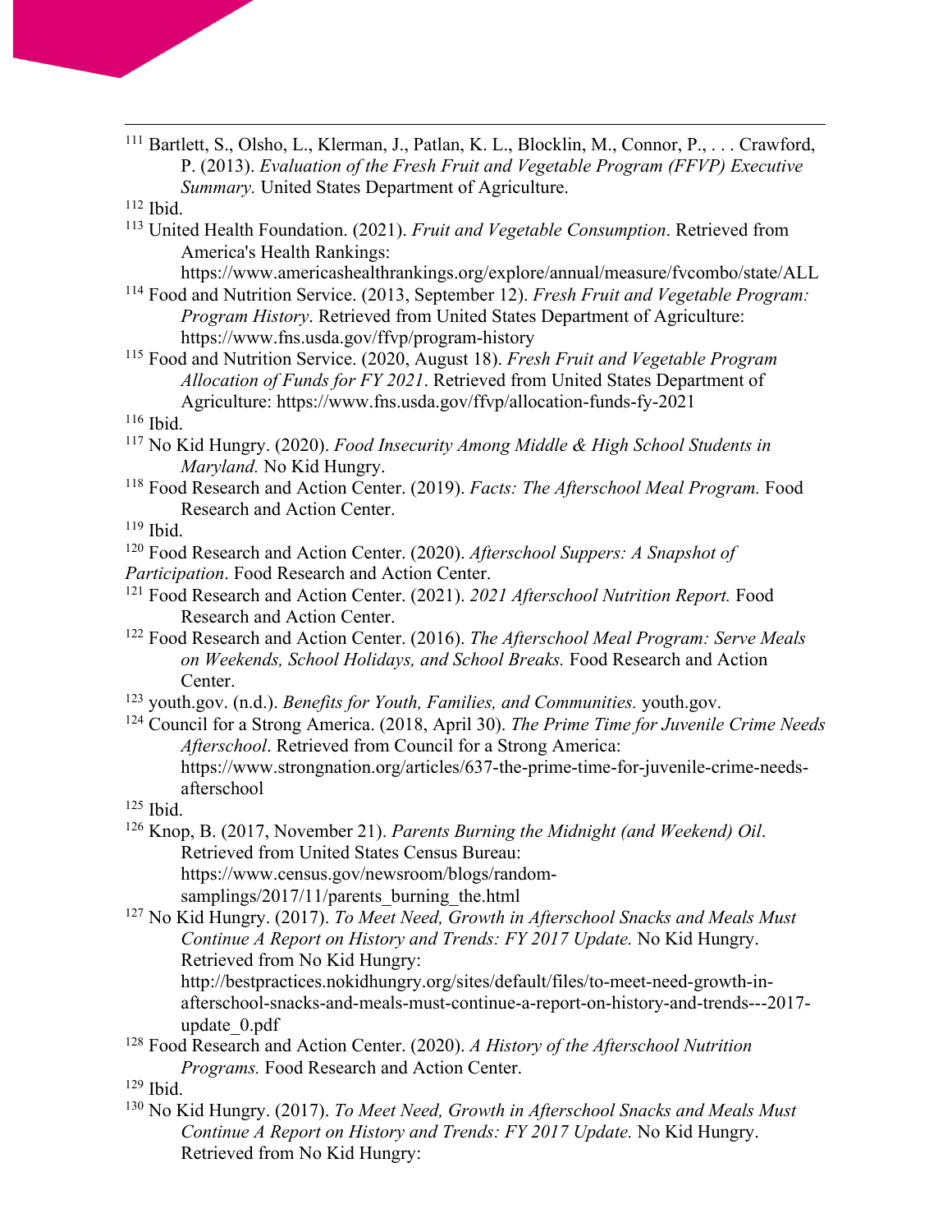[111] Bartlett, S., Olsho, L., Klerman, J., Patlan, K. L., Blocklin, M., Connor, P., . . . Crawford, P. (2013). *Evaluation of the Fresh Fruit and Vegetable Program (FFVP) Executive Summary.* United States Department of Agriculture.

[112] Ibid.

[113] United Health Foundation. (2021). *Fruit and Vegetable Consumption*. Retrieved from America's Health Rankings: https://www.americashealthrankings.org/explore/annual/measure/fvcombo/state/ALL

[114] Food and Nutrition Service. (2013, September 12). *Fresh Fruit and Vegetable Program: Program History*. Retrieved from United States Department of Agriculture: https://www.fns.usda.gov/ffvp/program-history

[115] Food and Nutrition Service. (2020, August 18). *Fresh Fruit and Vegetable Program Allocation of Funds for FY 2021*. Retrieved from United States Department of Agriculture: https://www.fns.usda.gov/ffvp/allocation-funds-fy-2021

[116] Ibid.

[117] No Kid Hungry. (2020). *Food Insecurity Among Middle & High School Students in Maryland.* No Kid Hungry.

[118] Food Research and Action Center. (2019). *Facts: The Afterschool Meal Program.* Food Research and Action Center.

[119] Ibid.

[120] Food Research and Action Center. (2020). *Afterschool Suppers: A Snapshot of Participation*. Food Research and Action Center.

[121] Food Research and Action Center. (2021). *2021 Afterschool Nutrition Report.* Food Research and Action Center.

[122] Food Research and Action Center. (2016). *The Afterschool Meal Program: Serve Meals on Weekends, School Holidays, and School Breaks.* Food Research and Action Center.

[123] youth.gov. (n.d.). *Benefits for Youth, Families, and Communities.* youth.gov.

[124] Council for a Strong America. (2018, April 30). *The Prime Time for Juvenile Crime Needs Afterschool*. Retrieved from Council for a Strong America: https://www.strongnation.org/articles/637-the-prime-time-for-juvenile-crime-needs-afterschool

[125] Ibid.

[126] Knop, B. (2017, November 21). *Parents Burning the Midnight (and Weekend) Oil*. Retrieved from United States Census Bureau: https://www.census.gov/newsroom/blogs/random-samplings/2017/11/parents_burning_the.html

[127] No Kid Hungry. (2017). *To Meet Need, Growth in Afterschool Snacks and Meals Must Continue A Report on History and Trends: FY 2017 Update.* No Kid Hungry. Retrieved from No Kid Hungry: http://bestpractices.nokidhungry.org/sites/default/files/to-meet-need-growth-in-afterschool-snacks-and-meals-must-continue-a-report-on-history-and-trends---2017-update_0.pdf

[128] Food Research and Action Center. (2020). *A History of the Afterschool Nutrition Programs.* Food Research and Action Center.

[129] Ibid.

[130] No Kid Hungry. (2017). *To Meet Need, Growth in Afterschool Snacks and Meals Must Continue A Report on History and Trends: FY 2017 Update.* No Kid Hungry. Retrieved from No Kid Hungry: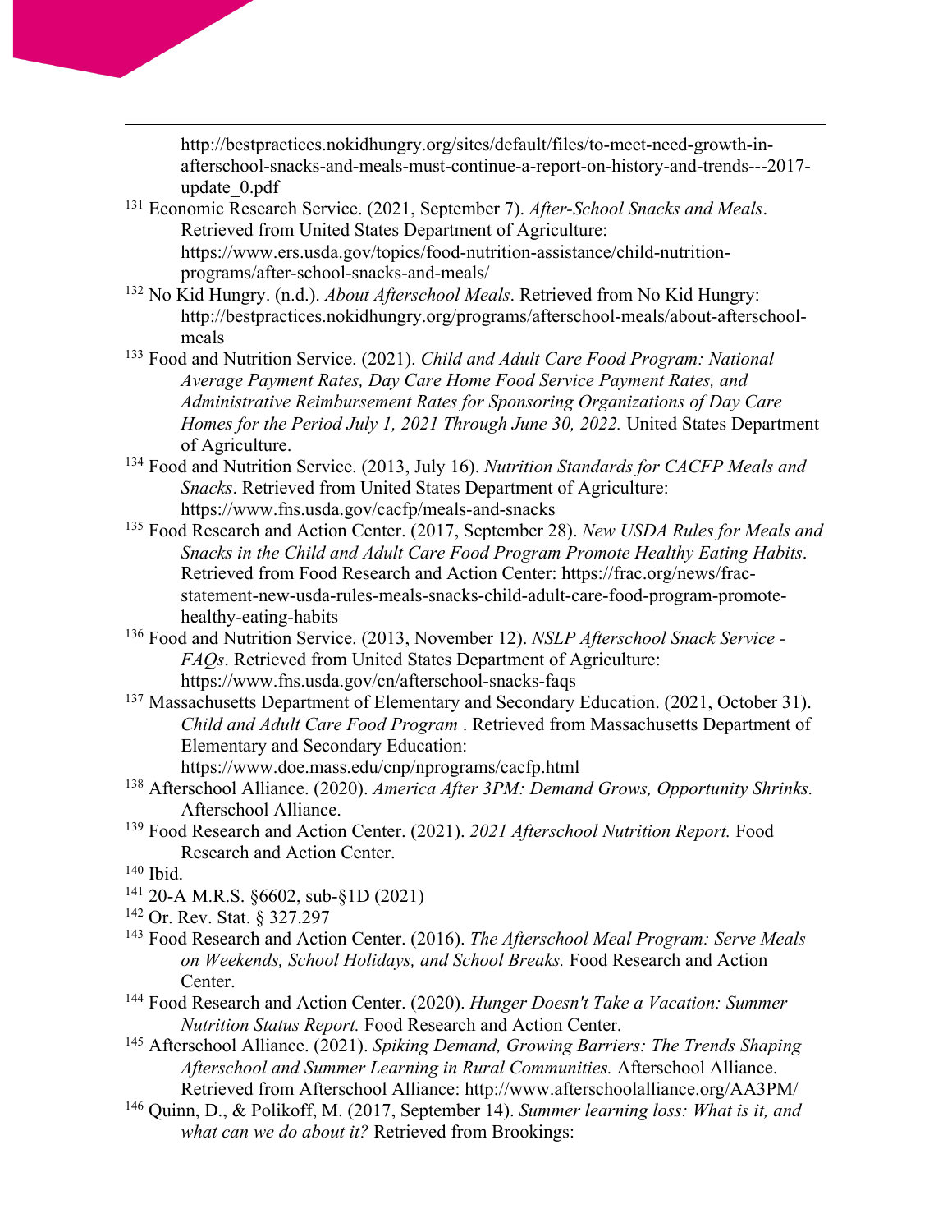http://bestpractices.nokidhungry.org/sites/default/files/to-meet-need-growth-in-afterschool-snacks-and-meals-must-continue-a-report-on-history-and-trends---2017-update_0.pdf

[131] Economic Research Service. (2021, September 7). *After-School Snacks and Meals*. Retrieved from United States Department of Agriculture: https://www.ers.usda.gov/topics/food-nutrition-assistance/child-nutrition-programs/after-school-snacks-and-meals/

[132] No Kid Hungry. (n.d.). *About Afterschool Meals*. Retrieved from No Kid Hungry: http://bestpractices.nokidhungry.org/programs/afterschool-meals/about-afterschool-meals

[133] Food and Nutrition Service. (2021). *Child and Adult Care Food Program: National Average Payment Rates, Day Care Home Food Service Payment Rates, and Administrative Reimbursement Rates for Sponsoring Organizations of Day Care Homes for the Period July 1, 2021 Through June 30, 2022.* United States Department of Agriculture.

[134] Food and Nutrition Service. (2013, July 16). *Nutrition Standards for CACFP Meals and Snacks*. Retrieved from United States Department of Agriculture: https://www.fns.usda.gov/cacfp/meals-and-snacks

[135] Food Research and Action Center. (2017, September 28). *New USDA Rules for Meals and Snacks in the Child and Adult Care Food Program Promote Healthy Eating Habits*. Retrieved from Food Research and Action Center: https://frac.org/news/frac-statement-new-usda-rules-meals-snacks-child-adult-care-food-program-promote-healthy-eating-habits

[136] Food and Nutrition Service. (2013, November 12). *NSLP Afterschool Snack Service - FAQs*. Retrieved from United States Department of Agriculture: https://www.fns.usda.gov/cn/afterschool-snacks-faqs

[137] Massachusetts Department of Elementary and Secondary Education. (2021, October 31). *Child and Adult Care Food Program* . Retrieved from Massachusetts Department of Elementary and Secondary Education: https://www.doe.mass.edu/cnp/nprograms/cacfp.html

[138] Afterschool Alliance. (2020). *America After 3PM: Demand Grows, Opportunity Shrinks.* Afterschool Alliance.

[139] Food Research and Action Center. (2021). *2021 Afterschool Nutrition Report.* Food Research and Action Center.

[140] Ibid.

[141] 20-A M.R.S. §6602, sub-§1D (2021)

[142] Or. Rev. Stat. § 327.297

[143] Food Research and Action Center. (2016). *The Afterschool Meal Program: Serve Meals on Weekends, School Holidays, and School Breaks.* Food Research and Action Center.

[144] Food Research and Action Center. (2020). *Hunger Doesn't Take a Vacation: Summer Nutrition Status Report.* Food Research and Action Center.

[145] Afterschool Alliance. (2021). *Spiking Demand, Growing Barriers: The Trends Shaping Afterschool and Summer Learning in Rural Communities.* Afterschool Alliance. Retrieved from Afterschool Alliance: http://www.afterschoolalliance.org/AA3PM/

[146] Quinn, D., & Polikoff, M. (2017, September 14). *Summer learning loss: What is it, and what can we do about it?* Retrieved from Brookings: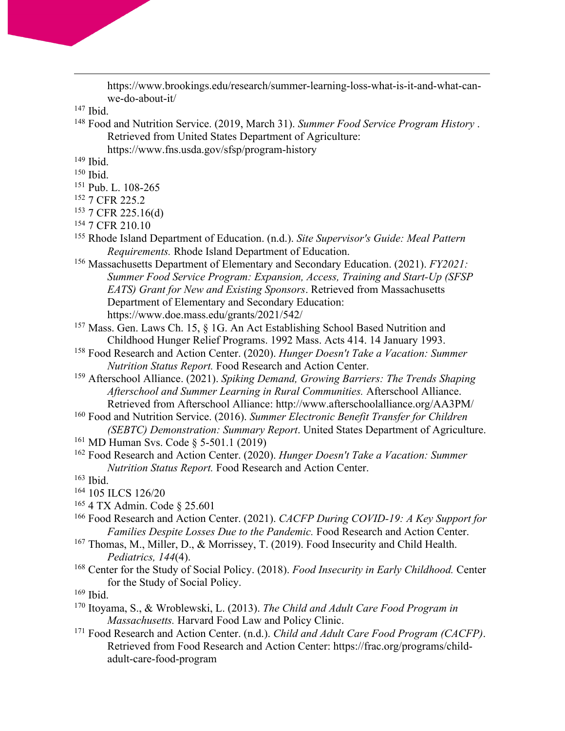https://www.brookings.edu/research/summer-learning-loss-what-is-it-and-what-can-we-do-about-it/

[147] Ibid.

[148] Food and Nutrition Service. (2019, March 31). *Summer Food Service Program History* . Retrieved from United States Department of Agriculture: https://www.fns.usda.gov/sfsp/program-history

[149] Ibid.

[150] Ibid.

[151] Pub. L. 108-265

[152] 7 CFR 225.2

[153] 7 CFR 225.16(d)

[154] 7 CFR 210.10

[155] Rhode Island Department of Education. (n.d.). *Site Supervisor's Guide: Meal Pattern Requirements.* Rhode Island Department of Education.

[156] Massachusetts Department of Elementary and Secondary Education. (2021). *FY2021: Summer Food Service Program: Expansion, Access, Training and Start-Up (SFSP EATS) Grant for New and Existing Sponsors*. Retrieved from Massachusetts Department of Elementary and Secondary Education: https://www.doe.mass.edu/grants/2021/542/

[157] Mass. Gen. Laws Ch. 15, § 1G. An Act Establishing School Based Nutrition and Childhood Hunger Relief Programs. 1992 Mass. Acts 414. 14 January 1993.

[158] Food Research and Action Center. (2020). *Hunger Doesn't Take a Vacation: Summer Nutrition Status Report.* Food Research and Action Center.

[159] Afterschool Alliance. (2021). *Spiking Demand, Growing Barriers: The Trends Shaping Afterschool and Summer Learning in Rural Communities.* Afterschool Alliance. Retrieved from Afterschool Alliance: http://www.afterschoolalliance.org/AA3PM/

[160] Food and Nutrition Service. (2016). *Summer Electronic Benefit Transfer for Children (SEBTC) Demonstration: Summary Report*. United States Department of Agriculture.

[161] MD Human Svs. Code § 5-501.1 (2019)

[162] Food Research and Action Center. (2020). *Hunger Doesn't Take a Vacation: Summer Nutrition Status Report.* Food Research and Action Center.

[163] Ibid.

[164] 105 ILCS 126/20

[165] 4 TX Admin. Code § 25.601

[166] Food Research and Action Center. (2021). *CACFP During COVID-19: A Key Support for Families Despite Losses Due to the Pandemic.* Food Research and Action Center.

[167] Thomas, M., Miller, D., & Morrissey, T. (2019). Food Insecurity and Child Health. *Pediatrics, 144*(4).

[168] Center for the Study of Social Policy. (2018). *Food Insecurity in Early Childhood.* Center for the Study of Social Policy.

[169] Ibid.

[170] Itoyama, S., & Wroblewski, L. (2013). *The Child and Adult Care Food Program in Massachusetts.* Harvard Food Law and Policy Clinic.

[171] Food Research and Action Center. (n.d.). *Child and Adult Care Food Program (CACFP)*. Retrieved from Food Research and Action Center: https://frac.org/programs/child-adult-care-food-program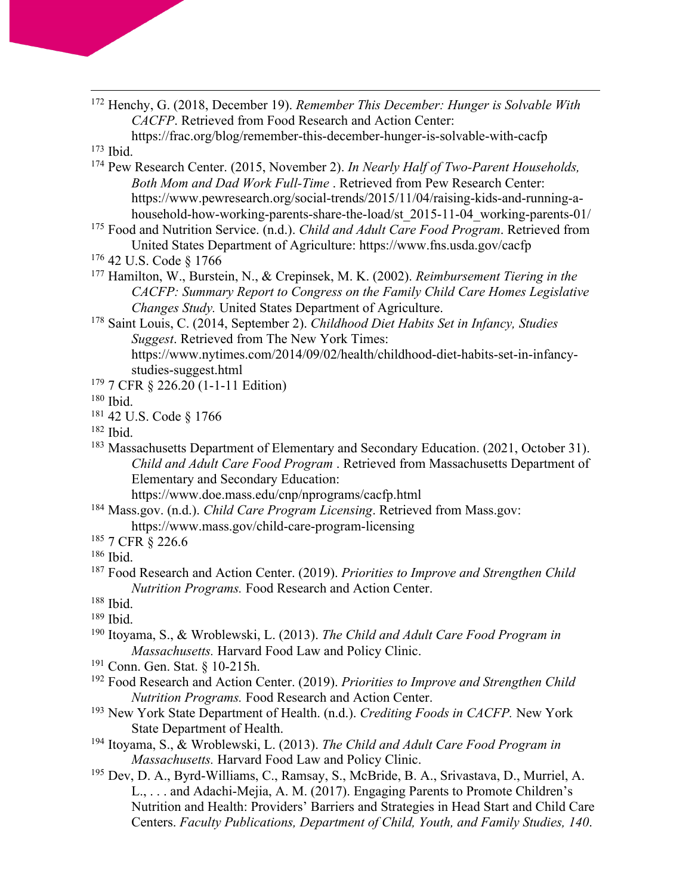[172] Henchy, G. (2018, December 19). *Remember This December: Hunger is Solvable With CACFP*. Retrieved from Food Research and Action Center: https://frac.org/blog/remember-this-december-hunger-is-solvable-with-cacfp

[173] Ibid.

[174] Pew Research Center. (2015, November 2). *In Nearly Half of Two-Parent Households, Both Mom and Dad Work Full-Time* . Retrieved from Pew Research Center: https://www.pewresearch.org/social-trends/2015/11/04/raising-kids-and-running-a-household-how-working-parents-share-the-load/st_2015-11-04_working-parents-01/

[175] Food and Nutrition Service. (n.d.). *Child and Adult Care Food Program*. Retrieved from United States Department of Agriculture: https://www.fns.usda.gov/cacfp

[176] 42 U.S. Code § 1766

[177] Hamilton, W., Burstein, N., & Crepinsek, M. K. (2002). *Reimbursement Tiering in the CACFP: Summary Report to Congress on the Family Child Care Homes Legislative Changes Study.* United States Department of Agriculture.

[178] Saint Louis, C. (2014, September 2). *Childhood Diet Habits Set in Infancy, Studies Suggest*. Retrieved from The New York Times: https://www.nytimes.com/2014/09/02/health/childhood-diet-habits-set-in-infancy-studies-suggest.html

[179] 7 CFR § 226.20 (1-1-11 Edition)

[180] Ibid.

[181] 42 U.S. Code § 1766

[182] Ibid.

[183] Massachusetts Department of Elementary and Secondary Education. (2021, October 31). *Child and Adult Care Food Program* . Retrieved from Massachusetts Department of Elementary and Secondary Education: https://www.doe.mass.edu/cnp/nprograms/cacfp.html

[184] Mass.gov. (n.d.). *Child Care Program Licensing*. Retrieved from Mass.gov: https://www.mass.gov/child-care-program-licensing

[185] 7 CFR § 226.6

[186] Ibid.

[187] Food Research and Action Center. (2019). *Priorities to Improve and Strengthen Child Nutrition Programs.* Food Research and Action Center.

[188] Ibid.

[189] Ibid.

[190] Itoyama, S., & Wroblewski, L. (2013). *The Child and Adult Care Food Program in Massachusetts.* Harvard Food Law and Policy Clinic.

[191] Conn. Gen. Stat. § 10-215h.

[192] Food Research and Action Center. (2019). *Priorities to Improve and Strengthen Child Nutrition Programs.* Food Research and Action Center.

[193] New York State Department of Health. (n.d.). *Crediting Foods in CACFP.* New York State Department of Health.

[194] Itoyama, S., & Wroblewski, L. (2013). *The Child and Adult Care Food Program in Massachusetts.* Harvard Food Law and Policy Clinic.

[195] Dev, D. A., Byrd-Williams, C., Ramsay, S., McBride, B. A., Srivastava, D., Murriel, A. L., . . . and Adachi-Mejia, A. M. (2017). Engaging Parents to Promote Children's Nutrition and Health: Providers' Barriers and Strategies in Head Start and Child Care Centers. *Faculty Publications, Department of Child, Youth, and Family Studies, 140*.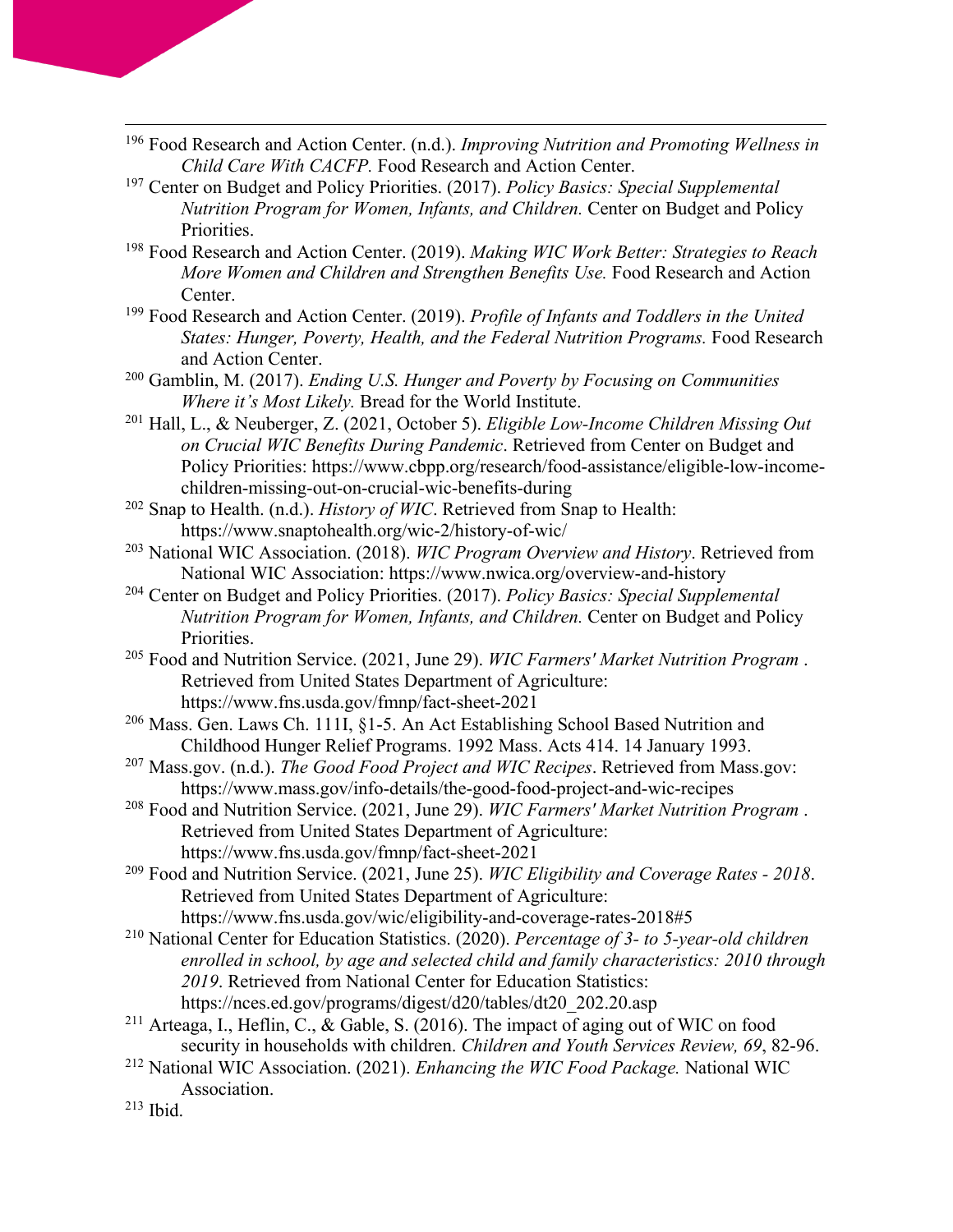[196] Food Research and Action Center. (n.d.). *Improving Nutrition and Promoting Wellness in Child Care With CACFP.* Food Research and Action Center.

[197] Center on Budget and Policy Priorities. (2017). *Policy Basics: Special Supplemental Nutrition Program for Women, Infants, and Children.* Center on Budget and Policy Priorities.

[198] Food Research and Action Center. (2019). *Making WIC Work Better: Strategies to Reach More Women and Children and Strengthen Benefits Use.* Food Research and Action Center.

[199] Food Research and Action Center. (2019). *Profile of Infants and Toddlers in the United States: Hunger, Poverty, Health, and the Federal Nutrition Programs.* Food Research and Action Center.

[200] Gamblin, M. (2017). *Ending U.S. Hunger and Poverty by Focusing on Communities Where it's Most Likely.* Bread for the World Institute.

[201] Hall, L., & Neuberger, Z. (2021, October 5). *Eligible Low-Income Children Missing Out on Crucial WIC Benefits During Pandemic*. Retrieved from Center on Budget and Policy Priorities: https://www.cbpp.org/research/food-assistance/eligible-low-income-children-missing-out-on-crucial-wic-benefits-during

[202] Snap to Health. (n.d.). *History of WIC*. Retrieved from Snap to Health: https://www.snaptohealth.org/wic-2/history-of-wic/

[203] National WIC Association. (2018). *WIC Program Overview and History*. Retrieved from National WIC Association: https://www.nwica.org/overview-and-history

[204] Center on Budget and Policy Priorities. (2017). *Policy Basics: Special Supplemental Nutrition Program for Women, Infants, and Children.* Center on Budget and Policy Priorities.

[205] Food and Nutrition Service. (2021, June 29). *WIC Farmers' Market Nutrition Program* . Retrieved from United States Department of Agriculture: https://www.fns.usda.gov/fmnp/fact-sheet-2021

[206] Mass. Gen. Laws Ch. 111I, §1-5. An Act Establishing School Based Nutrition and Childhood Hunger Relief Programs. 1992 Mass. Acts 414. 14 January 1993.

[207] Mass.gov. (n.d.). *The Good Food Project and WIC Recipes*. Retrieved from Mass.gov: https://www.mass.gov/info-details/the-good-food-project-and-wic-recipes

[208] Food and Nutrition Service. (2021, June 29). *WIC Farmers' Market Nutrition Program* . Retrieved from United States Department of Agriculture: https://www.fns.usda.gov/fmnp/fact-sheet-2021

[209] Food and Nutrition Service. (2021, June 25). *WIC Eligibility and Coverage Rates - 2018*. Retrieved from United States Department of Agriculture: https://www.fns.usda.gov/wic/eligibility-and-coverage-rates-2018#5

[210] National Center for Education Statistics. (2020). *Percentage of 3- to 5-year-old children enrolled in school, by age and selected child and family characteristics: 2010 through 2019*. Retrieved from National Center for Education Statistics: https://nces.ed.gov/programs/digest/d20/tables/dt20_202.20.asp

[211] Arteaga, I., Heflin, C., & Gable, S. (2016). The impact of aging out of WIC on food security in households with children. *Children and Youth Services Review, 69*, 82-96.

[212] National WIC Association. (2021). *Enhancing the WIC Food Package.* National WIC Association.

[213] Ibid.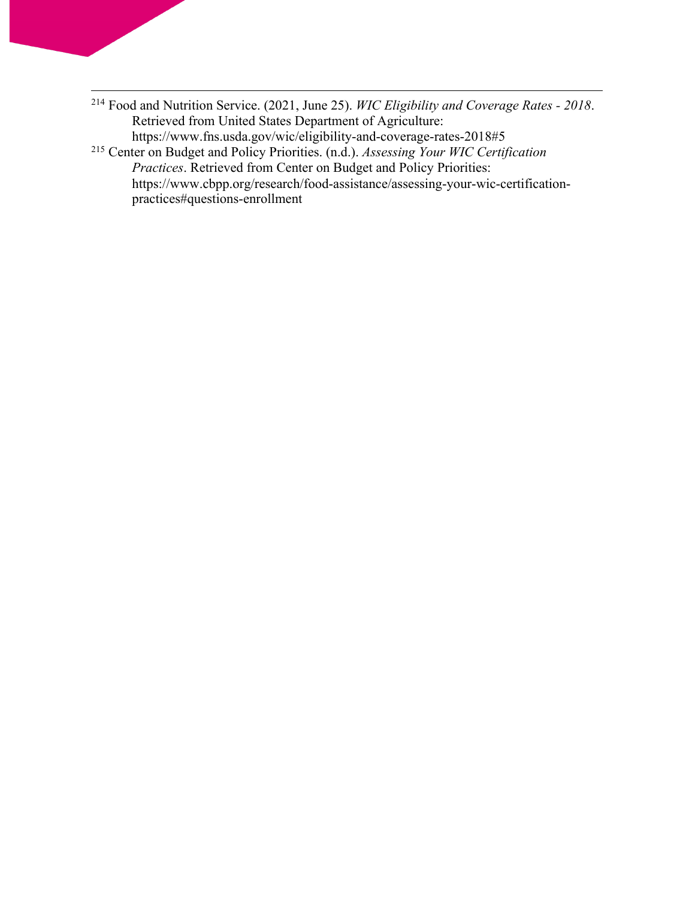[214] Food and Nutrition Service. (2021, June 25). *WIC Eligibility and Coverage Rates - 2018*. Retrieved from United States Department of Agriculture: https://www.fns.usda.gov/wic/eligibility-and-coverage-rates-2018#5

[215] Center on Budget and Policy Priorities. (n.d.). *Assessing Your WIC Certification Practices*. Retrieved from Center on Budget and Policy Priorities: https://www.cbpp.org/research/food-assistance/assessing-your-wic-certification-practices#questions-enrollment